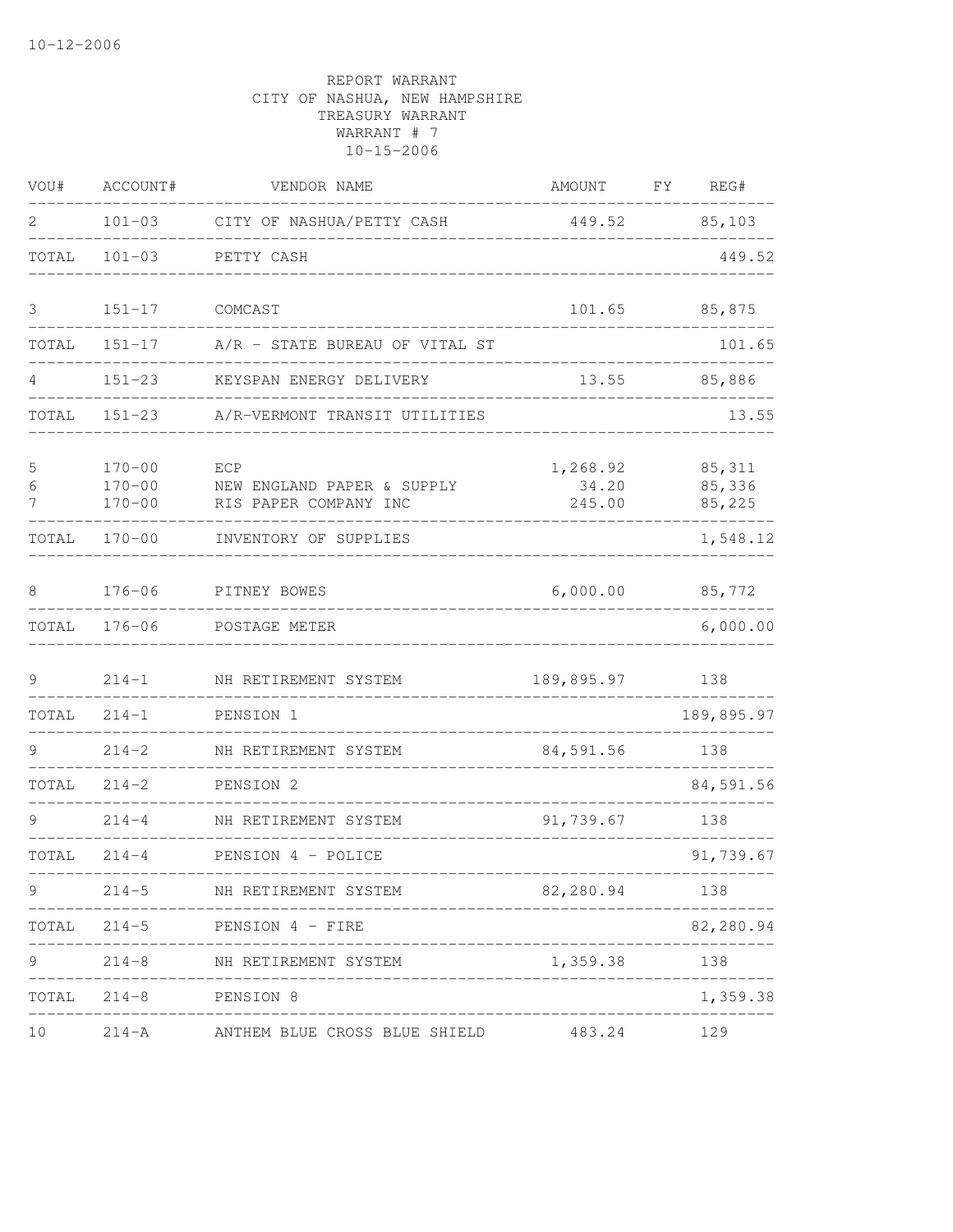10-12-2006

REPORT WARRANT
CITY OF NASHUA, NEW HAMPSHIRE
TREASURY WARRANT
WARRANT # 7
10-15-2006

| VOU# | ACCOUNT# | VENDOR NAME | AMOUNT | FY | REG# |
|---|---|---|---|---|---|
| 2 | 101-03 | CITY OF NASHUA/PETTY CASH | 449.52 | | 85,103 |
| TOTAL | 101-03 | PETTY CASH | | | 449.52 |
| 3 | 151-17 | COMCAST | 101.65 | | 85,875 |
| TOTAL | 151-17 | A/R - STATE BUREAU OF VITAL ST | | | 101.65 |
| 4 | 151-23 | KEYSPAN ENERGY DELIVERY | 13.55 | | 85,886 |
| TOTAL | 151-23 | A/R-VERMONT TRANSIT UTILITIES | | | 13.55 |
| 5 | 170-00 | ECP | 1,268.92 | | 85,311 |
| 6 | 170-00 | NEW ENGLAND PAPER & SUPPLY | 34.20 | | 85,336 |
| 7 | 170-00 | RIS PAPER COMPANY INC | 245.00 | | 85,225 |
| TOTAL | 170-00 | INVENTORY OF SUPPLIES | | | 1,548.12 |
| 8 | 176-06 | PITNEY BOWES | 6,000.00 | | 85,772 |
| TOTAL | 176-06 | POSTAGE METER | | | 6,000.00 |
| 9 | 214-1 | NH RETIREMENT SYSTEM | 189,895.97 | | 138 |
| TOTAL | 214-1 | PENSION 1 | | | 189,895.97 |
| 9 | 214-2 | NH RETIREMENT SYSTEM | 84,591.56 | | 138 |
| TOTAL | 214-2 | PENSION 2 | | | 84,591.56 |
| 9 | 214-4 | NH RETIREMENT SYSTEM | 91,739.67 | | 138 |
| TOTAL | 214-4 | PENSION 4 - POLICE | | | 91,739.67 |
| 9 | 214-5 | NH RETIREMENT SYSTEM | 82,280.94 | | 138 |
| TOTAL | 214-5 | PENSION 4 - FIRE | | | 82,280.94 |
| 9 | 214-8 | NH RETIREMENT SYSTEM | 1,359.38 | | 138 |
| TOTAL | 214-8 | PENSION 8 | | | 1,359.38 |
| 10 | 214-A | ANTHEM BLUE CROSS BLUE SHIELD | 483.24 | | 129 |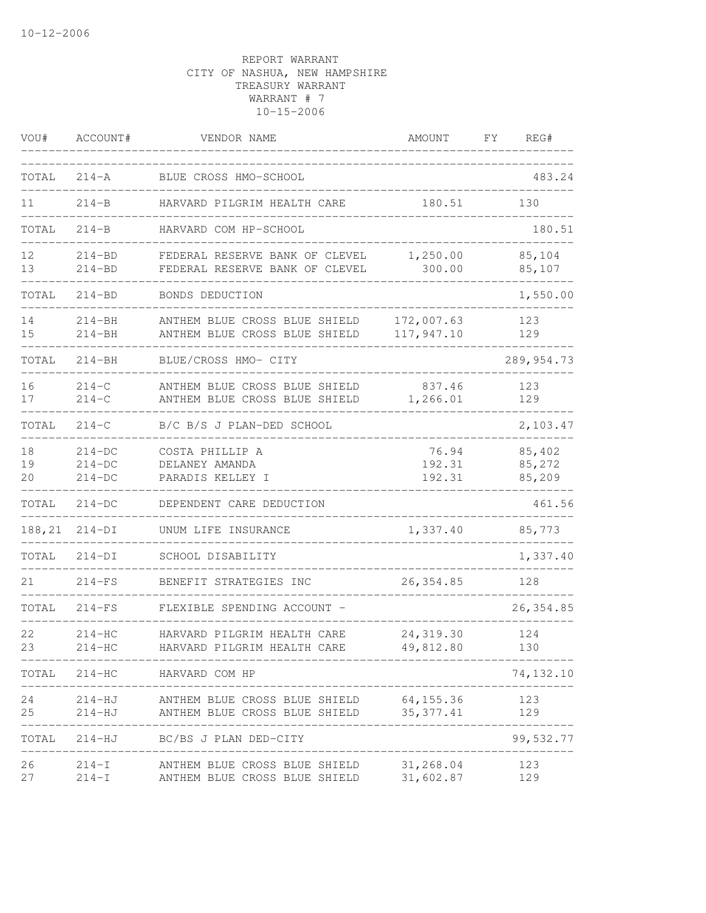10-12-2006

REPORT WARRANT
CITY OF NASHUA, NEW HAMPSHIRE
TREASURY WARRANT
WARRANT # 7
10-15-2006

| VOU# | ACCOUNT# | VENDOR NAME | AMOUNT | FY | REG# |
|---|---|---|---|---|---|
| TOTAL | 214-A | BLUE CROSS HMO-SCHOOL | | | 483.24 |
| 11 | 214-B | HARVARD PILGRIM HEALTH CARE | 180.51 | | 130 |
| TOTAL | 214-B | HARVARD COM HP-SCHOOL | | | 180.51 |
| 12 | 214-BD | FEDERAL RESERVE BANK OF CLEVEL | 1,250.00 | | 85,104 |
| 13 | 214-BD | FEDERAL RESERVE BANK OF CLEVEL | 300.00 | | 85,107 |
| TOTAL | 214-BD | BONDS DEDUCTION | | | 1,550.00 |
| 14 | 214-BH | ANTHEM BLUE CROSS BLUE SHIELD | 172,007.63 | | 123 |
| 15 | 214-BH | ANTHEM BLUE CROSS BLUE SHIELD | 117,947.10 | | 129 |
| TOTAL | 214-BH | BLUE/CROSS HMO- CITY | | | 289,954.73 |
| 16 | 214-C | ANTHEM BLUE CROSS BLUE SHIELD | 837.46 | | 123 |
| 17 | 214-C | ANTHEM BLUE CROSS BLUE SHIELD | 1,266.01 | | 129 |
| TOTAL | 214-C | B/C B/S J PLAN-DED SCHOOL | | | 2,103.47 |
| 18 | 214-DC | COSTA PHILLIP A | 76.94 | | 85,402 |
| 19 | 214-DC | DELANEY AMANDA | 192.31 | | 85,272 |
| 20 | 214-DC | PARADIS KELLEY I | 192.31 | | 85,209 |
| TOTAL | 214-DC | DEPENDENT CARE DEDUCTION | | | 461.56 |
| 188,21 | 214-DI | UNUM LIFE INSURANCE | 1,337.40 | | 85,773 |
| TOTAL | 214-DI | SCHOOL DISABILITY | | | 1,337.40 |
| 21 | 214-FS | BENEFIT STRATEGIES INC | 26,354.85 | | 128 |
| TOTAL | 214-FS | FLEXIBLE SPENDING ACCOUNT - | | | 26,354.85 |
| 22 | 214-HC | HARVARD PILGRIM HEALTH CARE | 24,319.30 | | 124 |
| 23 | 214-HC | HARVARD PILGRIM HEALTH CARE | 49,812.80 | | 130 |
| TOTAL | 214-HC | HARVARD COM HP | | | 74,132.10 |
| 24 | 214-HJ | ANTHEM BLUE CROSS BLUE SHIELD | 64,155.36 | | 123 |
| 25 | 214-HJ | ANTHEM BLUE CROSS BLUE SHIELD | 35,377.41 | | 129 |
| TOTAL | 214-HJ | BC/BS J PLAN DED-CITY | | | 99,532.77 |
| 26 | 214-I | ANTHEM BLUE CROSS BLUE SHIELD | 31,268.04 | | 123 |
| 27 | 214-I | ANTHEM BLUE CROSS BLUE SHIELD | 31,602.87 | | 129 |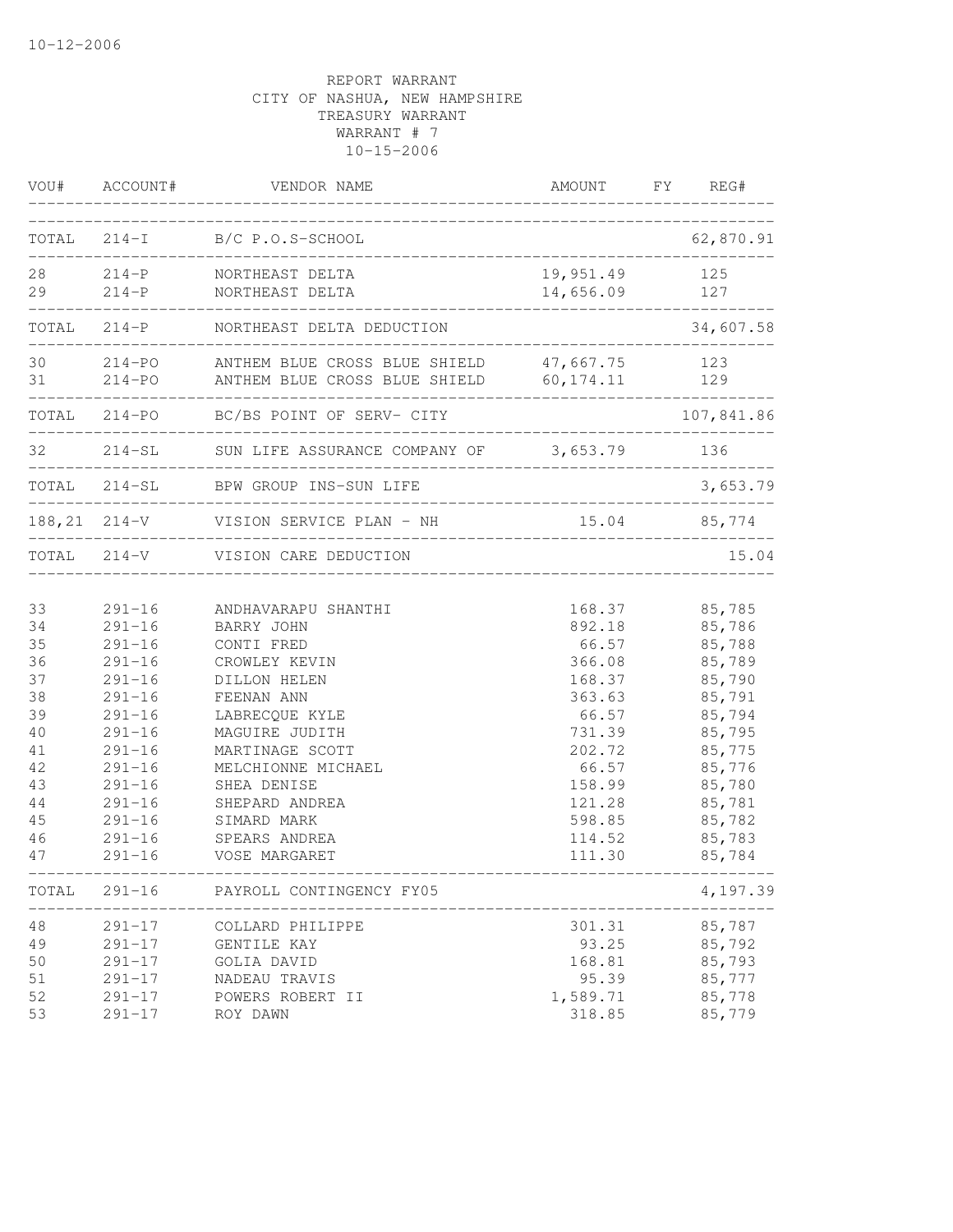10-12-2006

REPORT WARRANT
CITY OF NASHUA, NEW HAMPSHIRE
TREASURY WARRANT
WARRANT # 7
10-15-2006

| VOU# | ACCOUNT# | VENDOR NAME | AMOUNT | FY | REG# |
|---|---|---|---|---|---|
| TOTAL | 214-I | B/C P.O.S-SCHOOL | | | 62,870.91 |
| 28 | 214-P | NORTHEAST DELTA | 19,951.49 | | 125 |
| 29 | 214-P | NORTHEAST DELTA | 14,656.09 | | 127 |
| TOTAL | 214-P | NORTHEAST DELTA DEDUCTION | | | 34,607.58 |
| 30 | 214-PO | ANTHEM BLUE CROSS BLUE SHIELD | 47,667.75 | | 123 |
| 31 | 214-PO | ANTHEM BLUE CROSS BLUE SHIELD | 60,174.11 | | 129 |
| TOTAL | 214-PO | BC/BS POINT OF SERV- CITY | | | 107,841.86 |
| 32 | 214-SL | SUN LIFE ASSURANCE COMPANY OF | 3,653.79 | | 136 |
| TOTAL | 214-SL | BPW GROUP INS-SUN LIFE | | | 3,653.79 |
| 188,21 | 214-V | VISION SERVICE PLAN - NH | 15.04 | | 85,774 |
| TOTAL | 214-V | VISION CARE DEDUCTION | | | 15.04 |
| 33 | 291-16 | ANDHAVARAPU SHANTHI | 168.37 | | 85,785 |
| 34 | 291-16 | BARRY JOHN | 892.18 | | 85,786 |
| 35 | 291-16 | CONTI FRED | 66.57 | | 85,788 |
| 36 | 291-16 | CROWLEY KEVIN | 366.08 | | 85,789 |
| 37 | 291-16 | DILLON HELEN | 168.37 | | 85,790 |
| 38 | 291-16 | FEENAN ANN | 363.63 | | 85,791 |
| 39 | 291-16 | LABRECQUE KYLE | 66.57 | | 85,794 |
| 40 | 291-16 | MAGUIRE JUDITH | 731.39 | | 85,795 |
| 41 | 291-16 | MARTINAGE SCOTT | 202.72 | | 85,775 |
| 42 | 291-16 | MELCHIONNE MICHAEL | 66.57 | | 85,776 |
| 43 | 291-16 | SHEA DENISE | 158.99 | | 85,780 |
| 44 | 291-16 | SHEPARD ANDREA | 121.28 | | 85,781 |
| 45 | 291-16 | SIMARD MARK | 598.85 | | 85,782 |
| 46 | 291-16 | SPEARS ANDREA | 114.52 | | 85,783 |
| 47 | 291-16 | VOSE MARGARET | 111.30 | | 85,784 |
| TOTAL | 291-16 | PAYROLL CONTINGENCY FY05 | | | 4,197.39 |
| 48 | 291-17 | COLLARD PHILIPPE | 301.31 | | 85,787 |
| 49 | 291-17 | GENTILE KAY | 93.25 | | 85,792 |
| 50 | 291-17 | GOLIA DAVID | 168.81 | | 85,793 |
| 51 | 291-17 | NADEAU TRAVIS | 95.39 | | 85,777 |
| 52 | 291-17 | POWERS ROBERT II | 1,589.71 | | 85,778 |
| 53 | 291-17 | ROY DAWN | 318.85 | | 85,779 |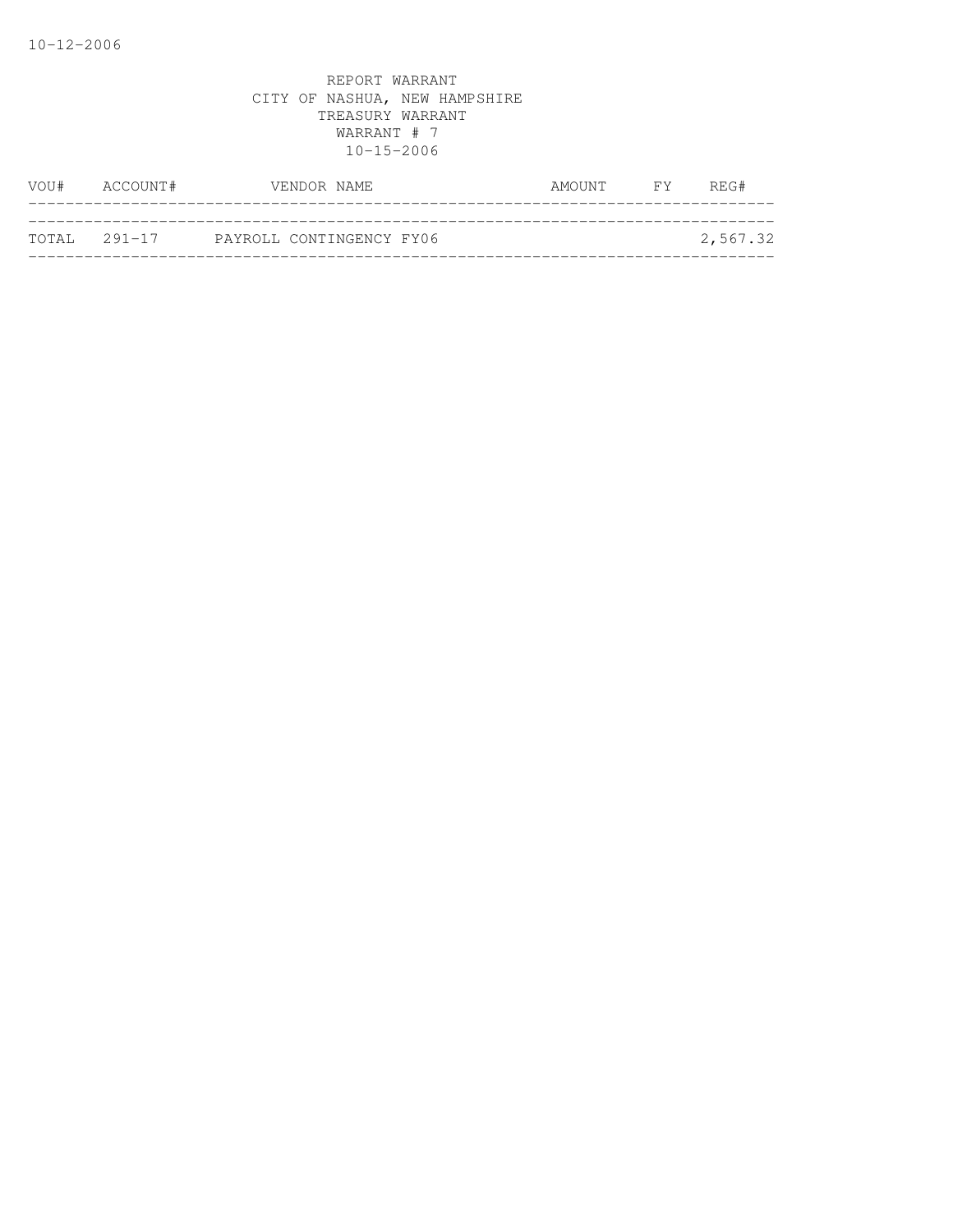REPORT WARRANT
CITY OF NASHUA, NEW HAMPSHIRE
TREASURY WARRANT
WARRANT # 7
10-15-2006

| VOU# | ACCOUNT# | VENDOR NAME | AMOUNT | FY | REG# |
|---|---|---|---|---|---|
| TOTAL | 291-17 | PAYROLL CONTINGENCY FY06 | | | 2,567.32 |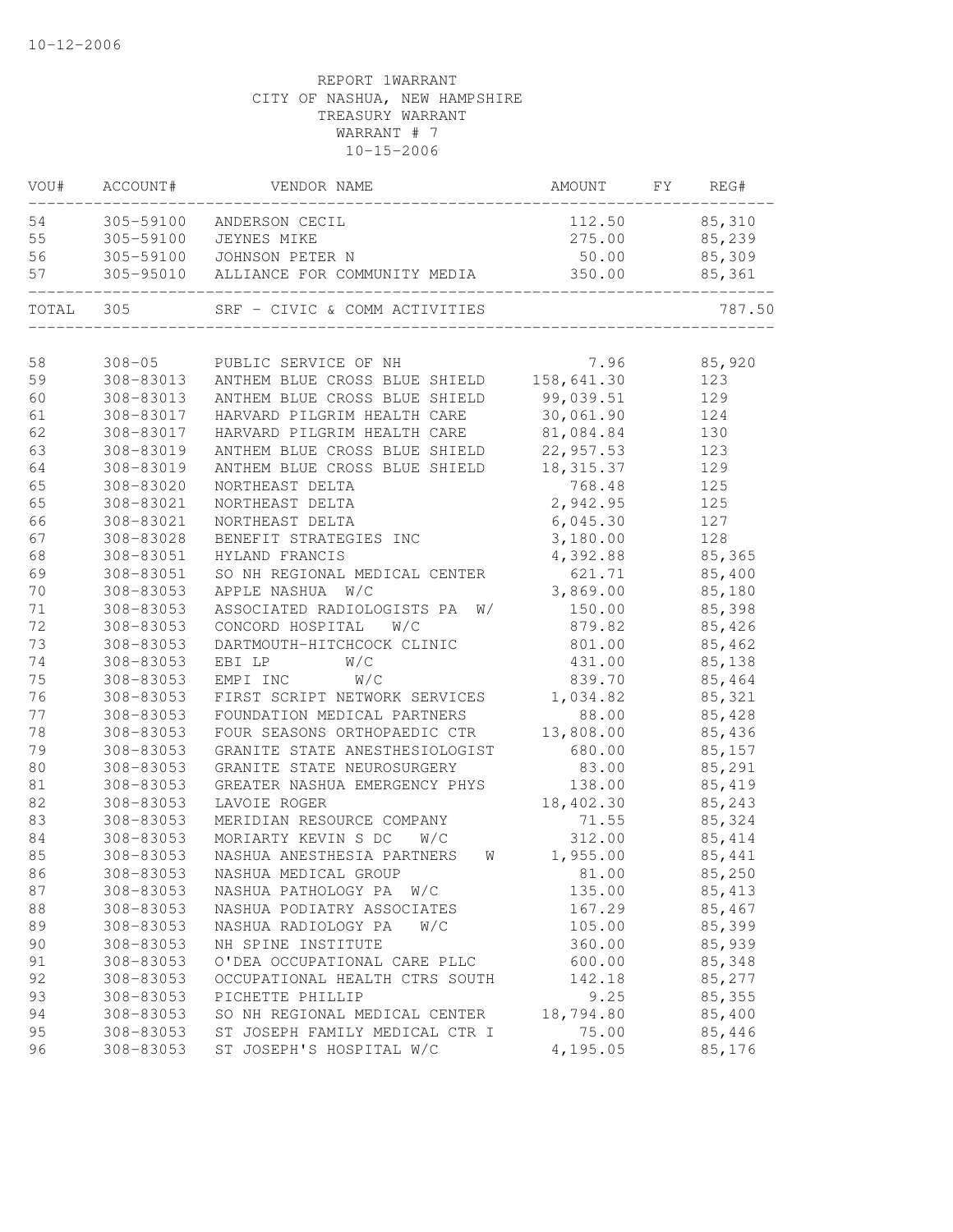10-12-2006

REPORT 1WARRANT
CITY OF NASHUA, NEW HAMPSHIRE
TREASURY WARRANT
WARRANT # 7
10-15-2006

| VOU# | ACCOUNT# | VENDOR NAME | AMOUNT | FY | REG# |
|---|---|---|---|---|---|
| 54 | 305-59100 | ANDERSON CECIL | 112.50 | | 85,310 |
| 55 | 305-59100 | JEYNES MIKE | 275.00 | | 85,239 |
| 56 | 305-59100 | JOHNSON PETER N | 50.00 | | 85,309 |
| 57 | 305-95010 | ALLIANCE FOR COMMUNITY MEDIA | 350.00 | | 85,361 |
| TOTAL | 305 | SRF - CIVIC & COMM ACTIVITIES | | | 787.50 |
| 58 | 308-05 | PUBLIC SERVICE OF NH | 7.96 | | 85,920 |
| 59 | 308-83013 | ANTHEM BLUE CROSS BLUE SHIELD | 158,641.30 | | 123 |
| 60 | 308-83013 | ANTHEM BLUE CROSS BLUE SHIELD | 99,039.51 | | 129 |
| 61 | 308-83017 | HARVARD PILGRIM HEALTH CARE | 30,061.90 | | 124 |
| 62 | 308-83017 | HARVARD PILGRIM HEALTH CARE | 81,084.84 | | 130 |
| 63 | 308-83019 | ANTHEM BLUE CROSS BLUE SHIELD | 22,957.53 | | 123 |
| 64 | 308-83019 | ANTHEM BLUE CROSS BLUE SHIELD | 18,315.37 | | 129 |
| 65 | 308-83020 | NORTHEAST DELTA | 768.48 | | 125 |
| 65 | 308-83021 | NORTHEAST DELTA | 2,942.95 | | 125 |
| 66 | 308-83021 | NORTHEAST DELTA | 6,045.30 | | 127 |
| 67 | 308-83028 | BENEFIT STRATEGIES INC | 3,180.00 | | 128 |
| 68 | 308-83051 | HYLAND FRANCIS | 4,392.88 | | 85,365 |
| 69 | 308-83051 | SO NH REGIONAL MEDICAL CENTER | 621.71 | | 85,400 |
| 70 | 308-83053 | APPLE NASHUA W/C | 3,869.00 | | 85,180 |
| 71 | 308-83053 | ASSOCIATED RADIOLOGISTS PA W/ | 150.00 | | 85,398 |
| 72 | 308-83053 | CONCORD HOSPITAL W/C | 879.82 | | 85,426 |
| 73 | 308-83053 | DARTMOUTH-HITCHCOCK CLINIC | 801.00 | | 85,462 |
| 74 | 308-83053 | EBI LP W/C | 431.00 | | 85,138 |
| 75 | 308-83053 | EMPI INC W/C | 839.70 | | 85,464 |
| 76 | 308-83053 | FIRST SCRIPT NETWORK SERVICES | 1,034.82 | | 85,321 |
| 77 | 308-83053 | FOUNDATION MEDICAL PARTNERS | 88.00 | | 85,428 |
| 78 | 308-83053 | FOUR SEASONS ORTHOPAEDIC CTR | 13,808.00 | | 85,436 |
| 79 | 308-83053 | GRANITE STATE ANESTHESIOLOGIST | 680.00 | | 85,157 |
| 80 | 308-83053 | GRANITE STATE NEUROSURGERY | 83.00 | | 85,291 |
| 81 | 308-83053 | GREATER NASHUA EMERGENCY PHYS | 138.00 | | 85,419 |
| 82 | 308-83053 | LAVOIE ROGER | 18,402.30 | | 85,243 |
| 83 | 308-83053 | MERIDIAN RESOURCE COMPANY | 71.55 | | 85,324 |
| 84 | 308-83053 | MORIARTY KEVIN S DC W/C | 312.00 | | 85,414 |
| 85 | 308-83053 | NASHUA ANESTHESIA PARTNERS W | 1,955.00 | | 85,441 |
| 86 | 308-83053 | NASHUA MEDICAL GROUP | 81.00 | | 85,250 |
| 87 | 308-83053 | NASHUA PATHOLOGY PA W/C | 135.00 | | 85,413 |
| 88 | 308-83053 | NASHUA PODIATRY ASSOCIATES | 167.29 | | 85,467 |
| 89 | 308-83053 | NASHUA RADIOLOGY PA W/C | 105.00 | | 85,399 |
| 90 | 308-83053 | NH SPINE INSTITUTE | 360.00 | | 85,939 |
| 91 | 308-83053 | O'DEA OCCUPATIONAL CARE PLLC | 600.00 | | 85,348 |
| 92 | 308-83053 | OCCUPATIONAL HEALTH CTRS SOUTH | 142.18 | | 85,277 |
| 93 | 308-83053 | PICHETTE PHILLIP | 9.25 | | 85,355 |
| 94 | 308-83053 | SO NH REGIONAL MEDICAL CENTER | 18,794.80 | | 85,400 |
| 95 | 308-83053 | ST JOSEPH FAMILY MEDICAL CTR I | 75.00 | | 85,446 |
| 96 | 308-83053 | ST JOSEPH'S HOSPITAL W/C | 4,195.05 | | 85,176 |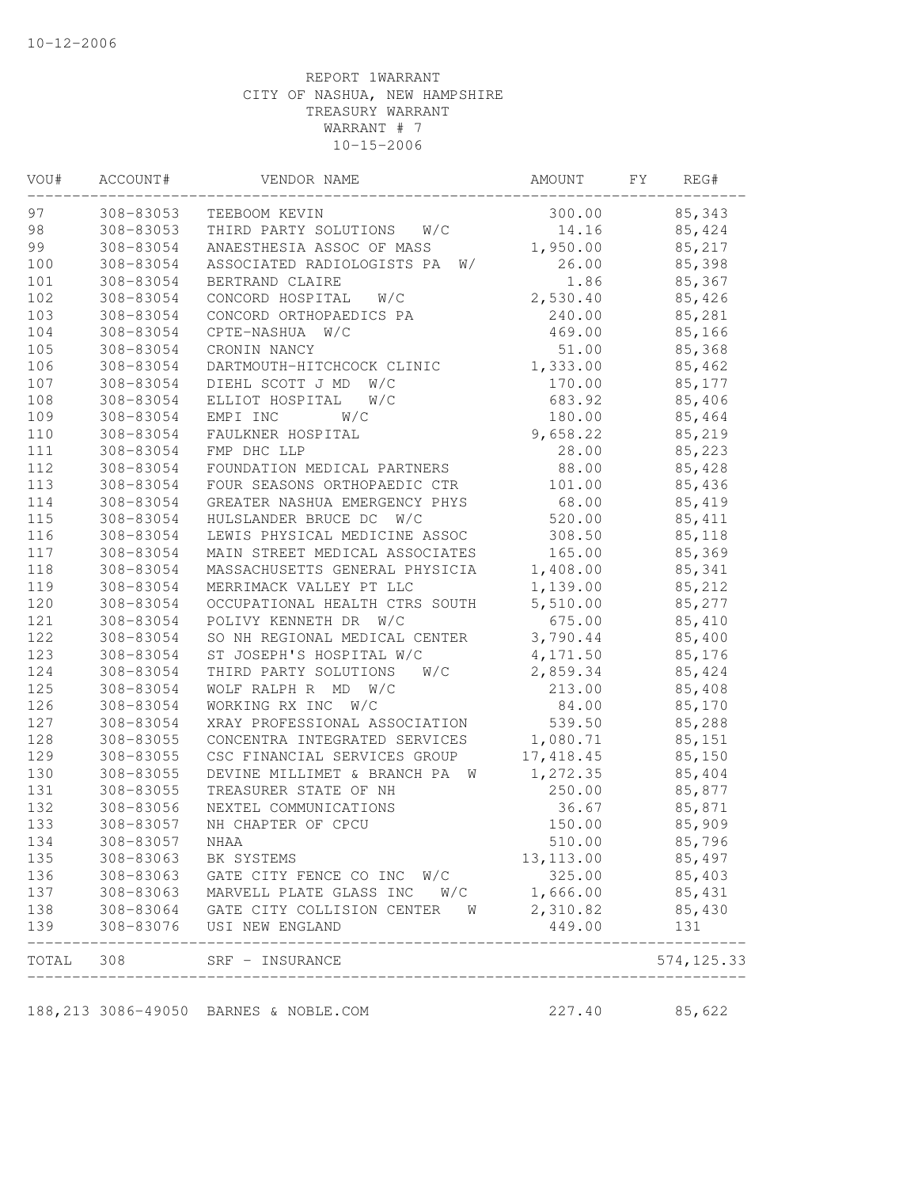10-12-2006

REPORT 1WARRANT
CITY OF NASHUA, NEW HAMPSHIRE
TREASURY WARRANT
WARRANT # 7
10-15-2006

| VOU# | ACCOUNT# | VENDOR NAME | AMOUNT | FY | REG# |
|---|---|---|---|---|---|
| 97 | 308-83053 | TEEBOOM KEVIN | 300.00 | | 85,343 |
| 98 | 308-83053 | THIRD PARTY SOLUTIONS W/C | 14.16 | | 85,424 |
| 99 | 308-83054 | ANAESTHESIA ASSOC OF MASS | 1,950.00 | | 85,217 |
| 100 | 308-83054 | ASSOCIATED RADIOLOGISTS PA W/ | 26.00 | | 85,398 |
| 101 | 308-83054 | BERTRAND CLAIRE | 1.86 | | 85,367 |
| 102 | 308-83054 | CONCORD HOSPITAL W/C | 2,530.40 | | 85,426 |
| 103 | 308-83054 | CONCORD ORTHOPAEDICS PA | 240.00 | | 85,281 |
| 104 | 308-83054 | CPTE-NASHUA W/C | 469.00 | | 85,166 |
| 105 | 308-83054 | CRONIN NANCY | 51.00 | | 85,368 |
| 106 | 308-83054 | DARTMOUTH-HITCHCOCK CLINIC | 1,333.00 | | 85,462 |
| 107 | 308-83054 | DIEHL SCOTT J MD W/C | 170.00 | | 85,177 |
| 108 | 308-83054 | ELLIOT HOSPITAL W/C | 683.92 | | 85,406 |
| 109 | 308-83054 | EMPI INC W/C | 180.00 | | 85,464 |
| 110 | 308-83054 | FAULKNER HOSPITAL | 9,658.22 | | 85,219 |
| 111 | 308-83054 | FMP DHC LLP | 28.00 | | 85,223 |
| 112 | 308-83054 | FOUNDATION MEDICAL PARTNERS | 88.00 | | 85,428 |
| 113 | 308-83054 | FOUR SEASONS ORTHOPAEDIC CTR | 101.00 | | 85,436 |
| 114 | 308-83054 | GREATER NASHUA EMERGENCY PHYS | 68.00 | | 85,419 |
| 115 | 308-83054 | HULSLANDER BRUCE DC W/C | 520.00 | | 85,411 |
| 116 | 308-83054 | LEWIS PHYSICAL MEDICINE ASSOC | 308.50 | | 85,118 |
| 117 | 308-83054 | MAIN STREET MEDICAL ASSOCIATES | 165.00 | | 85,369 |
| 118 | 308-83054 | MASSACHUSETTS GENERAL PHYSICIA | 1,408.00 | | 85,341 |
| 119 | 308-83054 | MERRIMACK VALLEY PT LLC | 1,139.00 | | 85,212 |
| 120 | 308-83054 | OCCUPATIONAL HEALTH CTRS SOUTH | 5,510.00 | | 85,277 |
| 121 | 308-83054 | POLIVY KENNETH DR W/C | 675.00 | | 85,410 |
| 122 | 308-83054 | SO NH REGIONAL MEDICAL CENTER | 3,790.44 | | 85,400 |
| 123 | 308-83054 | ST JOSEPH'S HOSPITAL W/C | 4,171.50 | | 85,176 |
| 124 | 308-83054 | THIRD PARTY SOLUTIONS W/C | 2,859.34 | | 85,424 |
| 125 | 308-83054 | WOLF RALPH R MD W/C | 213.00 | | 85,408 |
| 126 | 308-83054 | WORKING RX INC W/C | 84.00 | | 85,170 |
| 127 | 308-83054 | XRAY PROFESSIONAL ASSOCIATION | 539.50 | | 85,288 |
| 128 | 308-83055 | CONCENTRA INTEGRATED SERVICES | 1,080.71 | | 85,151 |
| 129 | 308-83055 | CSC FINANCIAL SERVICES GROUP | 17,418.45 | | 85,150 |
| 130 | 308-83055 | DEVINE MILLIMET & BRANCH PA W | 1,272.35 | | 85,404 |
| 131 | 308-83055 | TREASURER STATE OF NH | 250.00 | | 85,877 |
| 132 | 308-83056 | NEXTEL COMMUNICATIONS | 36.67 | | 85,871 |
| 133 | 308-83057 | NH CHAPTER OF CPCU | 150.00 | | 85,909 |
| 134 | 308-83057 | NHAA | 510.00 | | 85,796 |
| 135 | 308-83063 | BK SYSTEMS | 13,113.00 | | 85,497 |
| 136 | 308-83063 | GATE CITY FENCE CO INC W/C | 325.00 | | 85,403 |
| 137 | 308-83063 | MARVELL PLATE GLASS INC W/C | 1,666.00 | | 85,431 |
| 138 | 308-83064 | GATE CITY COLLISION CENTER W | 2,310.82 | | 85,430 |
| 139 | 308-83076 | USI NEW ENGLAND | 449.00 | | 131 |
| TOTAL | 308 | SRF - INSURANCE | | | 574,125.33 |
| 188,213 | 3086-49050 | BARNES & NOBLE.COM | 227.40 | | 85,622 |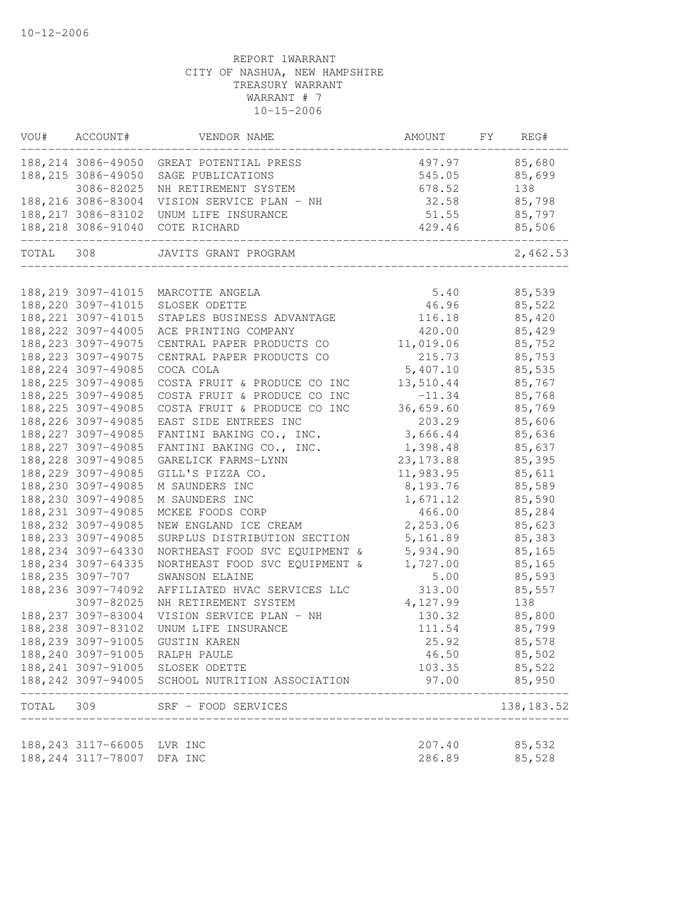10-12-2006

REPORT 1WARRANT
CITY OF NASHUA, NEW HAMPSHIRE
TREASURY WARRANT
WARRANT # 7
10-15-2006

| VOU# | ACCOUNT# | VENDOR NAME | AMOUNT | FY | REG# |
|---|---|---|---|---|---|
| 188,214 | 3086-49050 | GREAT POTENTIAL PRESS | 497.97 | | 85,680 |
| 188,215 | 3086-49050 | SAGE PUBLICATIONS | 545.05 | | 85,699 |
| | 3086-82025 | NH RETIREMENT SYSTEM | 678.52 | | 138 |
| 188,216 | 3086-83004 | VISION SERVICE PLAN - NH | 32.58 | | 85,798 |
| 188,217 | 3086-83102 | UNUM LIFE INSURANCE | 51.55 | | 85,797 |
| 188,218 | 3086-91040 | COTE RICHARD | 429.46 | | 85,506 |
| TOTAL | 308 | JAVITS GRANT PROGRAM | | | 2,462.53 |
| 188,219 | 3097-41015 | MARCOTTE ANGELA | 5.40 | | 85,539 |
| 188,220 | 3097-41015 | SLOSEK ODETTE | 46.96 | | 85,522 |
| 188,221 | 3097-41015 | STAPLES BUSINESS ADVANTAGE | 116.18 | | 85,420 |
| 188,222 | 3097-44005 | ACE PRINTING COMPANY | 420.00 | | 85,429 |
| 188,223 | 3097-49075 | CENTRAL PAPER PRODUCTS CO | 11,019.06 | | 85,752 |
| 188,223 | 3097-49075 | CENTRAL PAPER PRODUCTS CO | 215.73 | | 85,753 |
| 188,224 | 3097-49085 | COCA COLA | 5,407.10 | | 85,535 |
| 188,225 | 3097-49085 | COSTA FRUIT & PRODUCE CO INC | 13,510.44 | | 85,767 |
| 188,225 | 3097-49085 | COSTA FRUIT & PRODUCE CO INC | -11.34 | | 85,768 |
| 188,225 | 3097-49085 | COSTA FRUIT & PRODUCE CO INC | 36,659.60 | | 85,769 |
| 188,226 | 3097-49085 | EAST SIDE ENTREES INC | 203.29 | | 85,606 |
| 188,227 | 3097-49085 | FANTINI BAKING CO., INC. | 3,666.44 | | 85,636 |
| 188,227 | 3097-49085 | FANTINI BAKING CO., INC. | 1,398.48 | | 85,637 |
| 188,228 | 3097-49085 | GARELICK FARMS-LYNN | 23,173.88 | | 85,395 |
| 188,229 | 3097-49085 | GILL'S PIZZA CO. | 11,983.95 | | 85,611 |
| 188,230 | 3097-49085 | M SAUNDERS INC | 8,193.76 | | 85,589 |
| 188,230 | 3097-49085 | M SAUNDERS INC | 1,671.12 | | 85,590 |
| 188,231 | 3097-49085 | MCKEE FOODS CORP | 466.00 | | 85,284 |
| 188,232 | 3097-49085 | NEW ENGLAND ICE CREAM | 2,253.06 | | 85,623 |
| 188,233 | 3097-49085 | SURPLUS DISTRIBUTION SECTION | 5,161.89 | | 85,383 |
| 188,234 | 3097-64330 | NORTHEAST FOOD SVC EQUIPMENT & | 5,934.90 | | 85,165 |
| 188,234 | 3097-64335 | NORTHEAST FOOD SVC EQUIPMENT & | 1,727.00 | | 85,165 |
| 188,235 | 3097-707 | SWANSON ELAINE | 5.00 | | 85,593 |
| 188,236 | 3097-74092 | AFFILIATED HVAC SERVICES LLC | 313.00 | | 85,557 |
| | 3097-82025 | NH RETIREMENT SYSTEM | 4,127.99 | | 138 |
| 188,237 | 3097-83004 | VISION SERVICE PLAN - NH | 130.32 | | 85,800 |
| 188,238 | 3097-83102 | UNUM LIFE INSURANCE | 111.54 | | 85,799 |
| 188,239 | 3097-91005 | GUSTIN KAREN | 25.92 | | 85,578 |
| 188,240 | 3097-91005 | RALPH PAULE | 46.50 | | 85,502 |
| 188,241 | 3097-91005 | SLOSEK ODETTE | 103.35 | | 85,522 |
| 188,242 | 3097-94005 | SCHOOL NUTRITION ASSOCIATION | 97.00 | | 85,950 |
| TOTAL | 309 | SRF - FOOD SERVICES | | | 138,183.52 |
| 188,243 | 3117-66005 | LVR INC | 207.40 | | 85,532 |
| 188,244 | 3117-78007 | DFA INC | 286.89 | | 85,528 |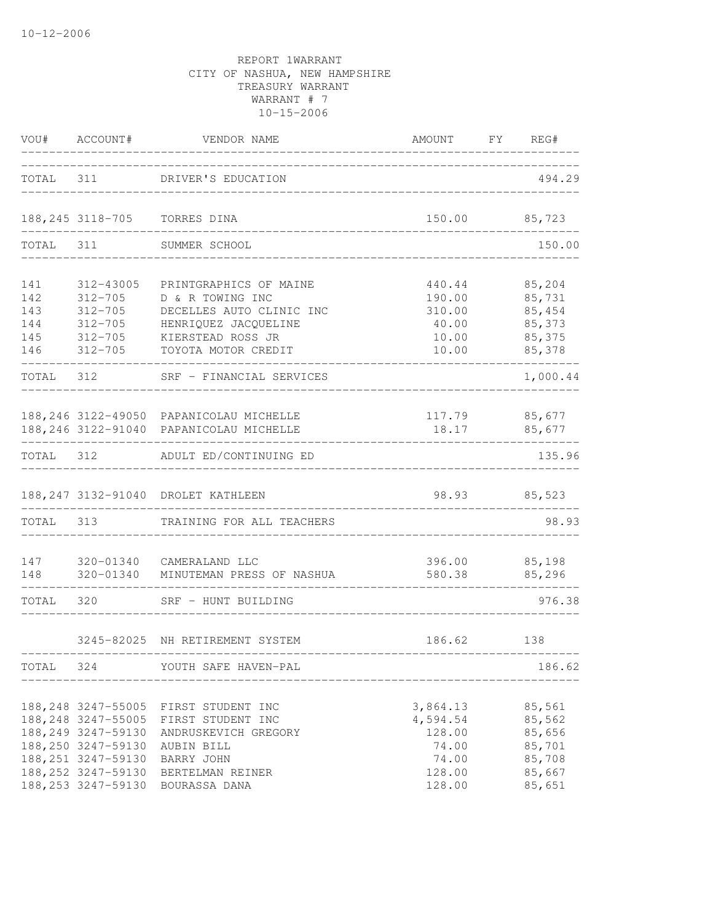10-12-2006

REPORT 1WARRANT
CITY OF NASHUA, NEW HAMPSHIRE
TREASURY WARRANT
WARRANT # 7
10-15-2006

| VOU# | ACCOUNT# | VENDOR NAME | AMOUNT | FY | REG# |
|---|---|---|---|---|---|
| TOTAL | 311 | DRIVER'S EDUCATION | | | 494.29 |
| 188,245 | 3118-705 | TORRES DINA | 150.00 | | 85,723 |
| TOTAL | 311 | SUMMER SCHOOL | | | 150.00 |
| 141 | 312-43005 | PRINTGRAPHICS OF MAINE | 440.44 | | 85,204 |
| 142 | 312-705 | D & R TOWING INC | 190.00 | | 85,731 |
| 143 | 312-705 | DECELLES AUTO CLINIC INC | 310.00 | | 85,454 |
| 144 | 312-705 | HENRIQUEZ JACQUELINE | 40.00 | | 85,373 |
| 145 | 312-705 | KIERSTEAD ROSS JR | 10.00 | | 85,375 |
| 146 | 312-705 | TOYOTA MOTOR CREDIT | 10.00 | | 85,378 |
| TOTAL | 312 | SRF - FINANCIAL SERVICES | | | 1,000.44 |
| 188,246 | 3122-49050 | PAPANICOLAU MICHELLE | 117.79 | | 85,677 |
| 188,246 | 3122-91040 | PAPANICOLAU MICHELLE | 18.17 | | 85,677 |
| TOTAL | 312 | ADULT ED/CONTINUING ED | | | 135.96 |
| 188,247 | 3132-91040 | DROLET KATHLEEN | 98.93 | | 85,523 |
| TOTAL | 313 | TRAINING FOR ALL TEACHERS | | | 98.93 |
| 147 | 320-01340 | CAMERALAND LLC | 396.00 | | 85,198 |
| 148 | 320-01340 | MINUTEMAN PRESS OF NASHUA | 580.38 | | 85,296 |
| TOTAL | 320 | SRF - HUNT BUILDING | | | 976.38 |
| | 3245-82025 | NH RETIREMENT SYSTEM | 186.62 | | 138 |
| TOTAL | 324 | YOUTH SAFE HAVEN-PAL | | | 186.62 |
| 188,248 | 3247-55005 | FIRST STUDENT INC | 3,864.13 | | 85,561 |
| 188,248 | 3247-55005 | FIRST STUDENT INC | 4,594.54 | | 85,562 |
| 188,249 | 3247-59130 | ANDRUSKEVICH GREGORY | 128.00 | | 85,656 |
| 188,250 | 3247-59130 | AUBIN BILL | 74.00 | | 85,701 |
| 188,251 | 3247-59130 | BARRY JOHN | 74.00 | | 85,708 |
| 188,252 | 3247-59130 | BERTELMAN REINER | 128.00 | | 85,667 |
| 188,253 | 3247-59130 | BOURASSA DANA | 128.00 | | 85,651 |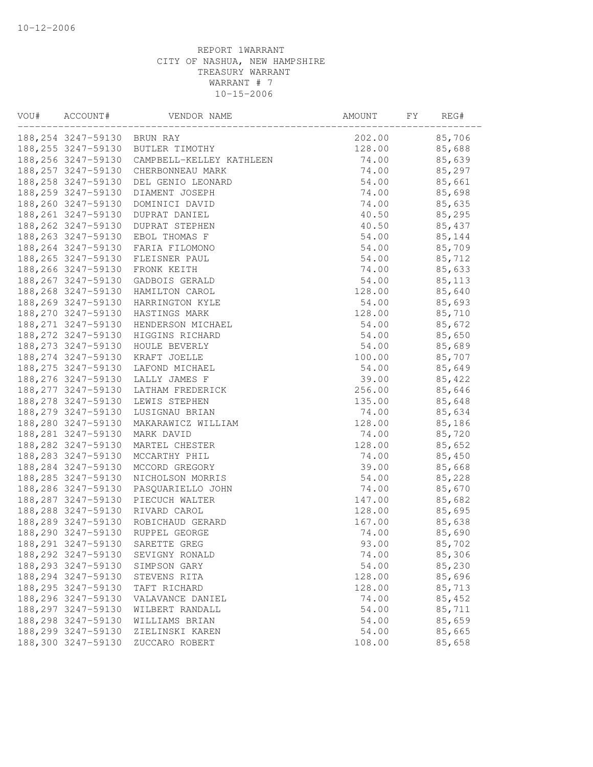10-12-2006

REPORT 1WARRANT
CITY OF NASHUA, NEW HAMPSHIRE
TREASURY WARRANT
WARRANT # 7
10-15-2006

| VOU# | ACCOUNT# | VENDOR NAME | AMOUNT | FY | REG# |
|---|---|---|---|---|---|
| 188,254 | 3247-59130 | BRUN RAY | 202.00 | | 85,706 |
| 188,255 | 3247-59130 | BUTLER TIMOTHY | 128.00 | | 85,688 |
| 188,256 | 3247-59130 | CAMPBELL-KELLEY KATHLEEN | 74.00 | | 85,639 |
| 188,257 | 3247-59130 | CHERBONNEAU MARK | 74.00 | | 85,297 |
| 188,258 | 3247-59130 | DEL GENIO LEONARD | 54.00 | | 85,661 |
| 188,259 | 3247-59130 | DIAMENT JOSEPH | 74.00 | | 85,698 |
| 188,260 | 3247-59130 | DOMINICI DAVID | 74.00 | | 85,635 |
| 188,261 | 3247-59130 | DUPRAT DANIEL | 40.50 | | 85,295 |
| 188,262 | 3247-59130 | DUPRAT STEPHEN | 40.50 | | 85,437 |
| 188,263 | 3247-59130 | EBOL THOMAS F | 54.00 | | 85,144 |
| 188,264 | 3247-59130 | FARIA FILOMONO | 54.00 | | 85,709 |
| 188,265 | 3247-59130 | FLEISNER PAUL | 54.00 | | 85,712 |
| 188,266 | 3247-59130 | FRONK KEITH | 74.00 | | 85,633 |
| 188,267 | 3247-59130 | GADBOIS GERALD | 54.00 | | 85,113 |
| 188,268 | 3247-59130 | HAMILTON CAROL | 128.00 | | 85,640 |
| 188,269 | 3247-59130 | HARRINGTON KYLE | 54.00 | | 85,693 |
| 188,270 | 3247-59130 | HASTINGS MARK | 128.00 | | 85,710 |
| 188,271 | 3247-59130 | HENDERSON MICHAEL | 54.00 | | 85,672 |
| 188,272 | 3247-59130 | HIGGINS RICHARD | 54.00 | | 85,650 |
| 188,273 | 3247-59130 | HOULE BEVERLY | 54.00 | | 85,689 |
| 188,274 | 3247-59130 | KRAFT JOELLE | 100.00 | | 85,707 |
| 188,275 | 3247-59130 | LAFOND MICHAEL | 54.00 | | 85,649 |
| 188,276 | 3247-59130 | LALLY JAMES F | 39.00 | | 85,422 |
| 188,277 | 3247-59130 | LATHAM FREDERICK | 256.00 | | 85,646 |
| 188,278 | 3247-59130 | LEWIS STEPHEN | 135.00 | | 85,648 |
| 188,279 | 3247-59130 | LUSIGNAU BRIAN | 74.00 | | 85,634 |
| 188,280 | 3247-59130 | MAKARAWICZ WILLIAM | 128.00 | | 85,186 |
| 188,281 | 3247-59130 | MARK DAVID | 74.00 | | 85,720 |
| 188,282 | 3247-59130 | MARTEL CHESTER | 128.00 | | 85,652 |
| 188,283 | 3247-59130 | MCCARTHY PHIL | 74.00 | | 85,450 |
| 188,284 | 3247-59130 | MCCORD GREGORY | 39.00 | | 85,668 |
| 188,285 | 3247-59130 | NICHOLSON MORRIS | 54.00 | | 85,228 |
| 188,286 | 3247-59130 | PASQUARIELLO JOHN | 74.00 | | 85,670 |
| 188,287 | 3247-59130 | PIECUCH WALTER | 147.00 | | 85,682 |
| 188,288 | 3247-59130 | RIVARD CAROL | 128.00 | | 85,695 |
| 188,289 | 3247-59130 | ROBICHAUD GERARD | 167.00 | | 85,638 |
| 188,290 | 3247-59130 | RUPPEL GEORGE | 74.00 | | 85,690 |
| 188,291 | 3247-59130 | SARETTE GREG | 93.00 | | 85,702 |
| 188,292 | 3247-59130 | SEVIGNY RONALD | 74.00 | | 85,306 |
| 188,293 | 3247-59130 | SIMPSON GARY | 54.00 | | 85,230 |
| 188,294 | 3247-59130 | STEVENS RITA | 128.00 | | 85,696 |
| 188,295 | 3247-59130 | TAFT RICHARD | 128.00 | | 85,713 |
| 188,296 | 3247-59130 | VALAVANCE DANIEL | 74.00 | | 85,452 |
| 188,297 | 3247-59130 | WILBERT RANDALL | 54.00 | | 85,711 |
| 188,298 | 3247-59130 | WILLIAMS BRIAN | 54.00 | | 85,659 |
| 188,299 | 3247-59130 | ZIELINSKI KAREN | 54.00 | | 85,665 |
| 188,300 | 3247-59130 | ZUCCARO ROBERT | 108.00 | | 85,658 |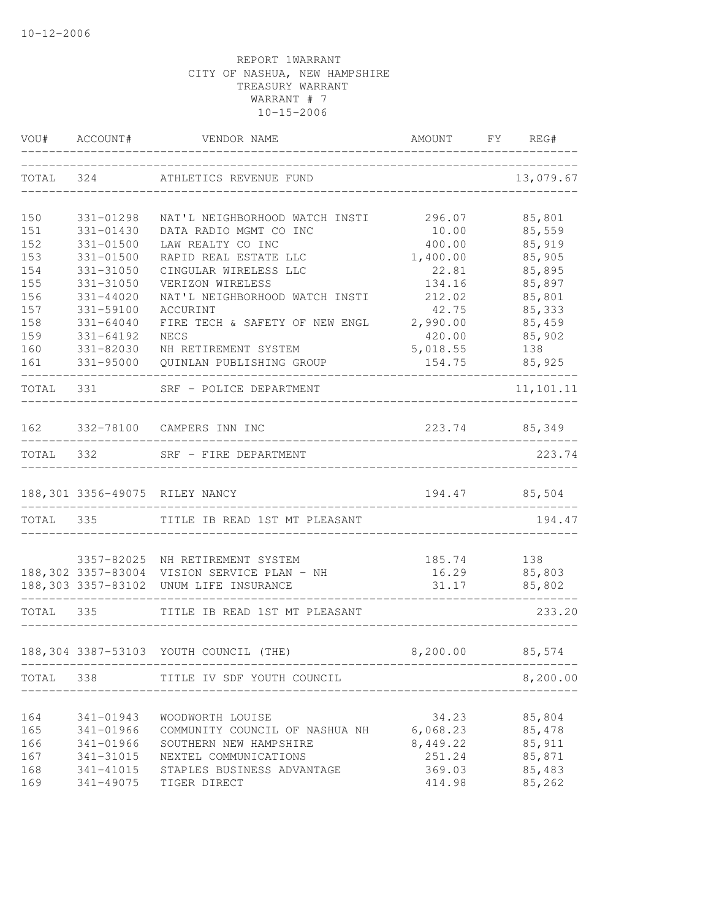10-12-2006

REPORT 1WARRANT
CITY OF NASHUA, NEW HAMPSHIRE
TREASURY WARRANT
WARRANT # 7
10-15-2006

| VOU# | ACCOUNT# | VENDOR NAME | AMOUNT | FY | REG# |
|---|---|---|---|---|---|
| TOTAL | 324 | ATHLETICS REVENUE FUND | | | 13,079.67 |
| 150 | 331-01298 | NAT'L NEIGHBORHOOD WATCH INSTI | 296.07 | | 85,801 |
| 151 | 331-01430 | DATA RADIO MGMT CO INC | 10.00 | | 85,559 |
| 152 | 331-01500 | LAW REALTY CO INC | 400.00 | | 85,919 |
| 153 | 331-01500 | RAPID REAL ESTATE LLC | 1,400.00 | | 85,905 |
| 154 | 331-31050 | CINGULAR WIRELESS LLC | 22.81 | | 85,895 |
| 155 | 331-31050 | VERIZON WIRELESS | 134.16 | | 85,897 |
| 156 | 331-44020 | NAT'L NEIGHBORHOOD WATCH INSTI | 212.02 | | 85,801 |
| 157 | 331-59100 | ACCURINT | 42.75 | | 85,333 |
| 158 | 331-64040 | FIRE TECH & SAFETY OF NEW ENGL | 2,990.00 | | 85,459 |
| 159 | 331-64192 | NECS | 420.00 | | 85,902 |
| 160 | 331-82030 | NH RETIREMENT SYSTEM | 5,018.55 | | 138 |
| 161 | 331-95000 | QUINLAN PUBLISHING GROUP | 154.75 | | 85,925 |
| TOTAL | 331 | SRF - POLICE DEPARTMENT | | | 11,101.11 |
| 162 | 332-78100 | CAMPERS INN INC | 223.74 | | 85,349 |
| TOTAL | 332 | SRF - FIRE DEPARTMENT | | | 223.74 |
| 188,301 | 3356-49075 | RILEY NANCY | 194.47 | | 85,504 |
| TOTAL | 335 | TITLE IB READ 1ST MT PLEASANT | | | 194.47 |
| | 3357-82025 | NH RETIREMENT SYSTEM | 185.74 | | 138 |
| 188,302 | 3357-83004 | VISION SERVICE PLAN - NH | 16.29 | | 85,803 |
| 188,303 | 3357-83102 | UNUM LIFE INSURANCE | 31.17 | | 85,802 |
| TOTAL | 335 | TITLE IB READ 1ST MT PLEASANT | | | 233.20 |
| 188,304 | 3387-53103 | YOUTH COUNCIL (THE) | 8,200.00 | | 85,574 |
| TOTAL | 338 | TITLE IV SDF YOUTH COUNCIL | | | 8,200.00 |
| 164 | 341-01943 | WOODWORTH LOUISE | 34.23 | | 85,804 |
| 165 | 341-01966 | COMMUNITY COUNCIL OF NASHUA NH | 6,068.23 | | 85,478 |
| 166 | 341-01966 | SOUTHERN NEW HAMPSHIRE | 8,449.22 | | 85,911 |
| 167 | 341-31015 | NEXTEL COMMUNICATIONS | 251.24 | | 85,871 |
| 168 | 341-41015 | STAPLES BUSINESS ADVANTAGE | 369.03 | | 85,483 |
| 169 | 341-49075 | TIGER DIRECT | 414.98 | | 85,262 |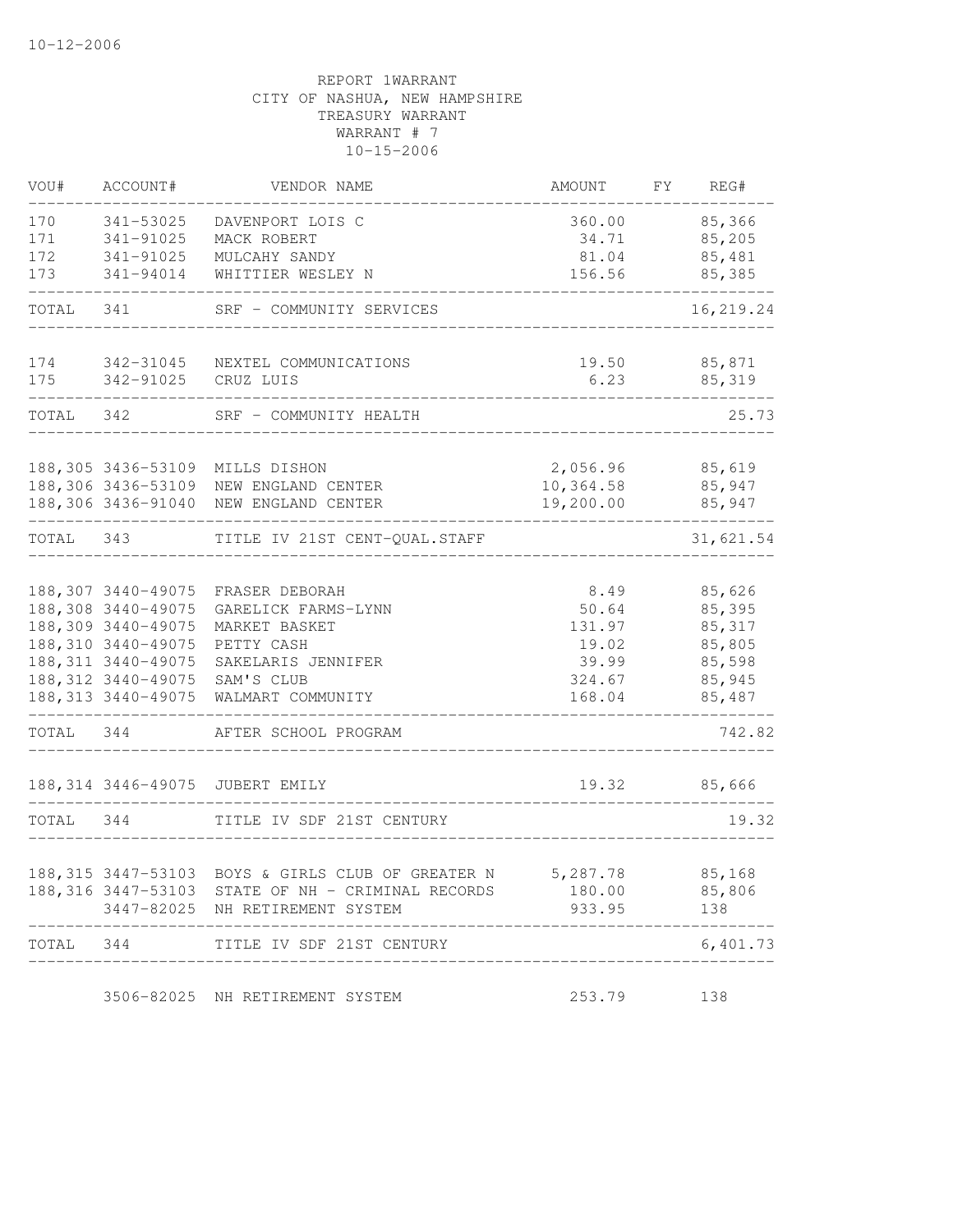10-12-2006

REPORT 1WARRANT
CITY OF NASHUA, NEW HAMPSHIRE
TREASURY WARRANT
WARRANT # 7
10-15-2006

| VOU# | ACCOUNT# | VENDOR NAME | AMOUNT | FY | REG# |
|---|---|---|---|---|---|
| 170 | 341-53025 | DAVENPORT LOIS C | 360.00 | | 85,366 |
| 171 | 341-91025 | MACK ROBERT | 34.71 | | 85,205 |
| 172 | 341-91025 | MULCAHY SANDY | 81.04 | | 85,481 |
| 173 | 341-94014 | WHITTIER WESLEY N | 156.56 | | 85,385 |
| TOTAL | 341 | SRF - COMMUNITY SERVICES | | | 16,219.24 |
| 174 | 342-31045 | NEXTEL COMMUNICATIONS | 19.50 | | 85,871 |
| 175 | 342-91025 | CRUZ LUIS | 6.23 | | 85,319 |
| TOTAL | 342 | SRF - COMMUNITY HEALTH | | | 25.73 |
| 188,305 | 3436-53109 | MILLS DISHON | 2,056.96 | | 85,619 |
| 188,306 | 3436-53109 | NEW ENGLAND CENTER | 10,364.58 | | 85,947 |
| 188,306 | 3436-91040 | NEW ENGLAND CENTER | 19,200.00 | | 85,947 |
| TOTAL | 343 | TITLE IV 21ST CENT-QUAL.STAFF | | | 31,621.54 |
| 188,307 | 3440-49075 | FRASER DEBORAH | 8.49 | | 85,626 |
| 188,308 | 3440-49075 | GARELICK FARMS-LYNN | 50.64 | | 85,395 |
| 188,309 | 3440-49075 | MARKET BASKET | 131.97 | | 85,317 |
| 188,310 | 3440-49075 | PETTY CASH | 19.02 | | 85,805 |
| 188,311 | 3440-49075 | SAKELARIS JENNIFER | 39.99 | | 85,598 |
| 188,312 | 3440-49075 | SAM'S CLUB | 324.67 | | 85,945 |
| 188,313 | 3440-49075 | WALMART COMMUNITY | 168.04 | | 85,487 |
| TOTAL | 344 | AFTER SCHOOL PROGRAM | | | 742.82 |
| 188,314 | 3446-49075 | JUBERT EMILY | 19.32 | | 85,666 |
| TOTAL | 344 | TITLE IV SDF 21ST CENTURY | | | 19.32 |
| 188,315 | 3447-53103 | BOYS & GIRLS CLUB OF GREATER N | 5,287.78 | | 85,168 |
| 188,316 | 3447-53103 | STATE OF NH - CRIMINAL RECORDS | 180.00 | | 85,806 |
| | 3447-82025 | NH RETIREMENT SYSTEM | 933.95 | | 138 |
| TOTAL | 344 | TITLE IV SDF 21ST CENTURY | | | 6,401.73 |
| | 3506-82025 | NH RETIREMENT SYSTEM | 253.79 | | 138 |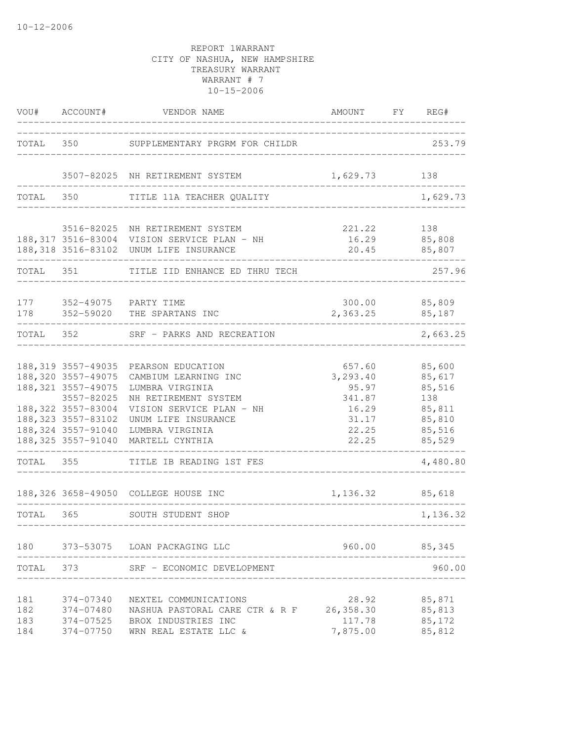10-12-2006

REPORT 1WARRANT
CITY OF NASHUA, NEW HAMPSHIRE
TREASURY WARRANT
WARRANT # 7
10-15-2006

| VOU# | ACCOUNT# | VENDOR NAME | AMOUNT | FY | REG# |
|---|---|---|---|---|---|
| TOTAL | 350 | SUPPLEMENTARY PRGRM FOR CHILDR | | | 253.79 |
| | 3507-82025 | NH RETIREMENT SYSTEM | 1,629.73 | | 138 |
| TOTAL | 350 | TITLE 11A TEACHER QUALITY | | | 1,629.73 |
| | 3516-82025 | NH RETIREMENT SYSTEM | 221.22 | | 138 |
| 188,317 | 3516-83004 | VISION SERVICE PLAN - NH | 16.29 | | 85,808 |
| 188,318 | 3516-83102 | UNUM LIFE INSURANCE | 20.45 | | 85,807 |
| TOTAL | 351 | TITLE IID ENHANCE ED THRU TECH | | | 257.96 |
| 177 | 352-49075 | PARTY TIME | 300.00 | | 85,809 |
| 178 | 352-59020 | THE SPARTANS INC | 2,363.25 | | 85,187 |
| TOTAL | 352 | SRF - PARKS AND RECREATION | | | 2,663.25 |
| 188,319 | 3557-49035 | PEARSON EDUCATION | 657.60 | | 85,600 |
| 188,320 | 3557-49075 | CAMBIUM LEARNING INC | 3,293.40 | | 85,617 |
| 188,321 | 3557-49075 | LUMBRA VIRGINIA | 95.97 | | 85,516 |
| | 3557-82025 | NH RETIREMENT SYSTEM | 341.87 | | 138 |
| 188,322 | 3557-83004 | VISION SERVICE PLAN - NH | 16.29 | | 85,811 |
| 188,323 | 3557-83102 | UNUM LIFE INSURANCE | 31.17 | | 85,810 |
| 188,324 | 3557-91040 | LUMBRA VIRGINIA | 22.25 | | 85,516 |
| 188,325 | 3557-91040 | MARTELL CYNTHIA | 22.25 | | 85,529 |
| TOTAL | 355 | TITLE IB READING 1ST FES | | | 4,480.80 |
| 188,326 | 3658-49050 | COLLEGE HOUSE INC | 1,136.32 | | 85,618 |
| TOTAL | 365 | SOUTH STUDENT SHOP | | | 1,136.32 |
| 180 | 373-53075 | LOAN PACKAGING LLC | 960.00 | | 85,345 |
| TOTAL | 373 | SRF - ECONOMIC DEVELOPMENT | | | 960.00 |
| 181 | 374-07340 | NEXTEL COMMUNICATIONS | 28.92 | | 85,871 |
| 182 | 374-07480 | NASHUA PASTORAL CARE CTR & R F | 26,358.30 | | 85,813 |
| 183 | 374-07525 | BROX INDUSTRIES INC | 117.78 | | 85,172 |
| 184 | 374-07750 | WRN REAL ESTATE LLC & | 7,875.00 | | 85,812 |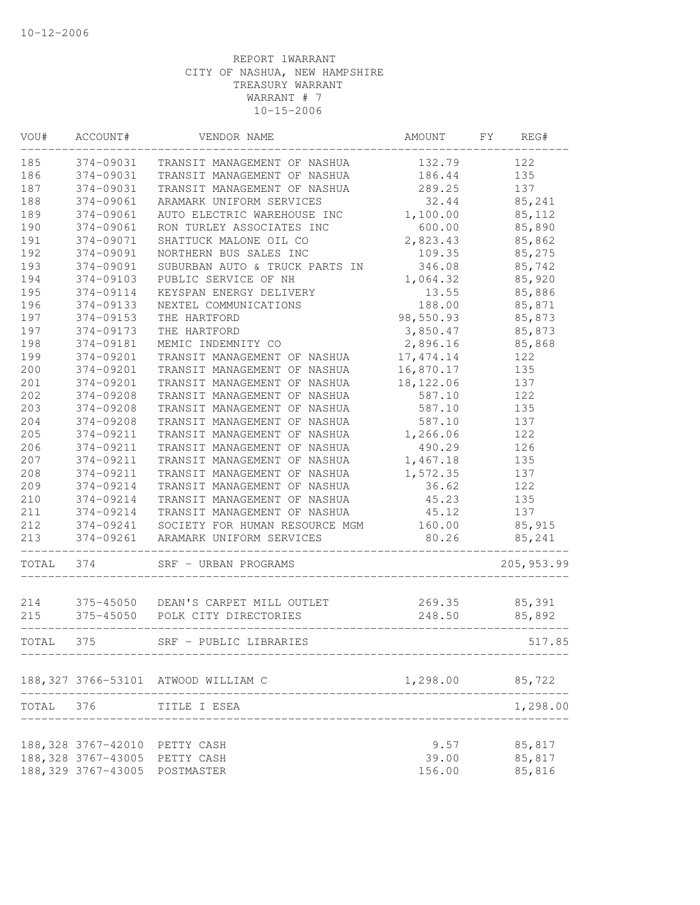REPORT 1WARRANT
CITY OF NASHUA, NEW HAMPSHIRE
TREASURY WARRANT
WARRANT # 7
10-15-2006

| VOU# | ACCOUNT# | VENDOR NAME | AMOUNT | FY | REG# |
|---|---|---|---|---|---|
| 185 | 374-09031 | TRANSIT MANAGEMENT OF NASHUA | 132.79 | | 122 |
| 186 | 374-09031 | TRANSIT MANAGEMENT OF NASHUA | 186.44 | | 135 |
| 187 | 374-09031 | TRANSIT MANAGEMENT OF NASHUA | 289.25 | | 137 |
| 188 | 374-09061 | ARAMARK UNIFORM SERVICES | 32.44 | | 85,241 |
| 189 | 374-09061 | AUTO ELECTRIC WAREHOUSE INC | 1,100.00 | | 85,112 |
| 190 | 374-09061 | RON TURLEY ASSOCIATES INC | 600.00 | | 85,890 |
| 191 | 374-09071 | SHATTUCK MALONE OIL CO | 2,823.43 | | 85,862 |
| 192 | 374-09091 | NORTHERN BUS SALES INC | 109.35 | | 85,275 |
| 193 | 374-09091 | SUBURBAN AUTO & TRUCK PARTS IN | 346.08 | | 85,742 |
| 194 | 374-09103 | PUBLIC SERVICE OF NH | 1,064.32 | | 85,920 |
| 195 | 374-09114 | KEYSPAN ENERGY DELIVERY | 13.55 | | 85,886 |
| 196 | 374-09133 | NEXTEL COMMUNICATIONS | 188.00 | | 85,871 |
| 197 | 374-09153 | THE HARTFORD | 98,550.93 | | 85,873 |
| 197 | 374-09173 | THE HARTFORD | 3,850.47 | | 85,873 |
| 198 | 374-09181 | MEMIC INDEMNITY CO | 2,896.16 | | 85,868 |
| 199 | 374-09201 | TRANSIT MANAGEMENT OF NASHUA | 17,474.14 | | 122 |
| 200 | 374-09201 | TRANSIT MANAGEMENT OF NASHUA | 16,870.17 | | 135 |
| 201 | 374-09201 | TRANSIT MANAGEMENT OF NASHUA | 18,122.06 | | 137 |
| 202 | 374-09208 | TRANSIT MANAGEMENT OF NASHUA | 587.10 | | 122 |
| 203 | 374-09208 | TRANSIT MANAGEMENT OF NASHUA | 587.10 | | 135 |
| 204 | 374-09208 | TRANSIT MANAGEMENT OF NASHUA | 587.10 | | 137 |
| 205 | 374-09211 | TRANSIT MANAGEMENT OF NASHUA | 1,266.06 | | 122 |
| 206 | 374-09211 | TRANSIT MANAGEMENT OF NASHUA | 490.29 | | 126 |
| 207 | 374-09211 | TRANSIT MANAGEMENT OF NASHUA | 1,467.18 | | 135 |
| 208 | 374-09211 | TRANSIT MANAGEMENT OF NASHUA | 1,572.35 | | 137 |
| 209 | 374-09214 | TRANSIT MANAGEMENT OF NASHUA | 36.62 | | 122 |
| 210 | 374-09214 | TRANSIT MANAGEMENT OF NASHUA | 45.23 | | 135 |
| 211 | 374-09214 | TRANSIT MANAGEMENT OF NASHUA | 45.12 | | 137 |
| 212 | 374-09241 | SOCIETY FOR HUMAN RESOURCE MGM | 160.00 | | 85,915 |
| 213 | 374-09261 | ARAMARK UNIFORM SERVICES | 80.26 | | 85,241 |
| TOTAL | 374 | SRF - URBAN PROGRAMS | | | 205,953.99 |
| 214 | 375-45050 | DEAN'S CARPET MILL OUTLET | 269.35 | | 85,391 |
| 215 | 375-45050 | POLK CITY DIRECTORIES | 248.50 | | 85,892 |
| TOTAL | 375 | SRF - PUBLIC LIBRARIES | | | 517.85 |
| 188,327 | 3766-53101 | ATWOOD WILLIAM C | 1,298.00 | | 85,722 |
| TOTAL | 376 | TITLE I ESEA | | | 1,298.00 |
| 188,328 | 3767-42010 | PETTY CASH | 9.57 | | 85,817 |
| 188,328 | 3767-43005 | PETTY CASH | 39.00 | | 85,817 |
| 188,329 | 3767-43005 | POSTMASTER | 156.00 | | 85,816 |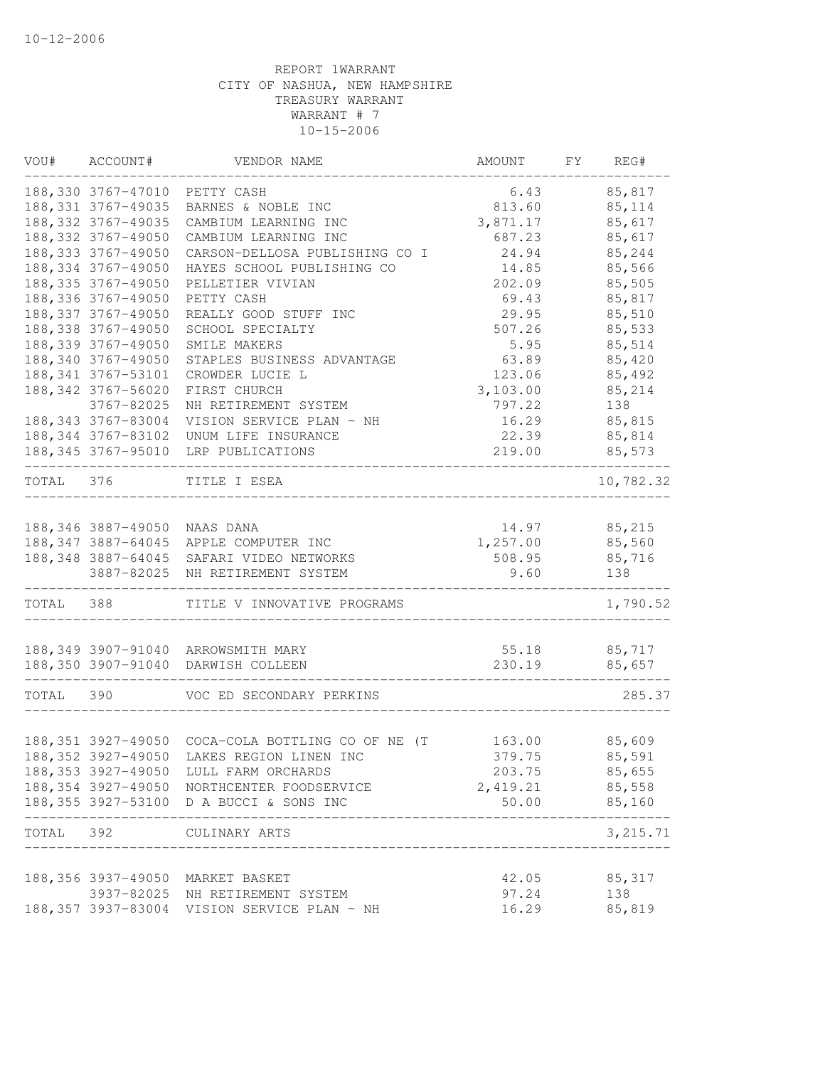REPORT 1WARRANT
CITY OF NASHUA, NEW HAMPSHIRE
TREASURY WARRANT
WARRANT # 7
10-15-2006

| VOU# | ACCOUNT# | VENDOR NAME | AMOUNT | FY | REG# |
|---|---|---|---|---|---|
| 188,330 | 3767-47010 | PETTY CASH | 6.43 | | 85,817 |
| 188,331 | 3767-49035 | BARNES & NOBLE INC | 813.60 | | 85,114 |
| 188,332 | 3767-49035 | CAMBIUM LEARNING INC | 3,871.17 | | 85,617 |
| 188,332 | 3767-49050 | CAMBIUM LEARNING INC | 687.23 | | 85,617 |
| 188,333 | 3767-49050 | CARSON-DELLOSA PUBLISHING CO I | 24.94 | | 85,244 |
| 188,334 | 3767-49050 | HAYES SCHOOL PUBLISHING CO | 14.85 | | 85,566 |
| 188,335 | 3767-49050 | PELLETIER VIVIAN | 202.09 | | 85,505 |
| 188,336 | 3767-49050 | PETTY CASH | 69.43 | | 85,817 |
| 188,337 | 3767-49050 | REALLY GOOD STUFF INC | 29.95 | | 85,510 |
| 188,338 | 3767-49050 | SCHOOL SPECIALTY | 507.26 | | 85,533 |
| 188,339 | 3767-49050 | SMILE MAKERS | 5.95 | | 85,514 |
| 188,340 | 3767-49050 | STAPLES BUSINESS ADVANTAGE | 63.89 | | 85,420 |
| 188,341 | 3767-53101 | CROWDER LUCIE L | 123.06 | | 85,492 |
| 188,342 | 3767-56020 | FIRST CHURCH | 3,103.00 | | 85,214 |
| | 3767-82025 | NH RETIREMENT SYSTEM | 797.22 | | 138 |
| 188,343 | 3767-83004 | VISION SERVICE PLAN - NH | 16.29 | | 85,815 |
| 188,344 | 3767-83102 | UNUM LIFE INSURANCE | 22.39 | | 85,814 |
| 188,345 | 3767-95010 | LRP PUBLICATIONS | 219.00 | | 85,573 |
| TOTAL | 376 | TITLE I ESEA | | | 10,782.32 |
| 188,346 | 3887-49050 | NAAS DANA | 14.97 | | 85,215 |
| 188,347 | 3887-64045 | APPLE COMPUTER INC | 1,257.00 | | 85,560 |
| 188,348 | 3887-64045 | SAFARI VIDEO NETWORKS | 508.95 | | 85,716 |
| | 3887-82025 | NH RETIREMENT SYSTEM | 9.60 | | 138 |
| TOTAL | 388 | TITLE V INNOVATIVE PROGRAMS | | | 1,790.52 |
| 188,349 | 3907-91040 | ARROWSMITH MARY | 55.18 | | 85,717 |
| 188,350 | 3907-91040 | DARWISH COLLEEN | 230.19 | | 85,657 |
| TOTAL | 390 | VOC ED SECONDARY PERKINS | | | 285.37 |
| 188,351 | 3927-49050 | COCA-COLA BOTTLING CO OF NE (T | 163.00 | | 85,609 |
| 188,352 | 3927-49050 | LAKES REGION LINEN INC | 379.75 | | 85,591 |
| 188,353 | 3927-49050 | LULL FARM ORCHARDS | 203.75 | | 85,655 |
| 188,354 | 3927-49050 | NORTHCENTER FOODSERVICE | 2,419.21 | | 85,558 |
| 188,355 | 3927-53100 | D A BUCCI & SONS INC | 50.00 | | 85,160 |
| TOTAL | 392 | CULINARY ARTS | | | 3,215.71 |
| 188,356 | 3937-49050 | MARKET BASKET | 42.05 | | 85,317 |
| | 3937-82025 | NH RETIREMENT SYSTEM | 97.24 | | 138 |
| 188,357 | 3937-83004 | VISION SERVICE PLAN - NH | 16.29 | | 85,819 |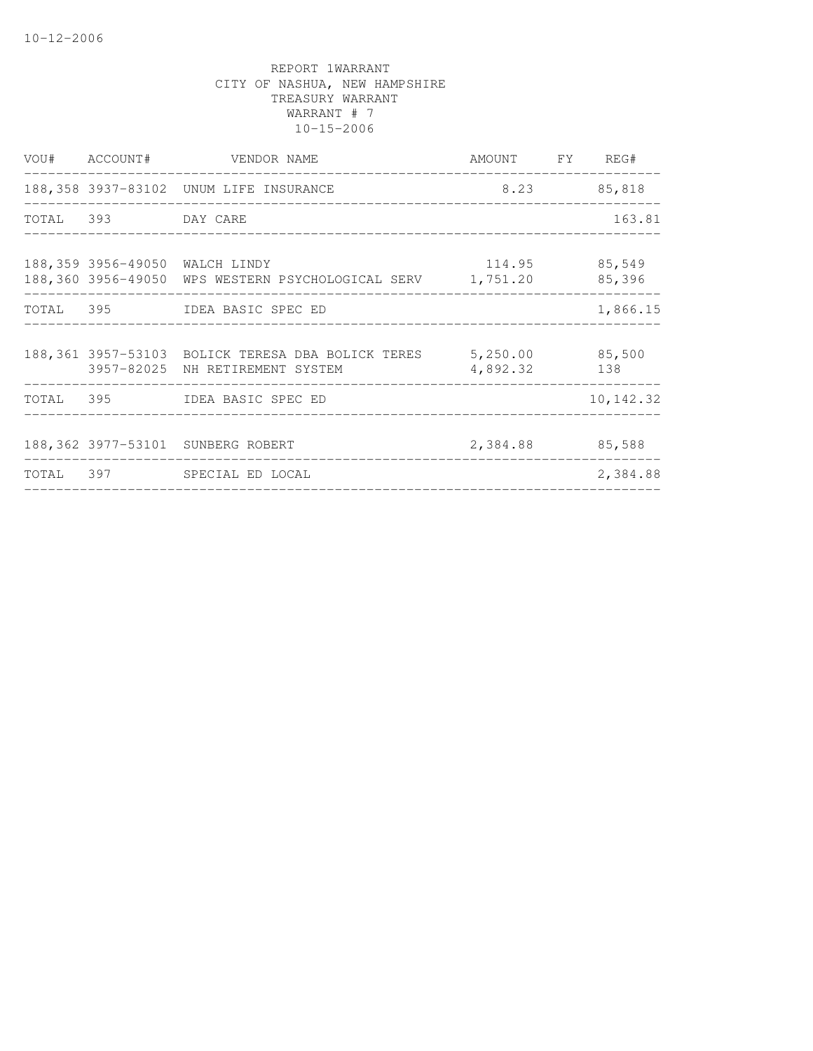REPORT 1WARRANT
CITY OF NASHUA, NEW HAMPSHIRE
TREASURY WARRANT
WARRANT # 7
10-15-2006

| VOU# | ACCOUNT# | VENDOR NAME | AMOUNT | FY | REG# |
|---|---|---|---|---|---|
| 188,358 | 3937-83102 | UNUM LIFE INSURANCE | 8.23 | | 85,818 |
| TOTAL | 393 | DAY CARE | | | 163.81 |
| 188,359 | 3956-49050 | WALCH LINDY | 114.95 | | 85,549 |
| 188,360 | 3956-49050 | WPS WESTERN PSYCHOLOGICAL SERV | 1,751.20 | | 85,396 |
| TOTAL | 395 | IDEA BASIC SPEC ED | | | 1,866.15 |
| 188,361 | 3957-53103 | BOLICK TERESA DBA BOLICK TERES | 5,250.00 | | 85,500 |
| | 3957-82025 | NH RETIREMENT SYSTEM | 4,892.32 | | 138 |
| TOTAL | 395 | IDEA BASIC SPEC ED | | | 10,142.32 |
| 188,362 | 3977-53101 | SUNBERG ROBERT | 2,384.88 | | 85,588 |
| TOTAL | 397 | SPECIAL ED LOCAL | | | 2,384.88 |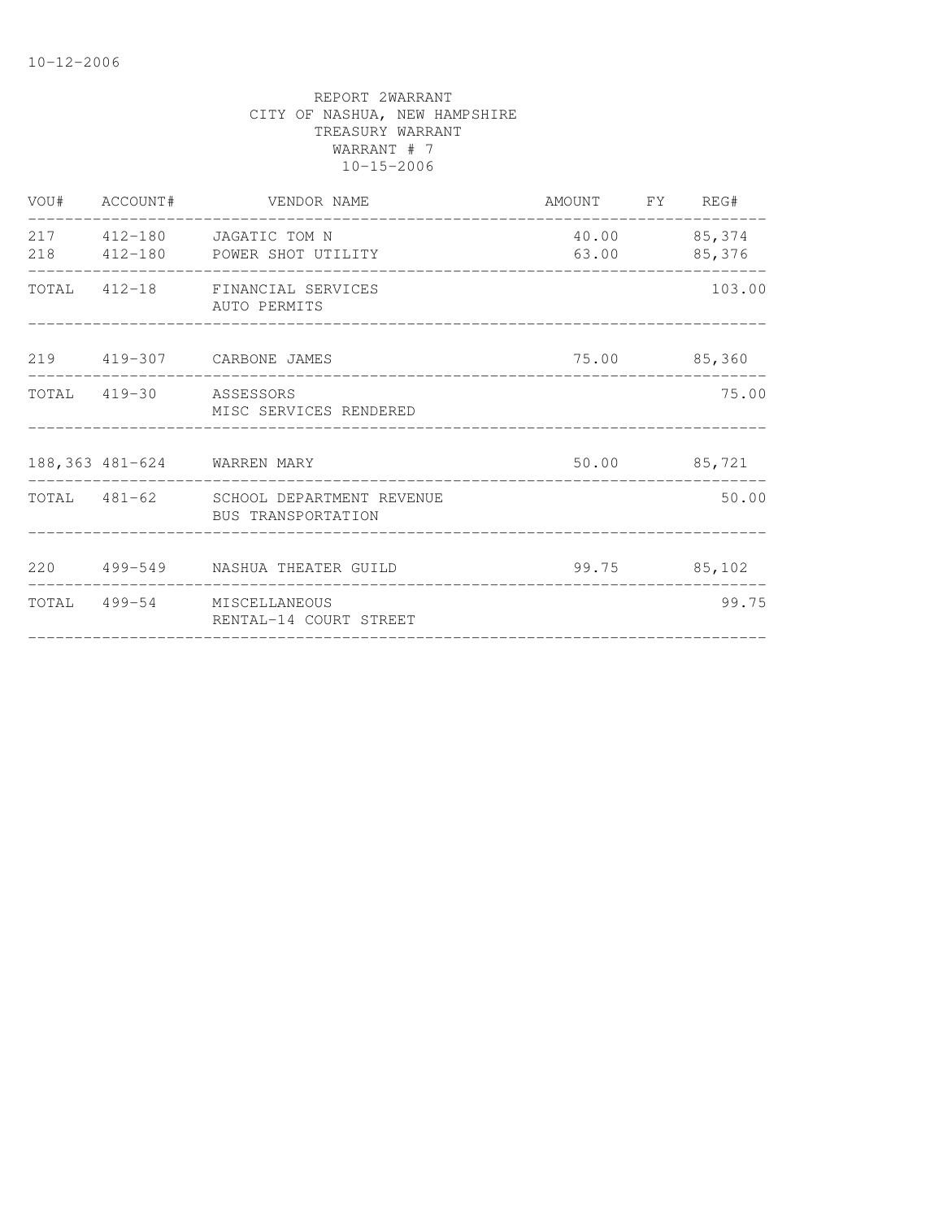10-12-2006

REPORT 2WARRANT
CITY OF NASHUA, NEW HAMPSHIRE
TREASURY WARRANT
WARRANT # 7
10-15-2006

| VOU# | ACCOUNT# | VENDOR NAME | AMOUNT | FY | REG# |
|---|---|---|---|---|---|
| 217 | 412-180 | JAGATIC TOM N | 40.00 | | 85,374 |
| 218 | 412-180 | POWER SHOT UTILITY | 63.00 | | 85,376 |
| TOTAL | 412-18 | FINANCIAL SERVICES<br>AUTO PERMITS | | | 103.00 |
| 219 | 419-307 | CARBONE JAMES | 75.00 | | 85,360 |
| TOTAL | 419-30 | ASSESSORS<br>MISC SERVICES RENDERED | | | 75.00 |
| 188,363 | 481-624 | WARREN MARY | 50.00 | | 85,721 |
| TOTAL | 481-62 | SCHOOL DEPARTMENT REVENUE<br>BUS TRANSPORTATION | | | 50.00 |
| 220 | 499-549 | NASHUA THEATER GUILD | 99.75 | | 85,102 |
| TOTAL | 499-54 | MISCELLANEOUS<br>RENTAL-14 COURT STREET | | | 99.75 |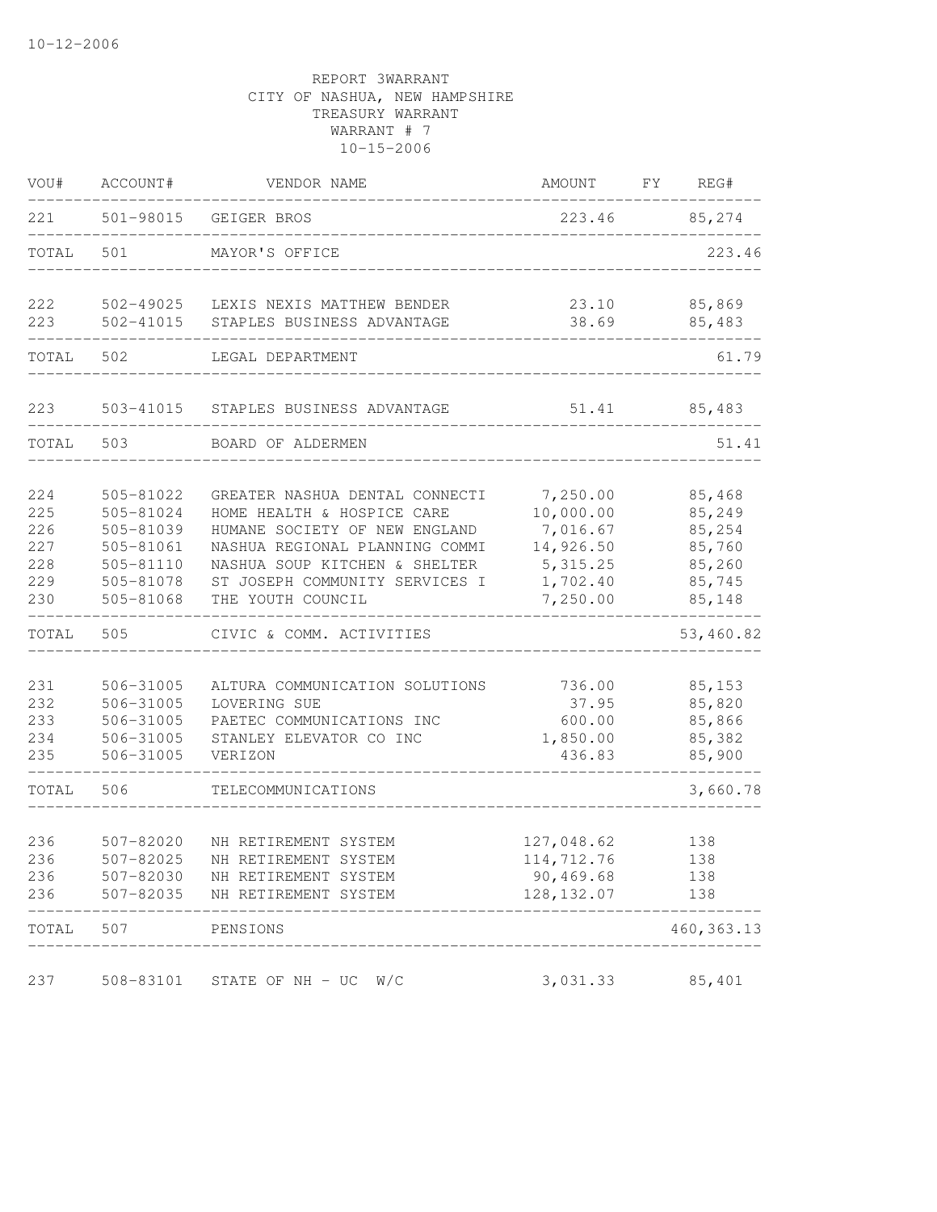10-12-2006

REPORT 3WARRANT
CITY OF NASHUA, NEW HAMPSHIRE
TREASURY WARRANT
WARRANT # 7
10-15-2006

| VOU# | ACCOUNT# | VENDOR NAME | AMOUNT | FY | REG# |
|---|---|---|---|---|---|
| 221 | 501-98015 | GEIGER BROS | 223.46 | | 85,274 |
| TOTAL | 501 | MAYOR'S OFFICE | | | 223.46 |
| 222 | 502-49025 | LEXIS NEXIS MATTHEW BENDER | 23.10 | | 85,869 |
| 223 | 502-41015 | STAPLES BUSINESS ADVANTAGE | 38.69 | | 85,483 |
| TOTAL | 502 | LEGAL DEPARTMENT | | | 61.79 |
| 223 | 503-41015 | STAPLES BUSINESS ADVANTAGE | 51.41 | | 85,483 |
| TOTAL | 503 | BOARD OF ALDERMEN | | | 51.41 |
| 224 | 505-81022 | GREATER NASHUA DENTAL CONNECTI | 7,250.00 | | 85,468 |
| 225 | 505-81024 | HOME HEALTH & HOSPICE CARE | 10,000.00 | | 85,249 |
| 226 | 505-81039 | HUMANE SOCIETY OF NEW ENGLAND | 7,016.67 | | 85,254 |
| 227 | 505-81061 | NASHUA REGIONAL PLANNING COMMI | 14,926.50 | | 85,760 |
| 228 | 505-81110 | NASHUA SOUP KITCHEN & SHELTER | 5,315.25 | | 85,260 |
| 229 | 505-81078 | ST JOSEPH COMMUNITY SERVICES I | 1,702.40 | | 85,745 |
| 230 | 505-81068 | THE YOUTH COUNCIL | 7,250.00 | | 85,148 |
| TOTAL | 505 | CIVIC & COMM. ACTIVITIES | | | 53,460.82 |
| 231 | 506-31005 | ALTURA COMMUNICATION SOLUTIONS | 736.00 | | 85,153 |
| 232 | 506-31005 | LOVERING SUE | 37.95 | | 85,820 |
| 233 | 506-31005 | PAETEC COMMUNICATIONS INC | 600.00 | | 85,866 |
| 234 | 506-31005 | STANLEY ELEVATOR CO INC | 1,850.00 | | 85,382 |
| 235 | 506-31005 | VERIZON | 436.83 | | 85,900 |
| TOTAL | 506 | TELECOMMUNICATIONS | | | 3,660.78 |
| 236 | 507-82020 | NH RETIREMENT SYSTEM | 127,048.62 | | 138 |
| 236 | 507-82025 | NH RETIREMENT SYSTEM | 114,712.76 | | 138 |
| 236 | 507-82030 | NH RETIREMENT SYSTEM | 90,469.68 | | 138 |
| 236 | 507-82035 | NH RETIREMENT SYSTEM | 128,132.07 | | 138 |
| TOTAL | 507 | PENSIONS | | | 460,363.13 |
| 237 | 508-83101 | STATE OF NH - UC W/C | 3,031.33 | | 85,401 |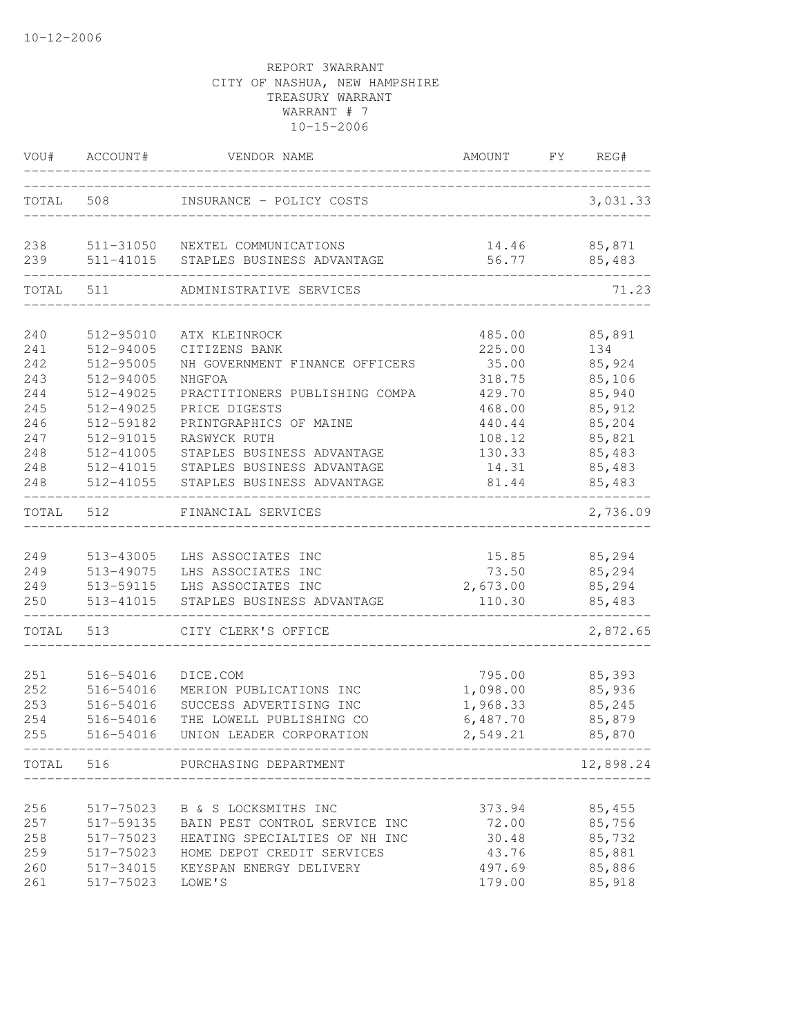10-12-2006

REPORT 3WARRANT
CITY OF NASHUA, NEW HAMPSHIRE
TREASURY WARRANT
WARRANT # 7
10-15-2006

| VOU# | ACCOUNT# | VENDOR NAME | AMOUNT | FY | REG# |
|---|---|---|---|---|---|
| TOTAL | 508 | INSURANCE - POLICY COSTS | | | 3,031.33 |
| 238 | 511-31050 | NEXTEL COMMUNICATIONS | 14.46 | | 85,871 |
| 239 | 511-41015 | STAPLES BUSINESS ADVANTAGE | 56.77 | | 85,483 |
| TOTAL | 511 | ADMINISTRATIVE SERVICES | | | 71.23 |
| 240 | 512-95010 | ATX KLEINROCK | 485.00 | | 85,891 |
| 241 | 512-94005 | CITIZENS BANK | 225.00 | | 134 |
| 242 | 512-95005 | NH GOVERNMENT FINANCE OFFICERS | 35.00 | | 85,924 |
| 243 | 512-94005 | NHGFOA | 318.75 | | 85,106 |
| 244 | 512-49025 | PRACTITIONERS PUBLISHING COMPA | 429.70 | | 85,940 |
| 245 | 512-49025 | PRICE DIGESTS | 468.00 | | 85,912 |
| 246 | 512-59182 | PRINTGRAPHICS OF MAINE | 440.44 | | 85,204 |
| 247 | 512-91015 | RASWYCK RUTH | 108.12 | | 85,821 |
| 248 | 512-41005 | STAPLES BUSINESS ADVANTAGE | 130.33 | | 85,483 |
| 248 | 512-41015 | STAPLES BUSINESS ADVANTAGE | 14.31 | | 85,483 |
| 248 | 512-41055 | STAPLES BUSINESS ADVANTAGE | 81.44 | | 85,483 |
| TOTAL | 512 | FINANCIAL SERVICES | | | 2,736.09 |
| 249 | 513-43005 | LHS ASSOCIATES INC | 15.85 | | 85,294 |
| 249 | 513-49075 | LHS ASSOCIATES INC | 73.50 | | 85,294 |
| 249 | 513-59115 | LHS ASSOCIATES INC | 2,673.00 | | 85,294 |
| 250 | 513-41015 | STAPLES BUSINESS ADVANTAGE | 110.30 | | 85,483 |
| TOTAL | 513 | CITY CLERK'S OFFICE | | | 2,872.65 |
| 251 | 516-54016 | DICE.COM | 795.00 | | 85,393 |
| 252 | 516-54016 | MERION PUBLICATIONS INC | 1,098.00 | | 85,936 |
| 253 | 516-54016 | SUCCESS ADVERTISING INC | 1,968.33 | | 85,245 |
| 254 | 516-54016 | THE LOWELL PUBLISHING CO | 6,487.70 | | 85,879 |
| 255 | 516-54016 | UNION LEADER CORPORATION | 2,549.21 | | 85,870 |
| TOTAL | 516 | PURCHASING DEPARTMENT | | | 12,898.24 |
| 256 | 517-75023 | B & S LOCKSMITHS INC | 373.94 | | 85,455 |
| 257 | 517-59135 | BAIN PEST CONTROL SERVICE INC | 72.00 | | 85,756 |
| 258 | 517-75023 | HEATING SPECIALTIES OF NH INC | 30.48 | | 85,732 |
| 259 | 517-75023 | HOME DEPOT CREDIT SERVICES | 43.76 | | 85,881 |
| 260 | 517-34015 | KEYSPAN ENERGY DELIVERY | 497.69 | | 85,886 |
| 261 | 517-75023 | LOWE'S | 179.00 | | 85,918 |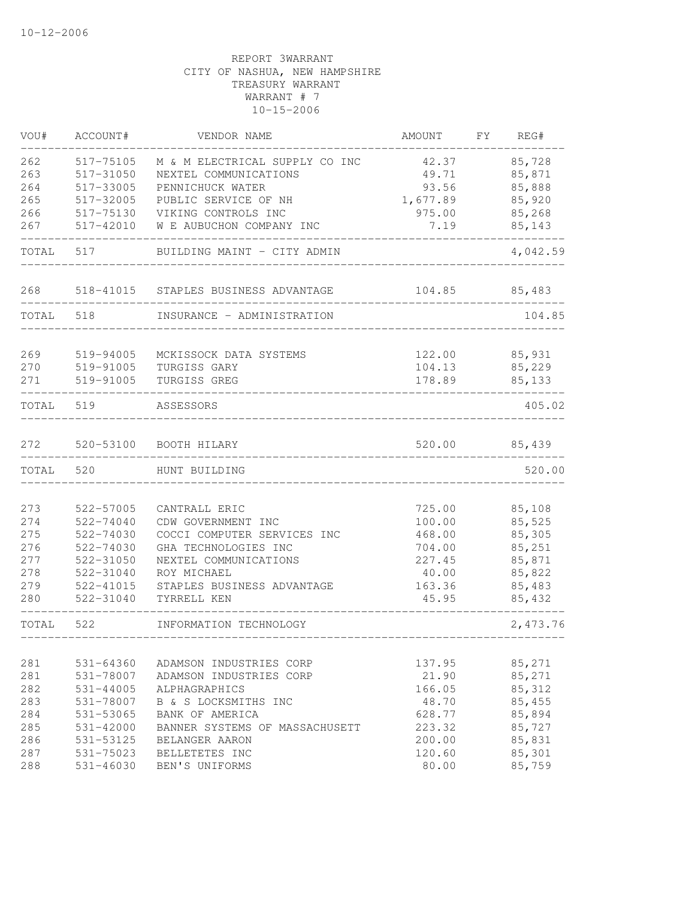10-12-2006

REPORT 3WARRANT
CITY OF NASHUA, NEW HAMPSHIRE
TREASURY WARRANT
WARRANT # 7
10-15-2006

| VOU# | ACCOUNT# | VENDOR NAME | AMOUNT | FY | REG# |
|---|---|---|---|---|---|
| 262 | 517-75105 | M & M ELECTRICAL SUPPLY CO INC | 42.37 | | 85,728 |
| 263 | 517-31050 | NEXTEL COMMUNICATIONS | 49.71 | | 85,871 |
| 264 | 517-33005 | PENNICHUCK WATER | 93.56 | | 85,888 |
| 265 | 517-32005 | PUBLIC SERVICE OF NH | 1,677.89 | | 85,920 |
| 266 | 517-75130 | VIKING CONTROLS INC | 975.00 | | 85,268 |
| 267 | 517-42010 | W E AUBUCHON COMPANY INC | 7.19 | | 85,143 |
| TOTAL | 517 | BUILDING MAINT - CITY ADMIN | | | 4,042.59 |
| 268 | 518-41015 | STAPLES BUSINESS ADVANTAGE | 104.85 | | 85,483 |
| TOTAL | 518 | INSURANCE - ADMINISTRATION | | | 104.85 |
| 269 | 519-94005 | MCKISSOCK DATA SYSTEMS | 122.00 | | 85,931 |
| 270 | 519-91005 | TURGISS GARY | 104.13 | | 85,229 |
| 271 | 519-91005 | TURGISS GREG | 178.89 | | 85,133 |
| TOTAL | 519 | ASSESSORS | | | 405.02 |
| 272 | 520-53100 | BOOTH HILARY | 520.00 | | 85,439 |
| TOTAL | 520 | HUNT BUILDING | | | 520.00 |
| 273 | 522-57005 | CANTRALL ERIC | 725.00 | | 85,108 |
| 274 | 522-74040 | CDW GOVERNMENT INC | 100.00 | | 85,525 |
| 275 | 522-74030 | COCCI COMPUTER SERVICES INC | 468.00 | | 85,305 |
| 276 | 522-74030 | GHA TECHNOLOGIES INC | 704.00 | | 85,251 |
| 277 | 522-31050 | NEXTEL COMMUNICATIONS | 227.45 | | 85,871 |
| 278 | 522-31040 | ROY MICHAEL | 40.00 | | 85,822 |
| 279 | 522-41015 | STAPLES BUSINESS ADVANTAGE | 163.36 | | 85,483 |
| 280 | 522-31040 | TYRRELL KEN | 45.95 | | 85,432 |
| TOTAL | 522 | INFORMATION TECHNOLOGY | | | 2,473.76 |
| 281 | 531-64360 | ADAMSON INDUSTRIES CORP | 137.95 | | 85,271 |
| 281 | 531-78007 | ADAMSON INDUSTRIES CORP | 21.90 | | 85,271 |
| 282 | 531-44005 | ALPHAGRAPHICS | 166.05 | | 85,312 |
| 283 | 531-78007 | B & S LOCKSMITHS INC | 48.70 | | 85,455 |
| 284 | 531-53065 | BANK OF AMERICA | 628.77 | | 85,894 |
| 285 | 531-42000 | BANNER SYSTEMS OF MASSACHUSETT | 223.32 | | 85,727 |
| 286 | 531-53125 | BELANGER AARON | 200.00 | | 85,831 |
| 287 | 531-75023 | BELLETETES INC | 120.60 | | 85,301 |
| 288 | 531-46030 | BEN'S UNIFORMS | 80.00 | | 85,759 |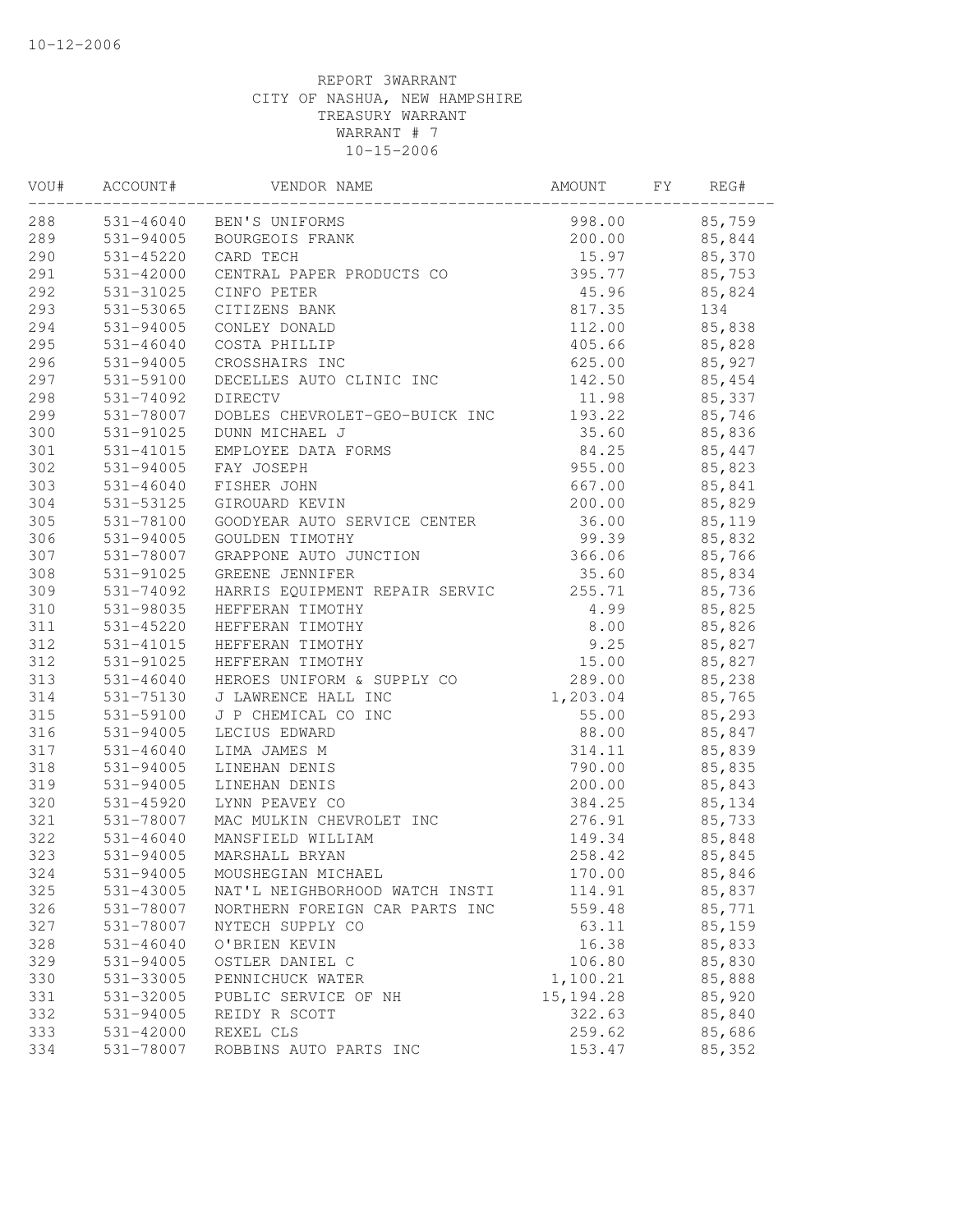10-12-2006

REPORT 3WARRANT
CITY OF NASHUA, NEW HAMPSHIRE
TREASURY WARRANT
WARRANT # 7
10-15-2006

| VOU# | ACCOUNT# | VENDOR NAME | AMOUNT | FY | REG# |
|---|---|---|---|---|---|
| 288 | 531-46040 | BEN'S UNIFORMS | 998.00 | | 85,759 |
| 289 | 531-94005 | BOURGEOIS FRANK | 200.00 | | 85,844 |
| 290 | 531-45220 | CARD TECH | 15.97 | | 85,370 |
| 291 | 531-42000 | CENTRAL PAPER PRODUCTS CO | 395.77 | | 85,753 |
| 292 | 531-31025 | CINFO PETER | 45.96 | | 85,824 |
| 293 | 531-53065 | CITIZENS BANK | 817.35 | | 134 |
| 294 | 531-94005 | CONLEY DONALD | 112.00 | | 85,838 |
| 295 | 531-46040 | COSTA PHILLIP | 405.66 | | 85,828 |
| 296 | 531-94005 | CROSSHAIRS INC | 625.00 | | 85,927 |
| 297 | 531-59100 | DECELLES AUTO CLINIC INC | 142.50 | | 85,454 |
| 298 | 531-74092 | DIRECTV | 11.98 | | 85,337 |
| 299 | 531-78007 | DOBLES CHEVROLET-GEO-BUICK INC | 193.22 | | 85,746 |
| 300 | 531-91025 | DUNN MICHAEL J | 35.60 | | 85,836 |
| 301 | 531-41015 | EMPLOYEE DATA FORMS | 84.25 | | 85,447 |
| 302 | 531-94005 | FAY JOSEPH | 955.00 | | 85,823 |
| 303 | 531-46040 | FISHER JOHN | 667.00 | | 85,841 |
| 304 | 531-53125 | GIROUARD KEVIN | 200.00 | | 85,829 |
| 305 | 531-78100 | GOODYEAR AUTO SERVICE CENTER | 36.00 | | 85,119 |
| 306 | 531-94005 | GOULDEN TIMOTHY | 99.39 | | 85,832 |
| 307 | 531-78007 | GRAPPONE AUTO JUNCTION | 366.06 | | 85,766 |
| 308 | 531-91025 | GREENE JENNIFER | 35.60 | | 85,834 |
| 309 | 531-74092 | HARRIS EQUIPMENT REPAIR SERVIC | 255.71 | | 85,736 |
| 310 | 531-98035 | HEFFERAN TIMOTHY | 4.99 | | 85,825 |
| 311 | 531-45220 | HEFFERAN TIMOTHY | 8.00 | | 85,826 |
| 312 | 531-41015 | HEFFERAN TIMOTHY | 9.25 | | 85,827 |
| 312 | 531-91025 | HEFFERAN TIMOTHY | 15.00 | | 85,827 |
| 313 | 531-46040 | HEROES UNIFORM & SUPPLY CO | 289.00 | | 85,238 |
| 314 | 531-75130 | J LAWRENCE HALL INC | 1,203.04 | | 85,765 |
| 315 | 531-59100 | J P CHEMICAL CO INC | 55.00 | | 85,293 |
| 316 | 531-94005 | LECIUS EDWARD | 88.00 | | 85,847 |
| 317 | 531-46040 | LIMA JAMES M | 314.11 | | 85,839 |
| 318 | 531-94005 | LINEHAN DENIS | 790.00 | | 85,835 |
| 319 | 531-94005 | LINEHAN DENIS | 200.00 | | 85,843 |
| 320 | 531-45920 | LYNN PEAVEY CO | 384.25 | | 85,134 |
| 321 | 531-78007 | MAC MULKIN CHEVROLET INC | 276.91 | | 85,733 |
| 322 | 531-46040 | MANSFIELD WILLIAM | 149.34 | | 85,848 |
| 323 | 531-94005 | MARSHALL BRYAN | 258.42 | | 85,845 |
| 324 | 531-94005 | MOUSHEGIAN MICHAEL | 170.00 | | 85,846 |
| 325 | 531-43005 | NAT'L NEIGHBORHOOD WATCH INSTI | 114.91 | | 85,837 |
| 326 | 531-78007 | NORTHERN FOREIGN CAR PARTS INC | 559.48 | | 85,771 |
| 327 | 531-78007 | NYTECH SUPPLY CO | 63.11 | | 85,159 |
| 328 | 531-46040 | O'BRIEN KEVIN | 16.38 | | 85,833 |
| 329 | 531-94005 | OSTLER DANIEL C | 106.80 | | 85,830 |
| 330 | 531-33005 | PENNICHUCK WATER | 1,100.21 | | 85,888 |
| 331 | 531-32005 | PUBLIC SERVICE OF NH | 15,194.28 | | 85,920 |
| 332 | 531-94005 | REIDY R SCOTT | 322.63 | | 85,840 |
| 333 | 531-42000 | REXEL CLS | 259.62 | | 85,686 |
| 334 | 531-78007 | ROBBINS AUTO PARTS INC | 153.47 | | 85,352 |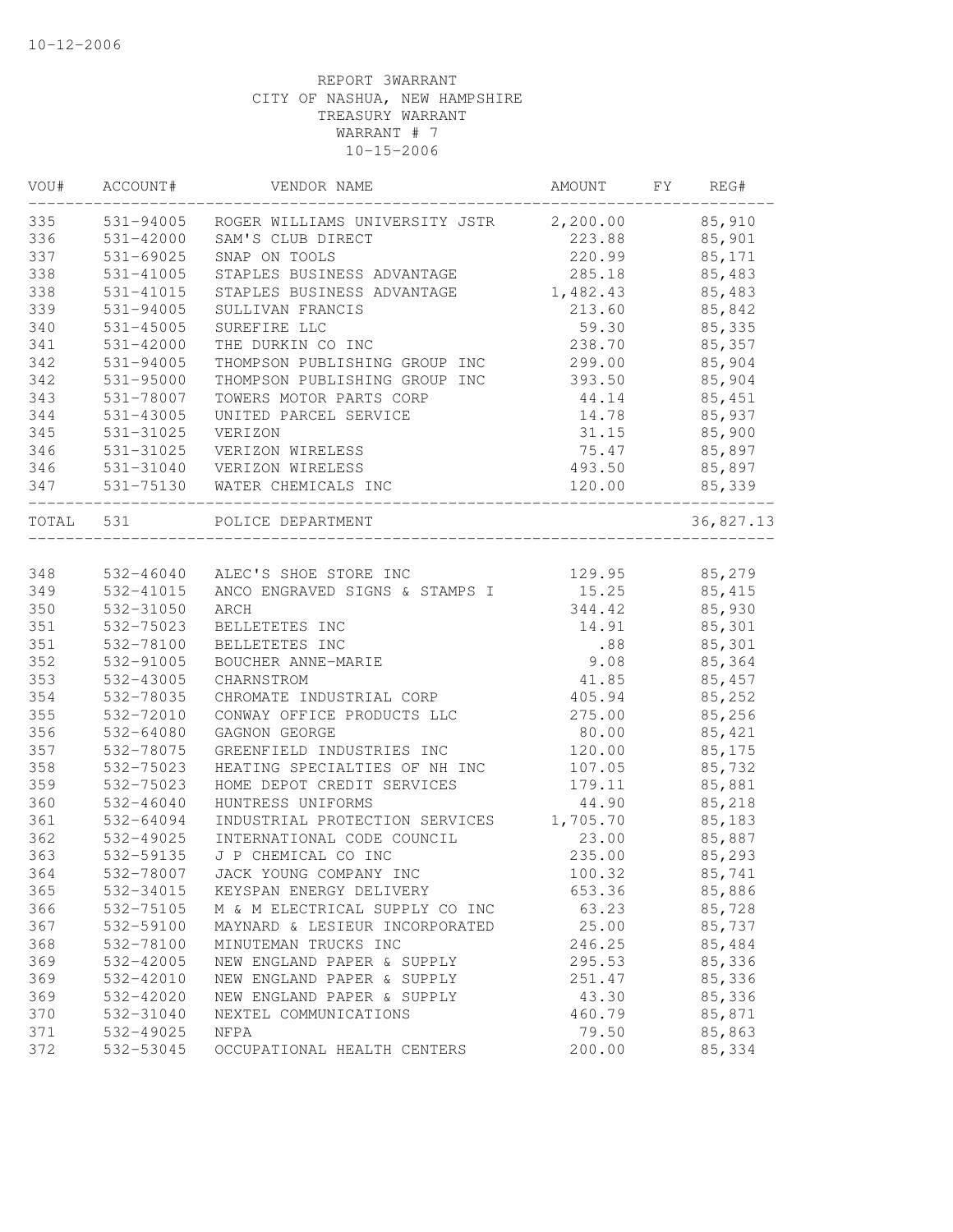10-12-2006

REPORT 3WARRANT
CITY OF NASHUA, NEW HAMPSHIRE
TREASURY WARRANT
WARRANT # 7
10-15-2006

| VOU# | ACCOUNT# | VENDOR NAME | AMOUNT | FY | REG# |
|---|---|---|---|---|---|
| 335 | 531-94005 | ROGER WILLIAMS UNIVERSITY JSTR | 2,200.00 | | 85,910 |
| 336 | 531-42000 | SAM'S CLUB DIRECT | 223.88 | | 85,901 |
| 337 | 531-69025 | SNAP ON TOOLS | 220.99 | | 85,171 |
| 338 | 531-41005 | STAPLES BUSINESS ADVANTAGE | 285.18 | | 85,483 |
| 338 | 531-41015 | STAPLES BUSINESS ADVANTAGE | 1,482.43 | | 85,483 |
| 339 | 531-94005 | SULLIVAN FRANCIS | 213.60 | | 85,842 |
| 340 | 531-45005 | SUREFIRE LLC | 59.30 | | 85,335 |
| 341 | 531-42000 | THE DURKIN CO INC | 238.70 | | 85,357 |
| 342 | 531-94005 | THOMPSON PUBLISHING GROUP INC | 299.00 | | 85,904 |
| 342 | 531-95000 | THOMPSON PUBLISHING GROUP INC | 393.50 | | 85,904 |
| 343 | 531-78007 | TOWERS MOTOR PARTS CORP | 44.14 | | 85,451 |
| 344 | 531-43005 | UNITED PARCEL SERVICE | 14.78 | | 85,937 |
| 345 | 531-31025 | VERIZON | 31.15 | | 85,900 |
| 346 | 531-31025 | VERIZON WIRELESS | 75.47 | | 85,897 |
| 346 | 531-31040 | VERIZON WIRELESS | 493.50 | | 85,897 |
| 347 | 531-75130 | WATER CHEMICALS INC | 120.00 | | 85,339 |
| TOTAL | 531 | POLICE DEPARTMENT | | | 36,827.13 |
| 348 | 532-46040 | ALEC'S SHOE STORE INC | 129.95 | | 85,279 |
| 349 | 532-41015 | ANCO ENGRAVED SIGNS & STAMPS I | 15.25 | | 85,415 |
| 350 | 532-31050 | ARCH | 344.42 | | 85,930 |
| 351 | 532-75023 | BELLETETES INC | 14.91 | | 85,301 |
| 351 | 532-78100 | BELLETETES INC | .88 | | 85,301 |
| 352 | 532-91005 | BOUCHER ANNE-MARIE | 9.08 | | 85,364 |
| 353 | 532-43005 | CHARNSTROM | 41.85 | | 85,457 |
| 354 | 532-78035 | CHROMATE INDUSTRIAL CORP | 405.94 | | 85,252 |
| 355 | 532-72010 | CONWAY OFFICE PRODUCTS LLC | 275.00 | | 85,256 |
| 356 | 532-64080 | GAGNON GEORGE | 80.00 | | 85,421 |
| 357 | 532-78075 | GREENFIELD INDUSTRIES INC | 120.00 | | 85,175 |
| 358 | 532-75023 | HEATING SPECIALTIES OF NH INC | 107.05 | | 85,732 |
| 359 | 532-75023 | HOME DEPOT CREDIT SERVICES | 179.11 | | 85,881 |
| 360 | 532-46040 | HUNTRESS UNIFORMS | 44.90 | | 85,218 |
| 361 | 532-64094 | INDUSTRIAL PROTECTION SERVICES | 1,705.70 | | 85,183 |
| 362 | 532-49025 | INTERNATIONAL CODE COUNCIL | 23.00 | | 85,887 |
| 363 | 532-59135 | J P CHEMICAL CO INC | 235.00 | | 85,293 |
| 364 | 532-78007 | JACK YOUNG COMPANY INC | 100.32 | | 85,741 |
| 365 | 532-34015 | KEYSPAN ENERGY DELIVERY | 653.36 | | 85,886 |
| 366 | 532-75105 | M & M ELECTRICAL SUPPLY CO INC | 63.23 | | 85,728 |
| 367 | 532-59100 | MAYNARD & LESIEUR INCORPORATED | 25.00 | | 85,737 |
| 368 | 532-78100 | MINUTEMAN TRUCKS INC | 246.25 | | 85,484 |
| 369 | 532-42005 | NEW ENGLAND PAPER & SUPPLY | 295.53 | | 85,336 |
| 369 | 532-42010 | NEW ENGLAND PAPER & SUPPLY | 251.47 | | 85,336 |
| 369 | 532-42020 | NEW ENGLAND PAPER & SUPPLY | 43.30 | | 85,336 |
| 370 | 532-31040 | NEXTEL COMMUNICATIONS | 460.79 | | 85,871 |
| 371 | 532-49025 | NFPA | 79.50 | | 85,863 |
| 372 | 532-53045 | OCCUPATIONAL HEALTH CENTERS | 200.00 | | 85,334 |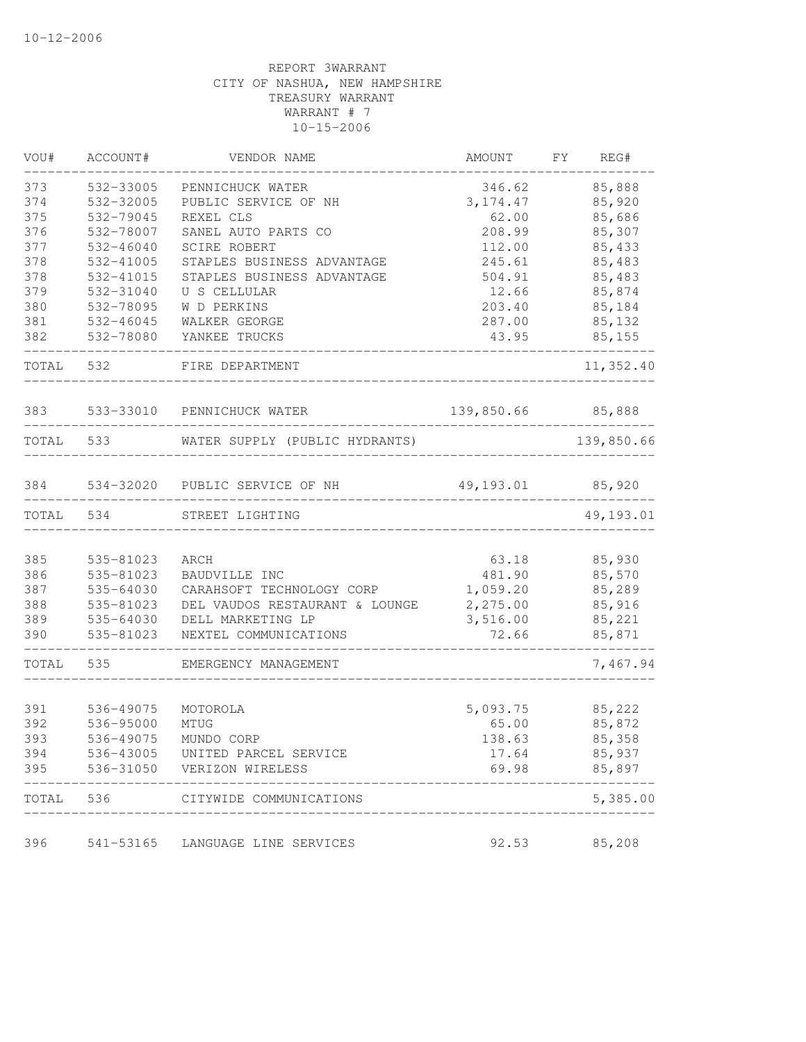10-12-2006

REPORT 3WARRANT
CITY OF NASHUA, NEW HAMPSHIRE
TREASURY WARRANT
WARRANT # 7
10-15-2006

| VOU# | ACCOUNT# | VENDOR NAME | AMOUNT | FY | REG# |
|---|---|---|---|---|---|
| 373 | 532-33005 | PENNICHUCK WATER | 346.62 | | 85,888 |
| 374 | 532-32005 | PUBLIC SERVICE OF NH | 3,174.47 | | 85,920 |
| 375 | 532-79045 | REXEL CLS | 62.00 | | 85,686 |
| 376 | 532-78007 | SANEL AUTO PARTS CO | 208.99 | | 85,307 |
| 377 | 532-46040 | SCIRE ROBERT | 112.00 | | 85,433 |
| 378 | 532-41005 | STAPLES BUSINESS ADVANTAGE | 245.61 | | 85,483 |
| 378 | 532-41015 | STAPLES BUSINESS ADVANTAGE | 504.91 | | 85,483 |
| 379 | 532-31040 | U S CELLULAR | 12.66 | | 85,874 |
| 380 | 532-78095 | W D PERKINS | 203.40 | | 85,184 |
| 381 | 532-46045 | WALKER GEORGE | 287.00 | | 85,132 |
| 382 | 532-78080 | YANKEE TRUCKS | 43.95 | | 85,155 |
| TOTAL | 532 | FIRE DEPARTMENT | | | 11,352.40 |
| 383 | 533-33010 | PENNICHUCK WATER | 139,850.66 | | 85,888 |
| TOTAL | 533 | WATER SUPPLY (PUBLIC HYDRANTS) | | | 139,850.66 |
| 384 | 534-32020 | PUBLIC SERVICE OF NH | 49,193.01 | | 85,920 |
| TOTAL | 534 | STREET LIGHTING | | | 49,193.01 |
| 385 | 535-81023 | ARCH | 63.18 | | 85,930 |
| 386 | 535-81023 | BAUDVILLE INC | 481.90 | | 85,570 |
| 387 | 535-64030 | CARAHSOFT TECHNOLOGY CORP | 1,059.20 | | 85,289 |
| 388 | 535-81023 | DEL VAUDOS RESTAURANT & LOUNGE | 2,275.00 | | 85,916 |
| 389 | 535-64030 | DELL MARKETING LP | 3,516.00 | | 85,221 |
| 390 | 535-81023 | NEXTEL COMMUNICATIONS | 72.66 | | 85,871 |
| TOTAL | 535 | EMERGENCY MANAGEMENT | | | 7,467.94 |
| 391 | 536-49075 | MOTOROLA | 5,093.75 | | 85,222 |
| 392 | 536-95000 | MTUG | 65.00 | | 85,872 |
| 393 | 536-49075 | MUNDO CORP | 138.63 | | 85,358 |
| 394 | 536-43005 | UNITED PARCEL SERVICE | 17.64 | | 85,937 |
| 395 | 536-31050 | VERIZON WIRELESS | 69.98 | | 85,897 |
| TOTAL | 536 | CITYWIDE COMMUNICATIONS | | | 5,385.00 |
| 396 | 541-53165 | LANGUAGE LINE SERVICES | 92.53 | | 85,208 |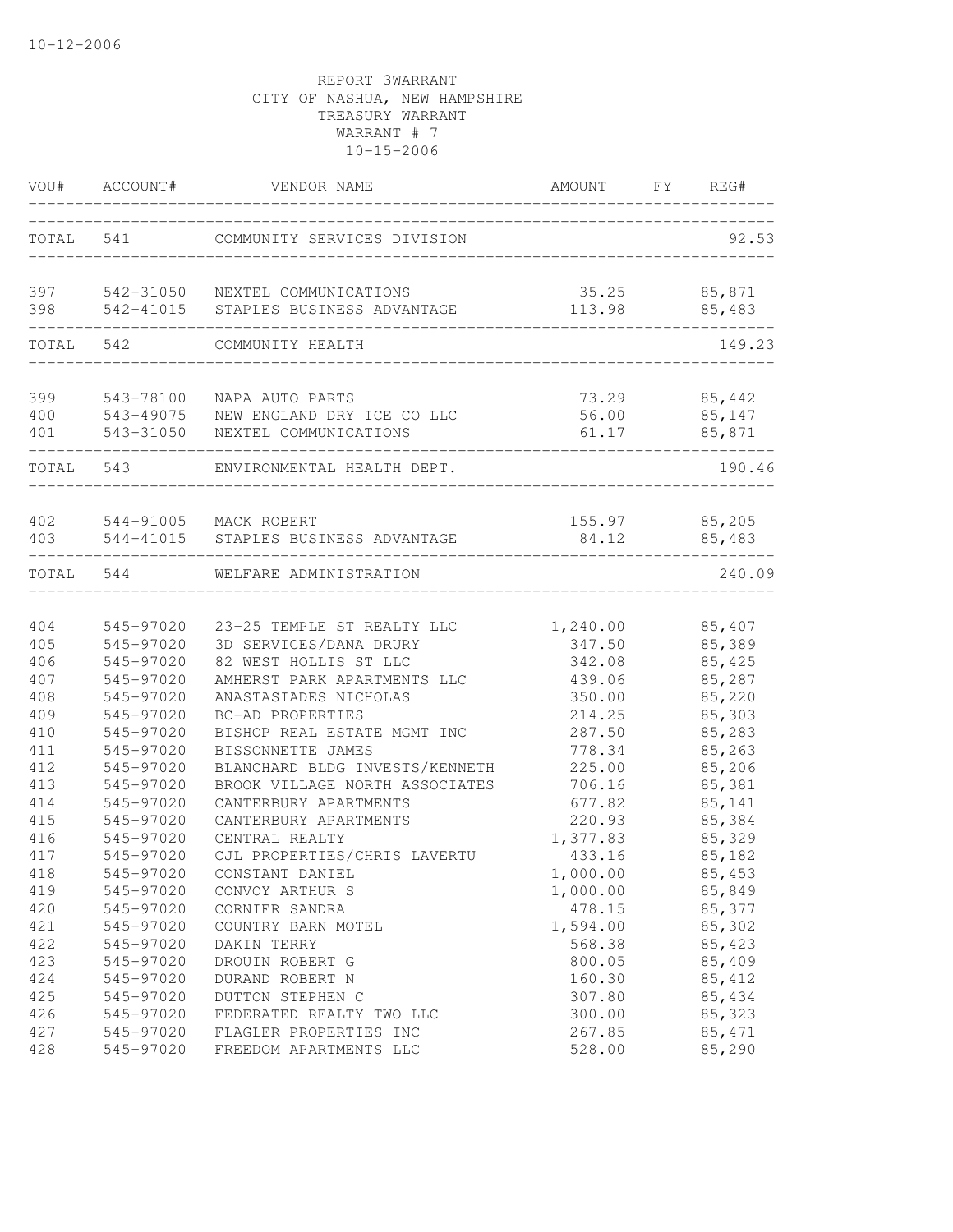10-12-2006

REPORT 3WARRANT
CITY OF NASHUA, NEW HAMPSHIRE
TREASURY WARRANT
WARRANT # 7
10-15-2006

| VOU# | ACCOUNT# | VENDOR NAME | AMOUNT | FY | REG# |
|---|---|---|---|---|---|
| TOTAL | 541 | COMMUNITY SERVICES DIVISION | | | 92.53 |
| 397 | 542-31050 | NEXTEL COMMUNICATIONS | 35.25 | | 85,871 |
| 398 | 542-41015 | STAPLES BUSINESS ADVANTAGE | 113.98 | | 85,483 |
| TOTAL | 542 | COMMUNITY HEALTH | | | 149.23 |
| 399 | 543-78100 | NAPA AUTO PARTS | 73.29 | | 85,442 |
| 400 | 543-49075 | NEW ENGLAND DRY ICE CO LLC | 56.00 | | 85,147 |
| 401 | 543-31050 | NEXTEL COMMUNICATIONS | 61.17 | | 85,871 |
| TOTAL | 543 | ENVIRONMENTAL HEALTH DEPT. | | | 190.46 |
| 402 | 544-91005 | MACK ROBERT | 155.97 | | 85,205 |
| 403 | 544-41015 | STAPLES BUSINESS ADVANTAGE | 84.12 | | 85,483 |
| TOTAL | 544 | WELFARE ADMINISTRATION | | | 240.09 |
| 404 | 545-97020 | 23-25 TEMPLE ST REALTY LLC | 1,240.00 | | 85,407 |
| 405 | 545-97020 | 3D SERVICES/DANA DRURY | 347.50 | | 85,389 |
| 406 | 545-97020 | 82 WEST HOLLIS ST LLC | 342.08 | | 85,425 |
| 407 | 545-97020 | AMHERST PARK APARTMENTS LLC | 439.06 | | 85,287 |
| 408 | 545-97020 | ANASTASIADES NICHOLAS | 350.00 | | 85,220 |
| 409 | 545-97020 | BC-AD PROPERTIES | 214.25 | | 85,303 |
| 410 | 545-97020 | BISHOP REAL ESTATE MGMT INC | 287.50 | | 85,283 |
| 411 | 545-97020 | BISSONNETTE JAMES | 778.34 | | 85,263 |
| 412 | 545-97020 | BLANCHARD BLDG INVESTS/KENNETH | 225.00 | | 85,206 |
| 413 | 545-97020 | BROOK VILLAGE NORTH ASSOCIATES | 706.16 | | 85,381 |
| 414 | 545-97020 | CANTERBURY APARTMENTS | 677.82 | | 85,141 |
| 415 | 545-97020 | CANTERBURY APARTMENTS | 220.93 | | 85,384 |
| 416 | 545-97020 | CENTRAL REALTY | 1,377.83 | | 85,329 |
| 417 | 545-97020 | CJL PROPERTIES/CHRIS LAVERTU | 433.16 | | 85,182 |
| 418 | 545-97020 | CONSTANT DANIEL | 1,000.00 | | 85,453 |
| 419 | 545-97020 | CONVOY ARTHUR S | 1,000.00 | | 85,849 |
| 420 | 545-97020 | CORNIER SANDRA | 478.15 | | 85,377 |
| 421 | 545-97020 | COUNTRY BARN MOTEL | 1,594.00 | | 85,302 |
| 422 | 545-97020 | DAKIN TERRY | 568.38 | | 85,423 |
| 423 | 545-97020 | DROUIN ROBERT G | 800.05 | | 85,409 |
| 424 | 545-97020 | DURAND ROBERT N | 160.30 | | 85,412 |
| 425 | 545-97020 | DUTTON STEPHEN C | 307.80 | | 85,434 |
| 426 | 545-97020 | FEDERATED REALTY TWO LLC | 300.00 | | 85,323 |
| 427 | 545-97020 | FLAGLER PROPERTIES INC | 267.85 | | 85,471 |
| 428 | 545-97020 | FREEDOM APARTMENTS LLC | 528.00 | | 85,290 |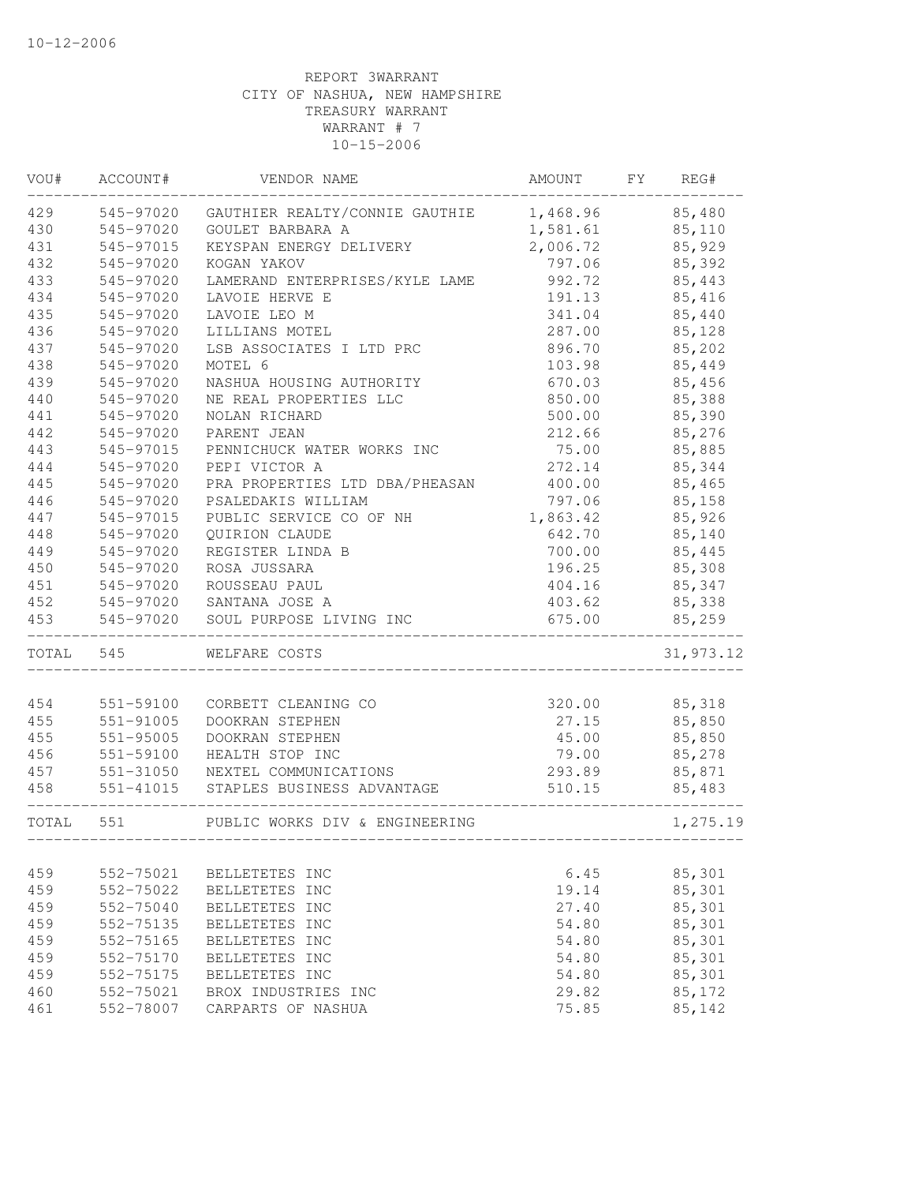10-12-2006

REPORT 3WARRANT
CITY OF NASHUA, NEW HAMPSHIRE
TREASURY WARRANT
WARRANT # 7
10-15-2006

| VOU# | ACCOUNT# | VENDOR NAME | AMOUNT | FY | REG# |
|---|---|---|---|---|---|
| 429 | 545-97020 | GAUTHIER REALTY/CONNIE GAUTHIE | 1,468.96 | | 85,480 |
| 430 | 545-97020 | GOULET BARBARA A | 1,581.61 | | 85,110 |
| 431 | 545-97015 | KEYSPAN ENERGY DELIVERY | 2,006.72 | | 85,929 |
| 432 | 545-97020 | KOGAN YAKOV | 797.06 | | 85,392 |
| 433 | 545-97020 | LAMERAND ENTERPRISES/KYLE LAME | 992.72 | | 85,443 |
| 434 | 545-97020 | LAVOIE HERVE E | 191.13 | | 85,416 |
| 435 | 545-97020 | LAVOIE LEO M | 341.04 | | 85,440 |
| 436 | 545-97020 | LILLIANS MOTEL | 287.00 | | 85,128 |
| 437 | 545-97020 | LSB ASSOCIATES I LTD PRC | 896.70 | | 85,202 |
| 438 | 545-97020 | MOTEL 6 | 103.98 | | 85,449 |
| 439 | 545-97020 | NASHUA HOUSING AUTHORITY | 670.03 | | 85,456 |
| 440 | 545-97020 | NE REAL PROPERTIES LLC | 850.00 | | 85,388 |
| 441 | 545-97020 | NOLAN RICHARD | 500.00 | | 85,390 |
| 442 | 545-97020 | PARENT JEAN | 212.66 | | 85,276 |
| 443 | 545-97015 | PENNICHUCK WATER WORKS INC | 75.00 | | 85,885 |
| 444 | 545-97020 | PEPI VICTOR A | 272.14 | | 85,344 |
| 445 | 545-97020 | PRA PROPERTIES LTD DBA/PHEASAN | 400.00 | | 85,465 |
| 446 | 545-97020 | PSALEDAKIS WILLIAM | 797.06 | | 85,158 |
| 447 | 545-97015 | PUBLIC SERVICE CO OF NH | 1,863.42 | | 85,926 |
| 448 | 545-97020 | QUIRION CLAUDE | 642.70 | | 85,140 |
| 449 | 545-97020 | REGISTER LINDA B | 700.00 | | 85,445 |
| 450 | 545-97020 | ROSA JUSSARA | 196.25 | | 85,308 |
| 451 | 545-97020 | ROUSSEAU PAUL | 404.16 | | 85,347 |
| 452 | 545-97020 | SANTANA JOSE A | 403.62 | | 85,338 |
| 453 | 545-97020 | SOUL PURPOSE LIVING INC | 675.00 | | 85,259 |
| TOTAL | 545 | WELFARE COSTS | | | 31,973.12 |
| 454 | 551-59100 | CORBETT CLEANING CO | 320.00 | | 85,318 |
| 455 | 551-91005 | DOOKRAN STEPHEN | 27.15 | | 85,850 |
| 455 | 551-95005 | DOOKRAN STEPHEN | 45.00 | | 85,850 |
| 456 | 551-59100 | HEALTH STOP INC | 79.00 | | 85,278 |
| 457 | 551-31050 | NEXTEL COMMUNICATIONS | 293.89 | | 85,871 |
| 458 | 551-41015 | STAPLES BUSINESS ADVANTAGE | 510.15 | | 85,483 |
| TOTAL | 551 | PUBLIC WORKS DIV & ENGINEERING | | | 1,275.19 |
| 459 | 552-75021 | BELLETETES INC | 6.45 | | 85,301 |
| 459 | 552-75022 | BELLETETES INC | 19.14 | | 85,301 |
| 459 | 552-75040 | BELLETETES INC | 27.40 | | 85,301 |
| 459 | 552-75135 | BELLETETES INC | 54.80 | | 85,301 |
| 459 | 552-75165 | BELLETETES INC | 54.80 | | 85,301 |
| 459 | 552-75170 | BELLETETES INC | 54.80 | | 85,301 |
| 459 | 552-75175 | BELLETETES INC | 54.80 | | 85,301 |
| 460 | 552-75021 | BROX INDUSTRIES INC | 29.82 | | 85,172 |
| 461 | 552-78007 | CARPARTS OF NASHUA | 75.85 | | 85,142 |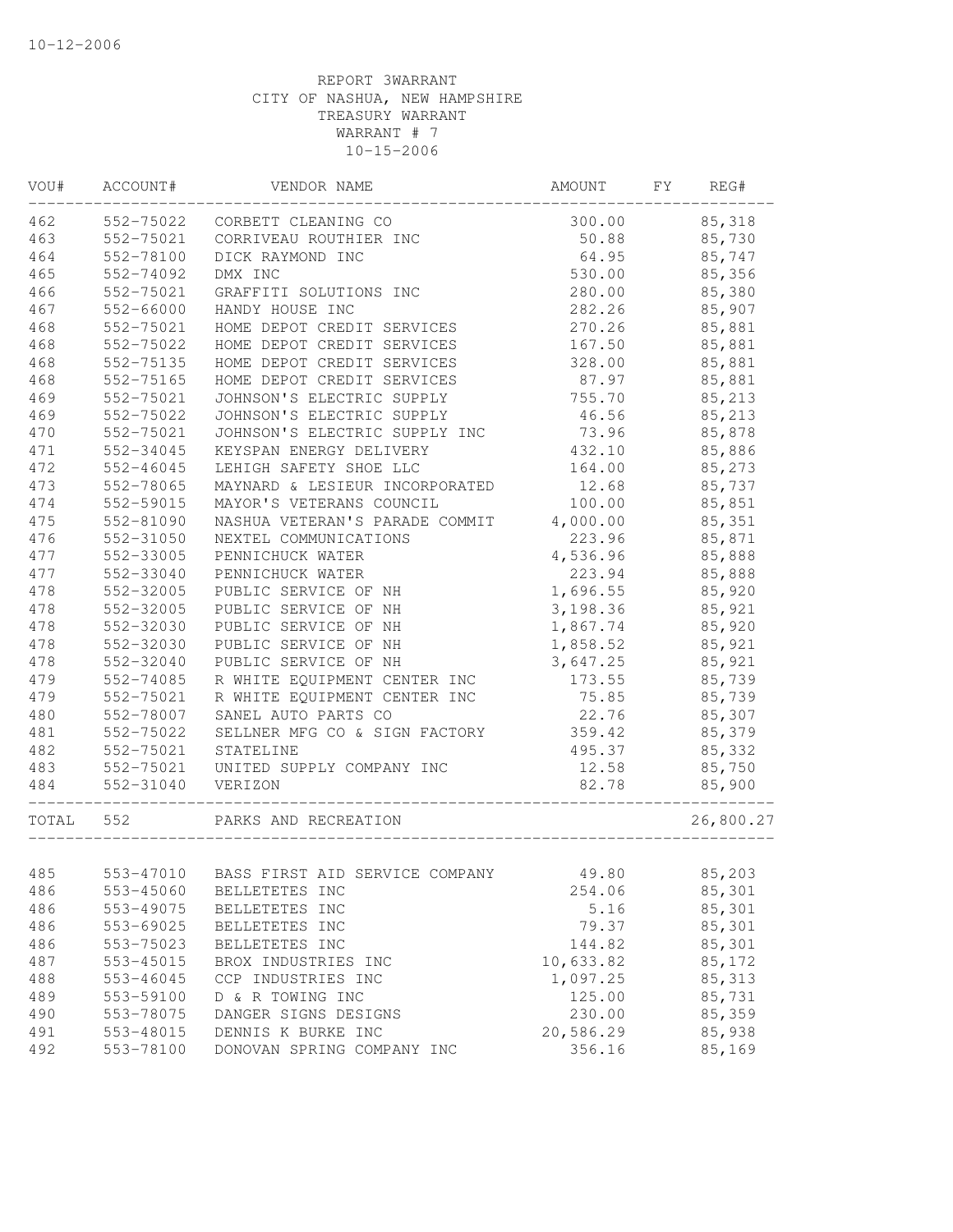10-12-2006

REPORT 3WARRANT
CITY OF NASHUA, NEW HAMPSHIRE
TREASURY WARRANT
WARRANT # 7
10-15-2006

| VOU# | ACCOUNT# | VENDOR NAME | AMOUNT | FY | REG# |
|---|---|---|---|---|---|
| 462 | 552-75022 | CORBETT CLEANING CO | 300.00 | | 85,318 |
| 463 | 552-75021 | CORRIVEAU ROUTHIER INC | 50.88 | | 85,730 |
| 464 | 552-78100 | DICK RAYMOND INC | 64.95 | | 85,747 |
| 465 | 552-74092 | DMX INC | 530.00 | | 85,356 |
| 466 | 552-75021 | GRAFFITI SOLUTIONS INC | 280.00 | | 85,380 |
| 467 | 552-66000 | HANDY HOUSE INC | 282.26 | | 85,907 |
| 468 | 552-75021 | HOME DEPOT CREDIT SERVICES | 270.26 | | 85,881 |
| 468 | 552-75022 | HOME DEPOT CREDIT SERVICES | 167.50 | | 85,881 |
| 468 | 552-75135 | HOME DEPOT CREDIT SERVICES | 328.00 | | 85,881 |
| 468 | 552-75165 | HOME DEPOT CREDIT SERVICES | 87.97 | | 85,881 |
| 469 | 552-75021 | JOHNSON'S ELECTRIC SUPPLY | 755.70 | | 85,213 |
| 469 | 552-75022 | JOHNSON'S ELECTRIC SUPPLY | 46.56 | | 85,213 |
| 470 | 552-75021 | JOHNSON'S ELECTRIC SUPPLY INC | 73.96 | | 85,878 |
| 471 | 552-34045 | KEYSPAN ENERGY DELIVERY | 432.10 | | 85,886 |
| 472 | 552-46045 | LEHIGH SAFETY SHOE LLC | 164.00 | | 85,273 |
| 473 | 552-78065 | MAYNARD & LESIEUR INCORPORATED | 12.68 | | 85,737 |
| 474 | 552-59015 | MAYOR'S VETERANS COUNCIL | 100.00 | | 85,851 |
| 475 | 552-81090 | NASHUA VETERAN'S PARADE COMMIT | 4,000.00 | | 85,351 |
| 476 | 552-31050 | NEXTEL COMMUNICATIONS | 223.96 | | 85,871 |
| 477 | 552-33005 | PENNICHUCK WATER | 4,536.96 | | 85,888 |
| 477 | 552-33040 | PENNICHUCK WATER | 223.94 | | 85,888 |
| 478 | 552-32005 | PUBLIC SERVICE OF NH | 1,696.55 | | 85,920 |
| 478 | 552-32005 | PUBLIC SERVICE OF NH | 3,198.36 | | 85,921 |
| 478 | 552-32030 | PUBLIC SERVICE OF NH | 1,867.74 | | 85,920 |
| 478 | 552-32030 | PUBLIC SERVICE OF NH | 1,858.52 | | 85,921 |
| 478 | 552-32040 | PUBLIC SERVICE OF NH | 3,647.25 | | 85,921 |
| 479 | 552-74085 | R WHITE EQUIPMENT CENTER INC | 173.55 | | 85,739 |
| 479 | 552-75021 | R WHITE EQUIPMENT CENTER INC | 75.85 | | 85,739 |
| 480 | 552-78007 | SANEL AUTO PARTS CO | 22.76 | | 85,307 |
| 481 | 552-75022 | SELLNER MFG CO & SIGN FACTORY | 359.42 | | 85,379 |
| 482 | 552-75021 | STATELINE | 495.37 | | 85,332 |
| 483 | 552-75021 | UNITED SUPPLY COMPANY INC | 12.58 | | 85,750 |
| 484 | 552-31040 | VERIZON | 82.78 | | 85,900 |
| TOTAL | 552 | PARKS AND RECREATION | | | 26,800.27 |
| 485 | 553-47010 | BASS FIRST AID SERVICE COMPANY | 49.80 | | 85,203 |
| 486 | 553-45060 | BELLETETES INC | 254.06 | | 85,301 |
| 486 | 553-49075 | BELLETETES INC | 5.16 | | 85,301 |
| 486 | 553-69025 | BELLETETES INC | 79.37 | | 85,301 |
| 486 | 553-75023 | BELLETETES INC | 144.82 | | 85,301 |
| 487 | 553-45015 | BROX INDUSTRIES INC | 10,633.82 | | 85,172 |
| 488 | 553-46045 | CCP INDUSTRIES INC | 1,097.25 | | 85,313 |
| 489 | 553-59100 | D & R TOWING INC | 125.00 | | 85,731 |
| 490 | 553-78075 | DANGER SIGNS DESIGNS | 230.00 | | 85,359 |
| 491 | 553-48015 | DENNIS K BURKE INC | 20,586.29 | | 85,938 |
| 492 | 553-78100 | DONOVAN SPRING COMPANY INC | 356.16 | | 85,169 |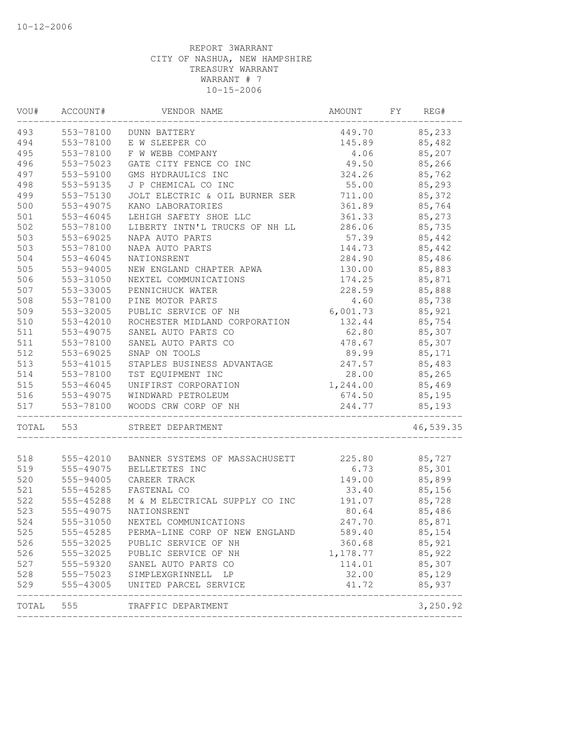10-12-2006

REPORT 3WARRANT
CITY OF NASHUA, NEW HAMPSHIRE
TREASURY WARRANT
WARRANT # 7
10-15-2006

| VOU# | ACCOUNT# | VENDOR NAME | AMOUNT | FY | REG# |
|---|---|---|---|---|---|
| 493 | 553-78100 | DUNN BATTERY | 449.70 | | 85,233 |
| 494 | 553-78100 | E W SLEEPER CO | 145.89 | | 85,482 |
| 495 | 553-78100 | F W WEBB COMPANY | 4.06 | | 85,207 |
| 496 | 553-75023 | GATE CITY FENCE CO INC | 49.50 | | 85,266 |
| 497 | 553-59100 | GMS HYDRAULICS INC | 324.26 | | 85,762 |
| 498 | 553-59135 | J P CHEMICAL CO INC | 55.00 | | 85,293 |
| 499 | 553-75130 | JOLT ELECTRIC & OIL BURNER SER | 711.00 | | 85,372 |
| 500 | 553-49075 | KANO LABORATORIES | 361.89 | | 85,764 |
| 501 | 553-46045 | LEHIGH SAFETY SHOE LLC | 361.33 | | 85,273 |
| 502 | 553-78100 | LIBERTY INTN'L TRUCKS OF NH LL | 286.06 | | 85,735 |
| 503 | 553-69025 | NAPA AUTO PARTS | 57.39 | | 85,442 |
| 503 | 553-78100 | NAPA AUTO PARTS | 144.73 | | 85,442 |
| 504 | 553-46045 | NATIONSRENT | 284.90 | | 85,486 |
| 505 | 553-94005 | NEW ENGLAND CHAPTER APWA | 130.00 | | 85,883 |
| 506 | 553-31050 | NEXTEL COMMUNICATIONS | 174.25 | | 85,871 |
| 507 | 553-33005 | PENNICHUCK WATER | 228.59 | | 85,888 |
| 508 | 553-78100 | PINE MOTOR PARTS | 4.60 | | 85,738 |
| 509 | 553-32005 | PUBLIC SERVICE OF NH | 6,001.73 | | 85,921 |
| 510 | 553-42010 | ROCHESTER MIDLAND CORPORATION | 132.44 | | 85,754 |
| 511 | 553-49075 | SANEL AUTO PARTS CO | 62.80 | | 85,307 |
| 511 | 553-78100 | SANEL AUTO PARTS CO | 478.67 | | 85,307 |
| 512 | 553-69025 | SNAP ON TOOLS | 89.99 | | 85,171 |
| 513 | 553-41015 | STAPLES BUSINESS ADVANTAGE | 247.57 | | 85,483 |
| 514 | 553-78100 | TST EQUIPMENT INC | 28.00 | | 85,265 |
| 515 | 553-46045 | UNIFIRST CORPORATION | 1,244.00 | | 85,469 |
| 516 | 553-49075 | WINDWARD PETROLEUM | 674.50 | | 85,195 |
| 517 | 553-78100 | WOODS CRW CORP OF NH | 244.77 | | 85,193 |
| TOTAL | 553 | STREET DEPARTMENT | | | 46,539.35 |
| 518 | 555-42010 | BANNER SYSTEMS OF MASSACHUSETT | 225.80 | | 85,727 |
| 519 | 555-49075 | BELLETETES INC | 6.73 | | 85,301 |
| 520 | 555-94005 | CAREER TRACK | 149.00 | | 85,899 |
| 521 | 555-45285 | FASTENAL CO | 33.40 | | 85,156 |
| 522 | 555-45288 | M & M ELECTRICAL SUPPLY CO INC | 191.07 | | 85,728 |
| 523 | 555-49075 | NATIONSRENT | 80.64 | | 85,486 |
| 524 | 555-31050 | NEXTEL COMMUNICATIONS | 247.70 | | 85,871 |
| 525 | 555-45285 | PERMA-LINE CORP OF NEW ENGLAND | 589.40 | | 85,154 |
| 526 | 555-32025 | PUBLIC SERVICE OF NH | 360.68 | | 85,921 |
| 526 | 555-32025 | PUBLIC SERVICE OF NH | 1,178.77 | | 85,922 |
| 527 | 555-59320 | SANEL AUTO PARTS CO | 114.01 | | 85,307 |
| 528 | 555-75023 | SIMPLEXGRINNELL LP | 32.00 | | 85,129 |
| 529 | 555-43005 | UNITED PARCEL SERVICE | 41.72 | | 85,937 |
| TOTAL | 555 | TRAFFIC DEPARTMENT | | | 3,250.92 |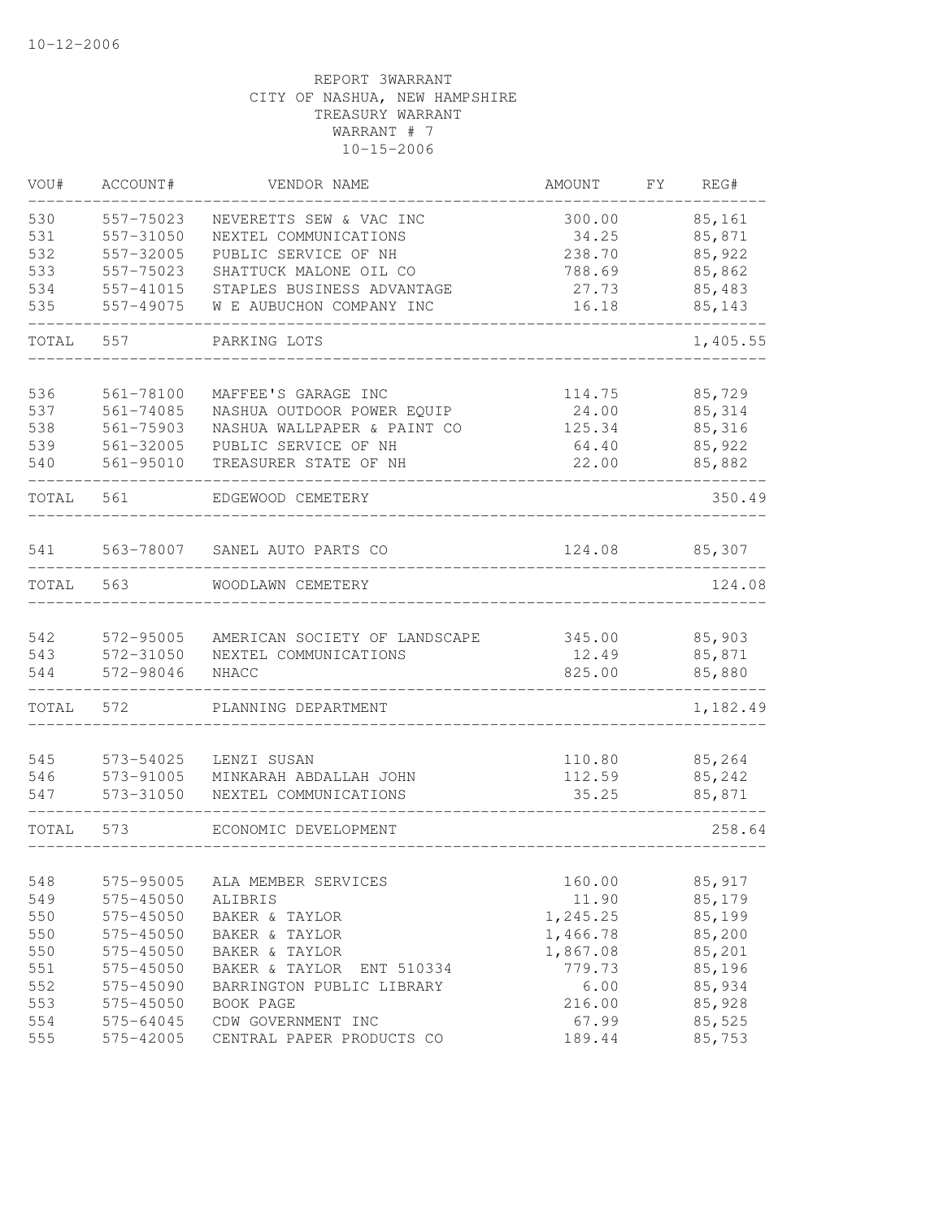10-12-2006

REPORT 3WARRANT
CITY OF NASHUA, NEW HAMPSHIRE
TREASURY WARRANT
WARRANT # 7
10-15-2006

| VOU# | ACCOUNT# | VENDOR NAME | AMOUNT | FY | REG# |
|---|---|---|---|---|---|
| 530 | 557-75023 | NEVERETTS SEW & VAC INC | 300.00 | | 85,161 |
| 531 | 557-31050 | NEXTEL COMMUNICATIONS | 34.25 | | 85,871 |
| 532 | 557-32005 | PUBLIC SERVICE OF NH | 238.70 | | 85,922 |
| 533 | 557-75023 | SHATTUCK MALONE OIL CO | 788.69 | | 85,862 |
| 534 | 557-41015 | STAPLES BUSINESS ADVANTAGE | 27.73 | | 85,483 |
| 535 | 557-49075 | W E AUBUCHON COMPANY INC | 16.18 | | 85,143 |
| TOTAL | 557 | PARKING LOTS | | | 1,405.55 |
| 536 | 561-78100 | MAFFEE'S GARAGE INC | 114.75 | | 85,729 |
| 537 | 561-74085 | NASHUA OUTDOOR POWER EQUIP | 24.00 | | 85,314 |
| 538 | 561-75903 | NASHUA WALLPAPER & PAINT CO | 125.34 | | 85,316 |
| 539 | 561-32005 | PUBLIC SERVICE OF NH | 64.40 | | 85,922 |
| 540 | 561-95010 | TREASURER STATE OF NH | 22.00 | | 85,882 |
| TOTAL | 561 | EDGEWOOD CEMETERY | | | 350.49 |
| 541 | 563-78007 | SANEL AUTO PARTS CO | 124.08 | | 85,307 |
| TOTAL | 563 | WOODLAWN CEMETERY | | | 124.08 |
| 542 | 572-95005 | AMERICAN SOCIETY OF LANDSCAPE | 345.00 | | 85,903 |
| 543 | 572-31050 | NEXTEL COMMUNICATIONS | 12.49 | | 85,871 |
| 544 | 572-98046 | NHACC | 825.00 | | 85,880 |
| TOTAL | 572 | PLANNING DEPARTMENT | | | 1,182.49 |
| 545 | 573-54025 | LENZI SUSAN | 110.80 | | 85,264 |
| 546 | 573-91005 | MINKARAH ABDALLAH JOHN | 112.59 | | 85,242 |
| 547 | 573-31050 | NEXTEL COMMUNICATIONS | 35.25 | | 85,871 |
| TOTAL | 573 | ECONOMIC DEVELOPMENT | | | 258.64 |
| 548 | 575-95005 | ALA MEMBER SERVICES | 160.00 | | 85,917 |
| 549 | 575-45050 | ALIBRIS | 11.90 | | 85,179 |
| 550 | 575-45050 | BAKER & TAYLOR | 1,245.25 | | 85,199 |
| 550 | 575-45050 | BAKER & TAYLOR | 1,466.78 | | 85,200 |
| 550 | 575-45050 | BAKER & TAYLOR | 1,867.08 | | 85,201 |
| 551 | 575-45050 | BAKER & TAYLOR ENT 510334 | 779.73 | | 85,196 |
| 552 | 575-45090 | BARRINGTON PUBLIC LIBRARY | 6.00 | | 85,934 |
| 553 | 575-45050 | BOOK PAGE | 216.00 | | 85,928 |
| 554 | 575-64045 | CDW GOVERNMENT INC | 67.99 | | 85,525 |
| 555 | 575-42005 | CENTRAL PAPER PRODUCTS CO | 189.44 | | 85,753 |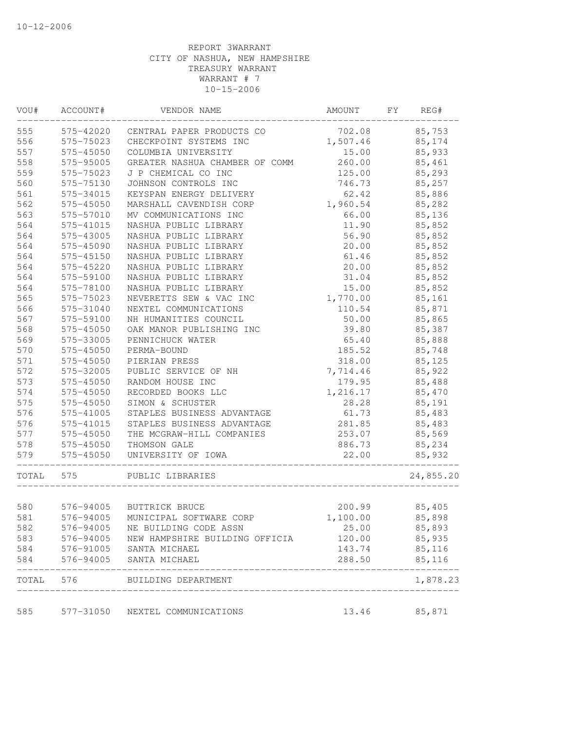10-12-2006

REPORT 3WARRANT
CITY OF NASHUA, NEW HAMPSHIRE
TREASURY WARRANT
WARRANT # 7
10-15-2006

| VOU# | ACCOUNT# | VENDOR NAME | AMOUNT | FY | REG# |
|---|---|---|---|---|---|
| 555 | 575-42020 | CENTRAL PAPER PRODUCTS CO | 702.08 | | 85,753 |
| 556 | 575-75023 | CHECKPOINT SYSTEMS INC | 1,507.46 | | 85,174 |
| 557 | 575-45050 | COLUMBIA UNIVERSITY | 15.00 | | 85,933 |
| 558 | 575-95005 | GREATER NASHUA CHAMBER OF COMM | 260.00 | | 85,461 |
| 559 | 575-75023 | J P CHEMICAL CO INC | 125.00 | | 85,293 |
| 560 | 575-75130 | JOHNSON CONTROLS INC | 746.73 | | 85,257 |
| 561 | 575-34015 | KEYSPAN ENERGY DELIVERY | 62.42 | | 85,886 |
| 562 | 575-45050 | MARSHALL CAVENDISH CORP | 1,960.54 | | 85,282 |
| 563 | 575-57010 | MV COMMUNICATIONS INC | 66.00 | | 85,136 |
| 564 | 575-41015 | NASHUA PUBLIC LIBRARY | 11.90 | | 85,852 |
| 564 | 575-43005 | NASHUA PUBLIC LIBRARY | 56.90 | | 85,852 |
| 564 | 575-45090 | NASHUA PUBLIC LIBRARY | 20.00 | | 85,852 |
| 564 | 575-45150 | NASHUA PUBLIC LIBRARY | 61.46 | | 85,852 |
| 564 | 575-45220 | NASHUA PUBLIC LIBRARY | 20.00 | | 85,852 |
| 564 | 575-59100 | NASHUA PUBLIC LIBRARY | 31.04 | | 85,852 |
| 564 | 575-78100 | NASHUA PUBLIC LIBRARY | 15.00 | | 85,852 |
| 565 | 575-75023 | NEVERETTS SEW & VAC INC | 1,770.00 | | 85,161 |
| 566 | 575-31040 | NEXTEL COMMUNICATIONS | 110.54 | | 85,871 |
| 567 | 575-59100 | NH HUMANITIES COUNCIL | 50.00 | | 85,865 |
| 568 | 575-45050 | OAK MANOR PUBLISHING INC | 39.80 | | 85,387 |
| 569 | 575-33005 | PENNICHUCK WATER | 65.40 | | 85,888 |
| 570 | 575-45050 | PERMA-BOUND | 185.52 | | 85,748 |
| 571 | 575-45050 | PIERIAN PRESS | 318.00 | | 85,125 |
| 572 | 575-32005 | PUBLIC SERVICE OF NH | 7,714.46 | | 85,922 |
| 573 | 575-45050 | RANDOM HOUSE INC | 179.95 | | 85,488 |
| 574 | 575-45050 | RECORDED BOOKS LLC | 1,216.17 | | 85,470 |
| 575 | 575-45050 | SIMON & SCHUSTER | 28.28 | | 85,191 |
| 576 | 575-41005 | STAPLES BUSINESS ADVANTAGE | 61.73 | | 85,483 |
| 576 | 575-41015 | STAPLES BUSINESS ADVANTAGE | 281.85 | | 85,483 |
| 577 | 575-45050 | THE MCGRAW-HILL COMPANIES | 253.07 | | 85,569 |
| 578 | 575-45050 | THOMSON GALE | 886.73 | | 85,234 |
| 579 | 575-45050 | UNIVERSITY OF IOWA | 22.00 | | 85,932 |
| TOTAL | 575 | PUBLIC LIBRARIES | | | 24,855.20 |
| 580 | 576-94005 | BUTTRICK BRUCE | 200.99 | | 85,405 |
| 581 | 576-94005 | MUNICIPAL SOFTWARE CORP | 1,100.00 | | 85,898 |
| 582 | 576-94005 | NE BUILDING CODE ASSN | 25.00 | | 85,893 |
| 583 | 576-94005 | NEW HAMPSHIRE BUILDING OFFICIA | 120.00 | | 85,935 |
| 584 | 576-91005 | SANTA MICHAEL | 143.74 | | 85,116 |
| 584 | 576-94005 | SANTA MICHAEL | 288.50 | | 85,116 |
| TOTAL | 576 | BUILDING DEPARTMENT | | | 1,878.23 |
| 585 | 577-31050 | NEXTEL COMMUNICATIONS | 13.46 | | 85,871 |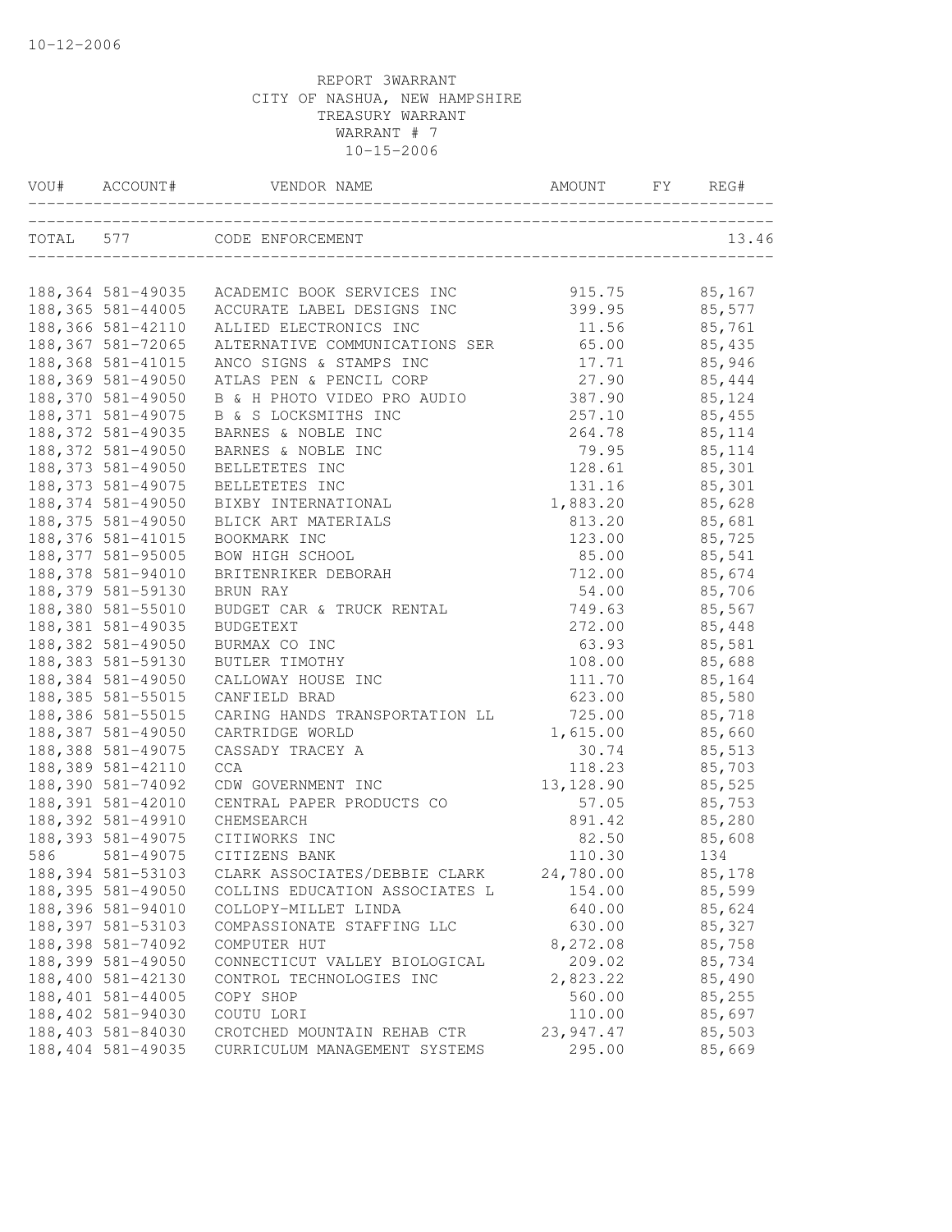10-12-2006

REPORT 3WARRANT
CITY OF NASHUA, NEW HAMPSHIRE
TREASURY WARRANT
WARRANT # 7
10-15-2006

| VOU# | ACCOUNT# | VENDOR NAME | AMOUNT | FY | REG# |
|---|---|---|---|---|---|
| TOTAL | 577 | CODE ENFORCEMENT | | | 13.46 |
| 188,364 | 581-49035 | ACADEMIC BOOK SERVICES INC | 915.75 | | 85,167 |
| 188,365 | 581-44005 | ACCURATE LABEL DESIGNS INC | 399.95 | | 85,577 |
| 188,366 | 581-42110 | ALLIED ELECTRONICS INC | 11.56 | | 85,761 |
| 188,367 | 581-72065 | ALTERNATIVE COMMUNICATIONS SER | 65.00 | | 85,435 |
| 188,368 | 581-41015 | ANCO SIGNS & STAMPS INC | 17.71 | | 85,946 |
| 188,369 | 581-49050 | ATLAS PEN & PENCIL CORP | 27.90 | | 85,444 |
| 188,370 | 581-49050 | B & H PHOTO VIDEO PRO AUDIO | 387.90 | | 85,124 |
| 188,371 | 581-49075 | B & S LOCKSMITHS INC | 257.10 | | 85,455 |
| 188,372 | 581-49035 | BARNES & NOBLE INC | 264.78 | | 85,114 |
| 188,372 | 581-49050 | BARNES & NOBLE INC | 79.95 | | 85,114 |
| 188,373 | 581-49050 | BELLETETES INC | 128.61 | | 85,301 |
| 188,373 | 581-49075 | BELLETETES INC | 131.16 | | 85,301 |
| 188,374 | 581-49050 | BIXBY INTERNATIONAL | 1,883.20 | | 85,628 |
| 188,375 | 581-49050 | BLICK ART MATERIALS | 813.20 | | 85,681 |
| 188,376 | 581-41015 | BOOKMARK INC | 123.00 | | 85,725 |
| 188,377 | 581-95005 | BOW HIGH SCHOOL | 85.00 | | 85,541 |
| 188,378 | 581-94010 | BRITENRIKER DEBORAH | 712.00 | | 85,674 |
| 188,379 | 581-59130 | BRUN RAY | 54.00 | | 85,706 |
| 188,380 | 581-55010 | BUDGET CAR & TRUCK RENTAL | 749.63 | | 85,567 |
| 188,381 | 581-49035 | BUDGETEXT | 272.00 | | 85,448 |
| 188,382 | 581-49050 | BURMAX CO INC | 63.93 | | 85,581 |
| 188,383 | 581-59130 | BUTLER TIMOTHY | 108.00 | | 85,688 |
| 188,384 | 581-49050 | CALLOWAY HOUSE INC | 111.70 | | 85,164 |
| 188,385 | 581-55015 | CANFIELD BRAD | 623.00 | | 85,580 |
| 188,386 | 581-55015 | CARING HANDS TRANSPORTATION LL | 725.00 | | 85,718 |
| 188,387 | 581-49050 | CARTRIDGE WORLD | 1,615.00 | | 85,660 |
| 188,388 | 581-49075 | CASSADY TRACEY A | 30.74 | | 85,513 |
| 188,389 | 581-42110 | CCA | 118.23 | | 85,703 |
| 188,390 | 581-74092 | CDW GOVERNMENT INC | 13,128.90 | | 85,525 |
| 188,391 | 581-42010 | CENTRAL PAPER PRODUCTS CO | 57.05 | | 85,753 |
| 188,392 | 581-49910 | CHEMSEARCH | 891.42 | | 85,280 |
| 188,393 | 581-49075 | CITIWORKS INC | 82.50 | | 85,608 |
| 586 | 581-49075 | CITIZENS BANK | 110.30 | | 134 |
| 188,394 | 581-53103 | CLARK ASSOCIATES/DEBBIE CLARK | 24,780.00 | | 85,178 |
| 188,395 | 581-49050 | COLLINS EDUCATION ASSOCIATES L | 154.00 | | 85,599 |
| 188,396 | 581-94010 | COLLOPY-MILLET LINDA | 640.00 | | 85,624 |
| 188,397 | 581-53103 | COMPASSIONATE STAFFING LLC | 630.00 | | 85,327 |
| 188,398 | 581-74092 | COMPUTER HUT | 8,272.08 | | 85,758 |
| 188,399 | 581-49050 | CONNECTICUT VALLEY BIOLOGICAL | 209.02 | | 85,734 |
| 188,400 | 581-42130 | CONTROL TECHNOLOGIES INC | 2,823.22 | | 85,490 |
| 188,401 | 581-44005 | COPY SHOP | 560.00 | | 85,255 |
| 188,402 | 581-94030 | COUTU LORI | 110.00 | | 85,697 |
| 188,403 | 581-84030 | CROTCHED MOUNTAIN REHAB CTR | 23,947.47 | | 85,503 |
| 188,404 | 581-49035 | CURRICULUM MANAGEMENT SYSTEMS | 295.00 | | 85,669 |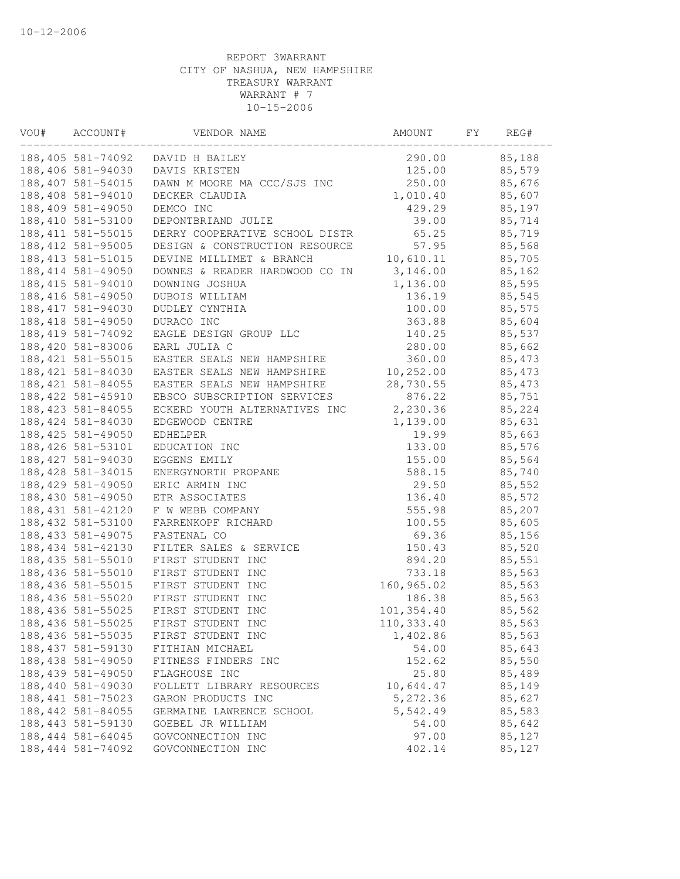10-12-2006

REPORT 3WARRANT
CITY OF NASHUA, NEW HAMPSHIRE
TREASURY WARRANT
WARRANT # 7
10-15-2006

| VOU# | ACCOUNT# | VENDOR NAME | AMOUNT | FY | REG# |
|---|---|---|---|---|---|
| 188,405 | 581-74092 | DAVID H BAILEY | 290.00 | | 85,188 |
| 188,406 | 581-94030 | DAVIS KRISTEN | 125.00 | | 85,579 |
| 188,407 | 581-54015 | DAWN M MOORE MA CCC/SJS INC | 250.00 | | 85,676 |
| 188,408 | 581-94010 | DECKER CLAUDIA | 1,010.40 | | 85,607 |
| 188,409 | 581-49050 | DEMCO INC | 429.29 | | 85,197 |
| 188,410 | 581-53100 | DEPONTBRIAND JULIE | 39.00 | | 85,714 |
| 188,411 | 581-55015 | DERRY COOPERATIVE SCHOOL DISTR | 65.25 | | 85,719 |
| 188,412 | 581-95005 | DESIGN & CONSTRUCTION RESOURCE | 57.95 | | 85,568 |
| 188,413 | 581-51015 | DEVINE MILLIMET & BRANCH | 10,610.11 | | 85,705 |
| 188,414 | 581-49050 | DOWNES & READER HARDWOOD CO IN | 3,146.00 | | 85,162 |
| 188,415 | 581-94010 | DOWNING JOSHUA | 1,136.00 | | 85,595 |
| 188,416 | 581-49050 | DUBOIS WILLIAM | 136.19 | | 85,545 |
| 188,417 | 581-94030 | DUDLEY CYNTHIA | 100.00 | | 85,575 |
| 188,418 | 581-49050 | DURACO INC | 363.88 | | 85,604 |
| 188,419 | 581-74092 | EAGLE DESIGN GROUP LLC | 140.25 | | 85,537 |
| 188,420 | 581-83006 | EARL JULIA C | 280.00 | | 85,662 |
| 188,421 | 581-55015 | EASTER SEALS NEW HAMPSHIRE | 360.00 | | 85,473 |
| 188,421 | 581-84030 | EASTER SEALS NEW HAMPSHIRE | 10,252.00 | | 85,473 |
| 188,421 | 581-84055 | EASTER SEALS NEW HAMPSHIRE | 28,730.55 | | 85,473 |
| 188,422 | 581-45910 | EBSCO SUBSCRIPTION SERVICES | 876.22 | | 85,751 |
| 188,423 | 581-84055 | ECKERD YOUTH ALTERNATIVES INC | 2,230.36 | | 85,224 |
| 188,424 | 581-84030 | EDGEWOOD CENTRE | 1,139.00 | | 85,631 |
| 188,425 | 581-49050 | EDHELPER | 19.99 | | 85,663 |
| 188,426 | 581-53101 | EDUCATION INC | 133.00 | | 85,576 |
| 188,427 | 581-94030 | EGGENS EMILY | 155.00 | | 85,564 |
| 188,428 | 581-34015 | ENERGYNORTH PROPANE | 588.15 | | 85,740 |
| 188,429 | 581-49050 | ERIC ARMIN INC | 29.50 | | 85,552 |
| 188,430 | 581-49050 | ETR ASSOCIATES | 136.40 | | 85,572 |
| 188,431 | 581-42120 | F W WEBB COMPANY | 555.98 | | 85,207 |
| 188,432 | 581-53100 | FARRENKOPF RICHARD | 100.55 | | 85,605 |
| 188,433 | 581-49075 | FASTENAL CO | 69.36 | | 85,156 |
| 188,434 | 581-42130 | FILTER SALES & SERVICE | 150.43 | | 85,520 |
| 188,435 | 581-55010 | FIRST STUDENT INC | 894.20 | | 85,551 |
| 188,436 | 581-55010 | FIRST STUDENT INC | 733.18 | | 85,563 |
| 188,436 | 581-55015 | FIRST STUDENT INC | 160,965.02 | | 85,563 |
| 188,436 | 581-55020 | FIRST STUDENT INC | 186.38 | | 85,563 |
| 188,436 | 581-55025 | FIRST STUDENT INC | 101,354.40 | | 85,562 |
| 188,436 | 581-55025 | FIRST STUDENT INC | 110,333.40 | | 85,563 |
| 188,436 | 581-55035 | FIRST STUDENT INC | 1,402.86 | | 85,563 |
| 188,437 | 581-59130 | FITHIAN MICHAEL | 54.00 | | 85,643 |
| 188,438 | 581-49050 | FITNESS FINDERS INC | 152.62 | | 85,550 |
| 188,439 | 581-49050 | FLAGHOUSE INC | 25.80 | | 85,489 |
| 188,440 | 581-49030 | FOLLETT LIBRARY RESOURCES | 10,644.47 | | 85,149 |
| 188,441 | 581-75023 | GARON PRODUCTS INC | 5,272.36 | | 85,627 |
| 188,442 | 581-84055 | GERMAINE LAWRENCE SCHOOL | 5,542.49 | | 85,583 |
| 188,443 | 581-59130 | GOEBEL JR WILLIAM | 54.00 | | 85,642 |
| 188,444 | 581-64045 | GOVCONNECTION INC | 97.00 | | 85,127 |
| 188,444 | 581-74092 | GOVCONNECTION INC | 402.14 | | 85,127 |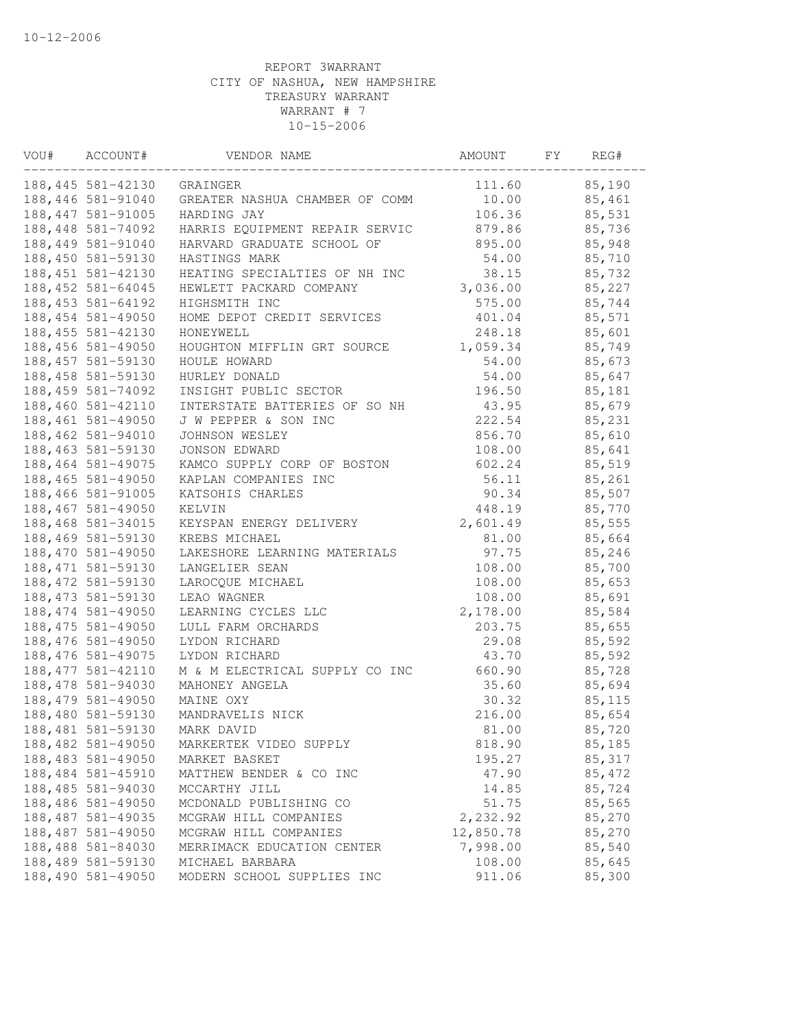10-12-2006

REPORT 3WARRANT
CITY OF NASHUA, NEW HAMPSHIRE
TREASURY WARRANT
WARRANT # 7
10-15-2006

| VOU# | ACCOUNT# | VENDOR NAME | AMOUNT | FY | REG# |
|---|---|---|---|---|---|
| 188,445 | 581-42130 | GRAINGER | 111.60 | | 85,190 |
| 188,446 | 581-91040 | GREATER NASHUA CHAMBER OF COMM | 10.00 | | 85,461 |
| 188,447 | 581-91005 | HARDING JAY | 106.36 | | 85,531 |
| 188,448 | 581-74092 | HARRIS EQUIPMENT REPAIR SERVIC | 879.86 | | 85,736 |
| 188,449 | 581-91040 | HARVARD GRADUATE SCHOOL OF | 895.00 | | 85,948 |
| 188,450 | 581-59130 | HASTINGS MARK | 54.00 | | 85,710 |
| 188,451 | 581-42130 | HEATING SPECIALTIES OF NH INC | 38.15 | | 85,732 |
| 188,452 | 581-64045 | HEWLETT PACKARD COMPANY | 3,036.00 | | 85,227 |
| 188,453 | 581-64192 | HIGHSMITH INC | 575.00 | | 85,744 |
| 188,454 | 581-49050 | HOME DEPOT CREDIT SERVICES | 401.04 | | 85,571 |
| 188,455 | 581-42130 | HONEYWELL | 248.18 | | 85,601 |
| 188,456 | 581-49050 | HOUGHTON MIFFLIN GRT SOURCE | 1,059.34 | | 85,749 |
| 188,457 | 581-59130 | HOULE HOWARD | 54.00 | | 85,673 |
| 188,458 | 581-59130 | HURLEY DONALD | 54.00 | | 85,647 |
| 188,459 | 581-74092 | INSIGHT PUBLIC SECTOR | 196.50 | | 85,181 |
| 188,460 | 581-42110 | INTERSTATE BATTERIES OF SO NH | 43.95 | | 85,679 |
| 188,461 | 581-49050 | J W PEPPER & SON INC | 222.54 | | 85,231 |
| 188,462 | 581-94010 | JOHNSON WESLEY | 856.70 | | 85,610 |
| 188,463 | 581-59130 | JONSON EDWARD | 108.00 | | 85,641 |
| 188,464 | 581-49075 | KAMCO SUPPLY CORP OF BOSTON | 602.24 | | 85,519 |
| 188,465 | 581-49050 | KAPLAN COMPANIES INC | 56.11 | | 85,261 |
| 188,466 | 581-91005 | KATSOHIS CHARLES | 90.34 | | 85,507 |
| 188,467 | 581-49050 | KELVIN | 448.19 | | 85,770 |
| 188,468 | 581-34015 | KEYSPAN ENERGY DELIVERY | 2,601.49 | | 85,555 |
| 188,469 | 581-59130 | KREBS MICHAEL | 81.00 | | 85,664 |
| 188,470 | 581-49050 | LAKESHORE LEARNING MATERIALS | 97.75 | | 85,246 |
| 188,471 | 581-59130 | LANGELIER SEAN | 108.00 | | 85,700 |
| 188,472 | 581-59130 | LAROCQUE MICHAEL | 108.00 | | 85,653 |
| 188,473 | 581-59130 | LEAO WAGNER | 108.00 | | 85,691 |
| 188,474 | 581-49050 | LEARNING CYCLES LLC | 2,178.00 | | 85,584 |
| 188,475 | 581-49050 | LULL FARM ORCHARDS | 203.75 | | 85,655 |
| 188,476 | 581-49050 | LYDON RICHARD | 29.08 | | 85,592 |
| 188,476 | 581-49075 | LYDON RICHARD | 43.70 | | 85,592 |
| 188,477 | 581-42110 | M & M ELECTRICAL SUPPLY CO INC | 660.90 | | 85,728 |
| 188,478 | 581-94030 | MAHONEY ANGELA | 35.60 | | 85,694 |
| 188,479 | 581-49050 | MAINE OXY | 30.32 | | 85,115 |
| 188,480 | 581-59130 | MANDRAVELIS NICK | 216.00 | | 85,654 |
| 188,481 | 581-59130 | MARK DAVID | 81.00 | | 85,720 |
| 188,482 | 581-49050 | MARKERTEK VIDEO SUPPLY | 818.90 | | 85,185 |
| 188,483 | 581-49050 | MARKET BASKET | 195.27 | | 85,317 |
| 188,484 | 581-45910 | MATTHEW BENDER & CO INC | 47.90 | | 85,472 |
| 188,485 | 581-94030 | MCCARTHY JILL | 14.85 | | 85,724 |
| 188,486 | 581-49050 | MCDONALD PUBLISHING CO | 51.75 | | 85,565 |
| 188,487 | 581-49035 | MCGRAW HILL COMPANIES | 2,232.92 | | 85,270 |
| 188,487 | 581-49050 | MCGRAW HILL COMPANIES | 12,850.78 | | 85,270 |
| 188,488 | 581-84030 | MERRIMACK EDUCATION CENTER | 7,998.00 | | 85,540 |
| 188,489 | 581-59130 | MICHAEL BARBARA | 108.00 | | 85,645 |
| 188,490 | 581-49050 | MODERN SCHOOL SUPPLIES INC | 911.06 | | 85,300 |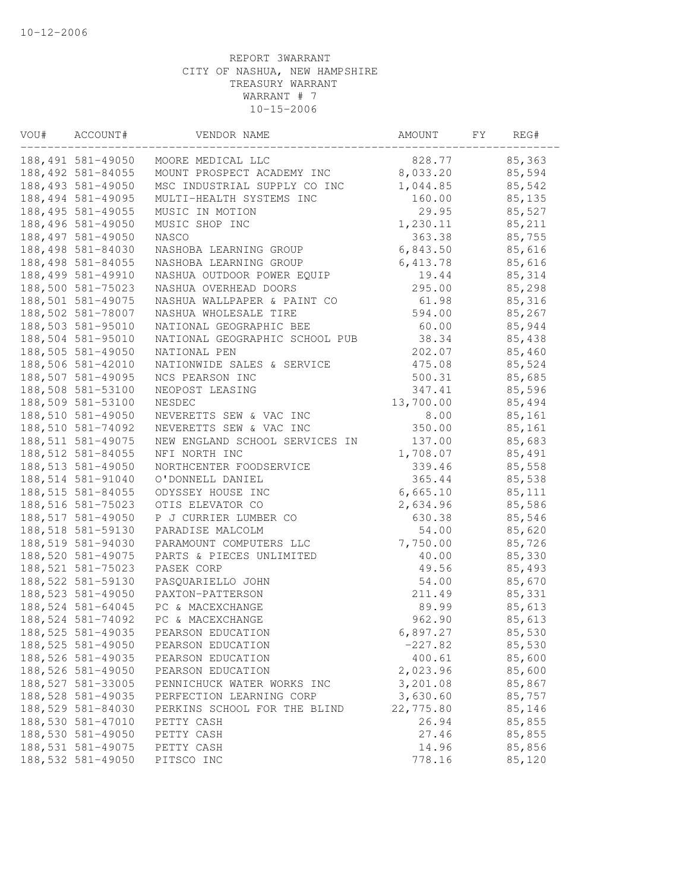10-12-2006

REPORT 3WARRANT
CITY OF NASHUA, NEW HAMPSHIRE
TREASURY WARRANT
WARRANT # 7
10-15-2006

| VOU# | ACCOUNT# | VENDOR NAME | AMOUNT | FY | REG# |
|---|---|---|---|---|---|
| 188,491 | 581-49050 | MOORE MEDICAL LLC | 828.77 | | 85,363 |
| 188,492 | 581-84055 | MOUNT PROSPECT ACADEMY INC | 8,033.20 | | 85,594 |
| 188,493 | 581-49050 | MSC INDUSTRIAL SUPPLY CO INC | 1,044.85 | | 85,542 |
| 188,494 | 581-49095 | MULTI-HEALTH SYSTEMS INC | 160.00 | | 85,135 |
| 188,495 | 581-49055 | MUSIC IN MOTION | 29.95 | | 85,527 |
| 188,496 | 581-49050 | MUSIC SHOP INC | 1,230.11 | | 85,211 |
| 188,497 | 581-49050 | NASCO | 363.38 | | 85,755 |
| 188,498 | 581-84030 | NASHOBA LEARNING GROUP | 6,843.50 | | 85,616 |
| 188,498 | 581-84055 | NASHOBA LEARNING GROUP | 6,413.78 | | 85,616 |
| 188,499 | 581-49910 | NASHUA OUTDOOR POWER EQUIP | 19.44 | | 85,314 |
| 188,500 | 581-75023 | NASHUA OVERHEAD DOORS | 295.00 | | 85,298 |
| 188,501 | 581-49075 | NASHUA WALLPAPER & PAINT CO | 61.98 | | 85,316 |
| 188,502 | 581-78007 | NASHUA WHOLESALE TIRE | 594.00 | | 85,267 |
| 188,503 | 581-95010 | NATIONAL GEOGRAPHIC BEE | 60.00 | | 85,944 |
| 188,504 | 581-95010 | NATIONAL GEOGRAPHIC SCHOOL PUB | 38.34 | | 85,438 |
| 188,505 | 581-49050 | NATIONAL PEN | 202.07 | | 85,460 |
| 188,506 | 581-42010 | NATIONWIDE SALES & SERVICE | 475.08 | | 85,524 |
| 188,507 | 581-49095 | NCS PEARSON INC | 500.31 | | 85,685 |
| 188,508 | 581-53100 | NEOPOST LEASING | 347.41 | | 85,596 |
| 188,509 | 581-53100 | NESDEC | 13,700.00 | | 85,494 |
| 188,510 | 581-49050 | NEVERETTS SEW & VAC INC | 8.00 | | 85,161 |
| 188,510 | 581-74092 | NEVERETTS SEW & VAC INC | 350.00 | | 85,161 |
| 188,511 | 581-49075 | NEW ENGLAND SCHOOL SERVICES IN | 137.00 | | 85,683 |
| 188,512 | 581-84055 | NFI NORTH INC | 1,708.07 | | 85,491 |
| 188,513 | 581-49050 | NORTHCENTER FOODSERVICE | 339.46 | | 85,558 |
| 188,514 | 581-91040 | O'DONNELL DANIEL | 365.44 | | 85,538 |
| 188,515 | 581-84055 | ODYSSEY HOUSE INC | 6,665.10 | | 85,111 |
| 188,516 | 581-75023 | OTIS ELEVATOR CO | 2,634.96 | | 85,586 |
| 188,517 | 581-49050 | P J CURRIER LUMBER CO | 630.38 | | 85,546 |
| 188,518 | 581-59130 | PARADISE MALCOLM | 54.00 | | 85,620 |
| 188,519 | 581-94030 | PARAMOUNT COMPUTERS LLC | 7,750.00 | | 85,726 |
| 188,520 | 581-49075 | PARTS & PIECES UNLIMITED | 40.00 | | 85,330 |
| 188,521 | 581-75023 | PASEK CORP | 49.56 | | 85,493 |
| 188,522 | 581-59130 | PASQUARIELLO JOHN | 54.00 | | 85,670 |
| 188,523 | 581-49050 | PAXTON-PATTERSON | 211.49 | | 85,331 |
| 188,524 | 581-64045 | PC & MACEXCHANGE | 89.99 | | 85,613 |
| 188,524 | 581-74092 | PC & MACEXCHANGE | 962.90 | | 85,613 |
| 188,525 | 581-49035 | PEARSON EDUCATION | 6,897.27 | | 85,530 |
| 188,525 | 581-49050 | PEARSON EDUCATION | -227.82 | | 85,530 |
| 188,526 | 581-49035 | PEARSON EDUCATION | 400.61 | | 85,600 |
| 188,526 | 581-49050 | PEARSON EDUCATION | 2,023.96 | | 85,600 |
| 188,527 | 581-33005 | PENNICHUCK WATER WORKS INC | 3,201.08 | | 85,867 |
| 188,528 | 581-49035 | PERFECTION LEARNING CORP | 3,630.60 | | 85,757 |
| 188,529 | 581-84030 | PERKINS SCHOOL FOR THE BLIND | 22,775.80 | | 85,146 |
| 188,530 | 581-47010 | PETTY CASH | 26.94 | | 85,855 |
| 188,530 | 581-49050 | PETTY CASH | 27.46 | | 85,855 |
| 188,531 | 581-49075 | PETTY CASH | 14.96 | | 85,856 |
| 188,532 | 581-49050 | PITSCO INC | 778.16 | | 85,120 |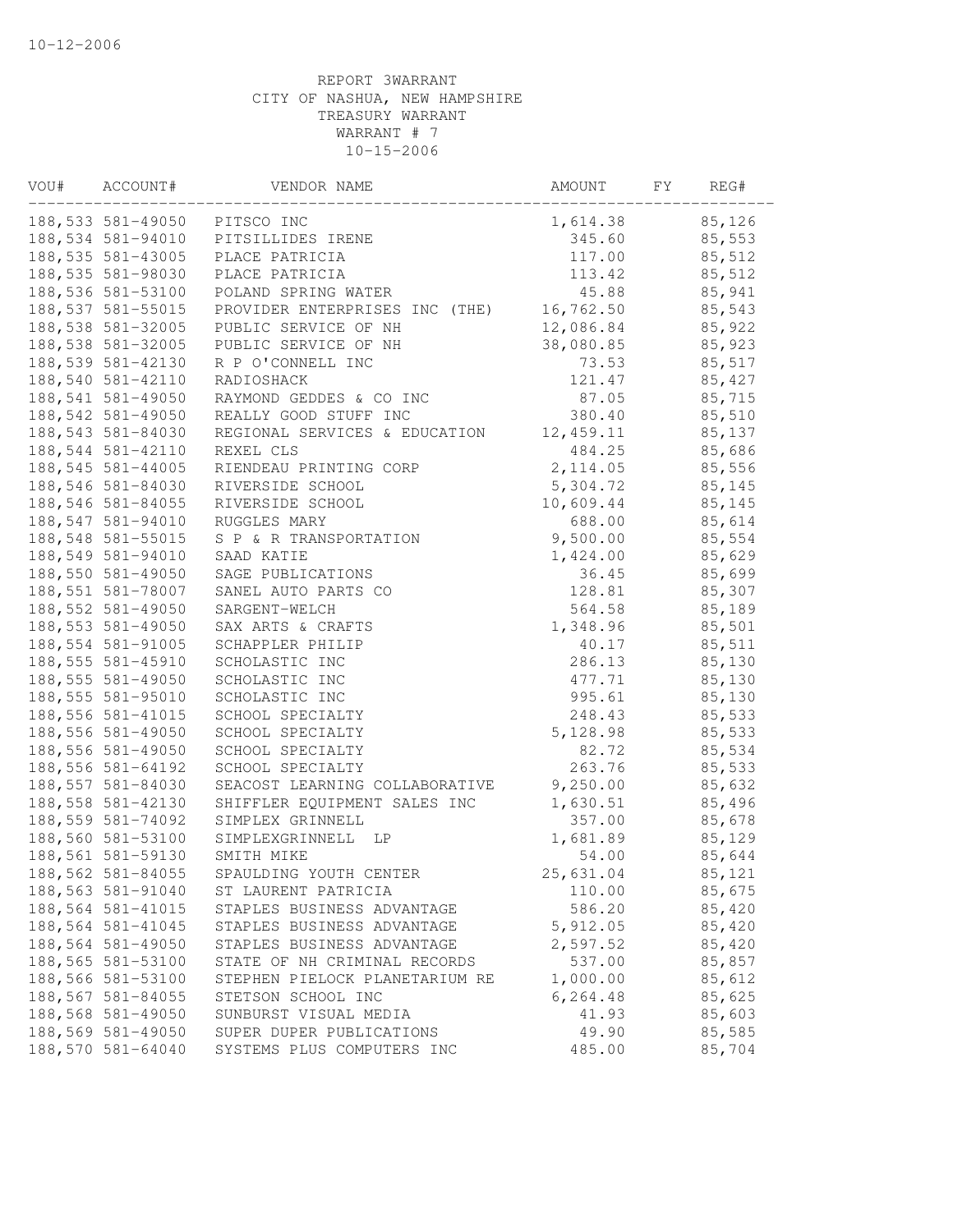10-12-2006

REPORT 3WARRANT
CITY OF NASHUA, NEW HAMPSHIRE
TREASURY WARRANT
WARRANT # 7
10-15-2006

| VOU# | ACCOUNT# | VENDOR NAME | AMOUNT | FY | REG# |
|---|---|---|---|---|---|
| 188,533 | 581-49050 | PITSCO INC | 1,614.38 | | 85,126 |
| 188,534 | 581-94010 | PITSILLIDES IRENE | 345.60 | | 85,553 |
| 188,535 | 581-43005 | PLACE PATRICIA | 117.00 | | 85,512 |
| 188,535 | 581-98030 | PLACE PATRICIA | 113.42 | | 85,512 |
| 188,536 | 581-53100 | POLAND SPRING WATER | 45.88 | | 85,941 |
| 188,537 | 581-55015 | PROVIDER ENTERPRISES INC (THE) | 16,762.50 | | 85,543 |
| 188,538 | 581-32005 | PUBLIC SERVICE OF NH | 12,086.84 | | 85,922 |
| 188,538 | 581-32005 | PUBLIC SERVICE OF NH | 38,080.85 | | 85,923 |
| 188,539 | 581-42130 | R P O'CONNELL INC | 73.53 | | 85,517 |
| 188,540 | 581-42110 | RADIOSHACK | 121.47 | | 85,427 |
| 188,541 | 581-49050 | RAYMOND GEDDES & CO INC | 87.05 | | 85,715 |
| 188,542 | 581-49050 | REALLY GOOD STUFF INC | 380.40 | | 85,510 |
| 188,543 | 581-84030 | REGIONAL SERVICES & EDUCATION | 12,459.11 | | 85,137 |
| 188,544 | 581-42110 | REXEL CLS | 484.25 | | 85,686 |
| 188,545 | 581-44005 | RIENDEAU PRINTING CORP | 2,114.05 | | 85,556 |
| 188,546 | 581-84030 | RIVERSIDE SCHOOL | 5,304.72 | | 85,145 |
| 188,546 | 581-84055 | RIVERSIDE SCHOOL | 10,609.44 | | 85,145 |
| 188,547 | 581-94010 | RUGGLES MARY | 688.00 | | 85,614 |
| 188,548 | 581-55015 | S P & R TRANSPORTATION | 9,500.00 | | 85,554 |
| 188,549 | 581-94010 | SAAD KATIE | 1,424.00 | | 85,629 |
| 188,550 | 581-49050 | SAGE PUBLICATIONS | 36.45 | | 85,699 |
| 188,551 | 581-78007 | SANEL AUTO PARTS CO | 128.81 | | 85,307 |
| 188,552 | 581-49050 | SARGENT-WELCH | 564.58 | | 85,189 |
| 188,553 | 581-49050 | SAX ARTS & CRAFTS | 1,348.96 | | 85,501 |
| 188,554 | 581-91005 | SCHAPPLER PHILIP | 40.17 | | 85,511 |
| 188,555 | 581-45910 | SCHOLASTIC INC | 286.13 | | 85,130 |
| 188,555 | 581-49050 | SCHOLASTIC INC | 477.71 | | 85,130 |
| 188,555 | 581-95010 | SCHOLASTIC INC | 995.61 | | 85,130 |
| 188,556 | 581-41015 | SCHOOL SPECIALTY | 248.43 | | 85,533 |
| 188,556 | 581-49050 | SCHOOL SPECIALTY | 5,128.98 | | 85,533 |
| 188,556 | 581-49050 | SCHOOL SPECIALTY | 82.72 | | 85,534 |
| 188,556 | 581-64192 | SCHOOL SPECIALTY | 263.76 | | 85,533 |
| 188,557 | 581-84030 | SEACOST LEARNING COLLABORATIVE | 9,250.00 | | 85,632 |
| 188,558 | 581-42130 | SHIFFLER EQUIPMENT SALES INC | 1,630.51 | | 85,496 |
| 188,559 | 581-74092 | SIMPLEX GRINNELL | 357.00 | | 85,678 |
| 188,560 | 581-53100 | SIMPLEXGRINNELL LP | 1,681.89 | | 85,129 |
| 188,561 | 581-59130 | SMITH MIKE | 54.00 | | 85,644 |
| 188,562 | 581-84055 | SPAULDING YOUTH CENTER | 25,631.04 | | 85,121 |
| 188,563 | 581-91040 | ST LAURENT PATRICIA | 110.00 | | 85,675 |
| 188,564 | 581-41015 | STAPLES BUSINESS ADVANTAGE | 586.20 | | 85,420 |
| 188,564 | 581-41045 | STAPLES BUSINESS ADVANTAGE | 5,912.05 | | 85,420 |
| 188,564 | 581-49050 | STAPLES BUSINESS ADVANTAGE | 2,597.52 | | 85,420 |
| 188,565 | 581-53100 | STATE OF NH CRIMINAL RECORDS | 537.00 | | 85,857 |
| 188,566 | 581-53100 | STEPHEN PIELOCK PLANETARIUM RE | 1,000.00 | | 85,612 |
| 188,567 | 581-84055 | STETSON SCHOOL INC | 6,264.48 | | 85,625 |
| 188,568 | 581-49050 | SUNBURST VISUAL MEDIA | 41.93 | | 85,603 |
| 188,569 | 581-49050 | SUPER DUPER PUBLICATIONS | 49.90 | | 85,585 |
| 188,570 | 581-64040 | SYSTEMS PLUS COMPUTERS INC | 485.00 | | 85,704 |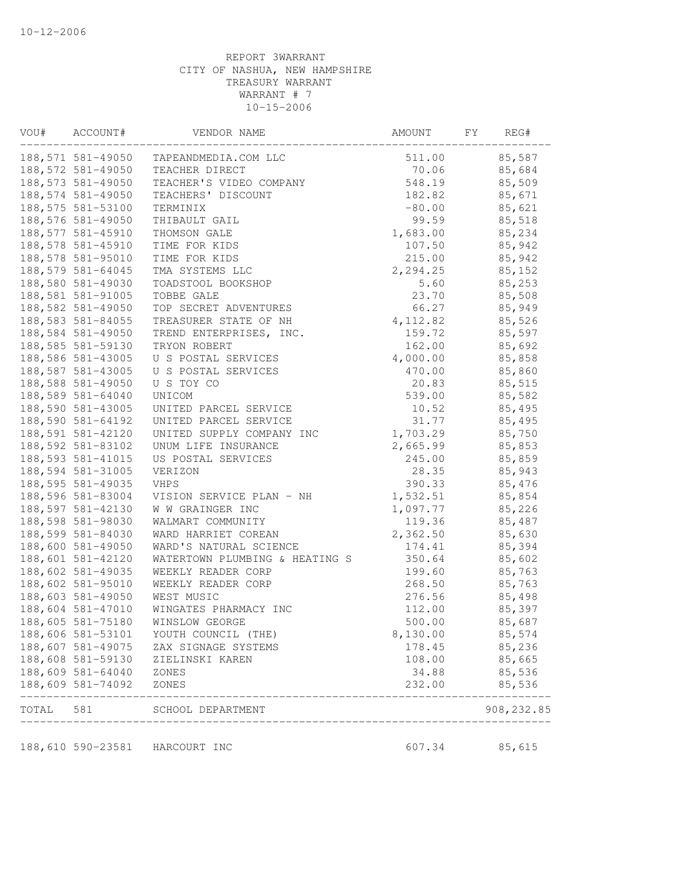10-12-2006

REPORT 3WARRANT
CITY OF NASHUA, NEW HAMPSHIRE
TREASURY WARRANT
WARRANT # 7
10-15-2006

| VOU# | ACCOUNT# | VENDOR NAME | AMOUNT | FY | REG# |
|---|---|---|---|---|---|
| 188,571 | 581-49050 | TAPEANDMEDIA.COM LLC | 511.00 | | 85,587 |
| 188,572 | 581-49050 | TEACHER DIRECT | 70.06 | | 85,684 |
| 188,573 | 581-49050 | TEACHER'S VIDEO COMPANY | 548.19 | | 85,509 |
| 188,574 | 581-49050 | TEACHERS' DISCOUNT | 182.82 | | 85,671 |
| 188,575 | 581-53100 | TERMINIX | -80.00 | | 85,621 |
| 188,576 | 581-49050 | THIBAULT GAIL | 99.59 | | 85,518 |
| 188,577 | 581-45910 | THOMSON GALE | 1,683.00 | | 85,234 |
| 188,578 | 581-45910 | TIME FOR KIDS | 107.50 | | 85,942 |
| 188,578 | 581-95010 | TIME FOR KIDS | 215.00 | | 85,942 |
| 188,579 | 581-64045 | TMA SYSTEMS LLC | 2,294.25 | | 85,152 |
| 188,580 | 581-49030 | TOADSTOOL BOOKSHOP | 5.60 | | 85,253 |
| 188,581 | 581-91005 | TOBBE GALE | 23.70 | | 85,508 |
| 188,582 | 581-49050 | TOP SECRET ADVENTURES | 66.27 | | 85,949 |
| 188,583 | 581-84055 | TREASURER STATE OF NH | 4,112.82 | | 85,526 |
| 188,584 | 581-49050 | TREND ENTERPRISES, INC. | 159.72 | | 85,597 |
| 188,585 | 581-59130 | TRYON ROBERT | 162.00 | | 85,692 |
| 188,586 | 581-43005 | U S POSTAL SERVICES | 4,000.00 | | 85,858 |
| 188,587 | 581-43005 | U S POSTAL SERVICES | 470.00 | | 85,860 |
| 188,588 | 581-49050 | U S TOY CO | 20.83 | | 85,515 |
| 188,589 | 581-64040 | UNICOM | 539.00 | | 85,582 |
| 188,590 | 581-43005 | UNITED PARCEL SERVICE | 10.52 | | 85,495 |
| 188,590 | 581-64192 | UNITED PARCEL SERVICE | 31.77 | | 85,495 |
| 188,591 | 581-42120 | UNITED SUPPLY COMPANY INC | 1,703.29 | | 85,750 |
| 188,592 | 581-83102 | UNUM LIFE INSURANCE | 2,665.99 | | 85,853 |
| 188,593 | 581-41015 | US POSTAL SERVICES | 245.00 | | 85,859 |
| 188,594 | 581-31005 | VERIZON | 28.35 | | 85,943 |
| 188,595 | 581-49035 | VHPS | 390.33 | | 85,476 |
| 188,596 | 581-83004 | VISION SERVICE PLAN - NH | 1,532.51 | | 85,854 |
| 188,597 | 581-42130 | W W GRAINGER INC | 1,097.77 | | 85,226 |
| 188,598 | 581-98030 | WALMART COMMUNITY | 119.36 | | 85,487 |
| 188,599 | 581-84030 | WARD HARRIET COREAN | 2,362.50 | | 85,630 |
| 188,600 | 581-49050 | WARD'S NATURAL SCIENCE | 174.41 | | 85,394 |
| 188,601 | 581-42120 | WATERTOWN PLUMBING & HEATING S | 350.64 | | 85,602 |
| 188,602 | 581-49035 | WEEKLY READER CORP | 199.60 | | 85,763 |
| 188,602 | 581-95010 | WEEKLY READER CORP | 268.50 | | 85,763 |
| 188,603 | 581-49050 | WEST MUSIC | 276.56 | | 85,498 |
| 188,604 | 581-47010 | WINGATES PHARMACY INC | 112.00 | | 85,397 |
| 188,605 | 581-75180 | WINSLOW GEORGE | 500.00 | | 85,687 |
| 188,606 | 581-53101 | YOUTH COUNCIL (THE) | 8,130.00 | | 85,574 |
| 188,607 | 581-49075 | ZAX SIGNAGE SYSTEMS | 178.45 | | 85,236 |
| 188,608 | 581-59130 | ZIELINSKI KAREN | 108.00 | | 85,665 |
| 188,609 | 581-64040 | ZONES | 34.88 | | 85,536 |
| 188,609 | 581-74092 | ZONES | 232.00 | | 85,536 |
| TOTAL | 581 | SCHOOL DEPARTMENT | | | 908,232.85 |
| 188,610 | 590-23581 | HARCOURT INC | 607.34 | | 85,615 |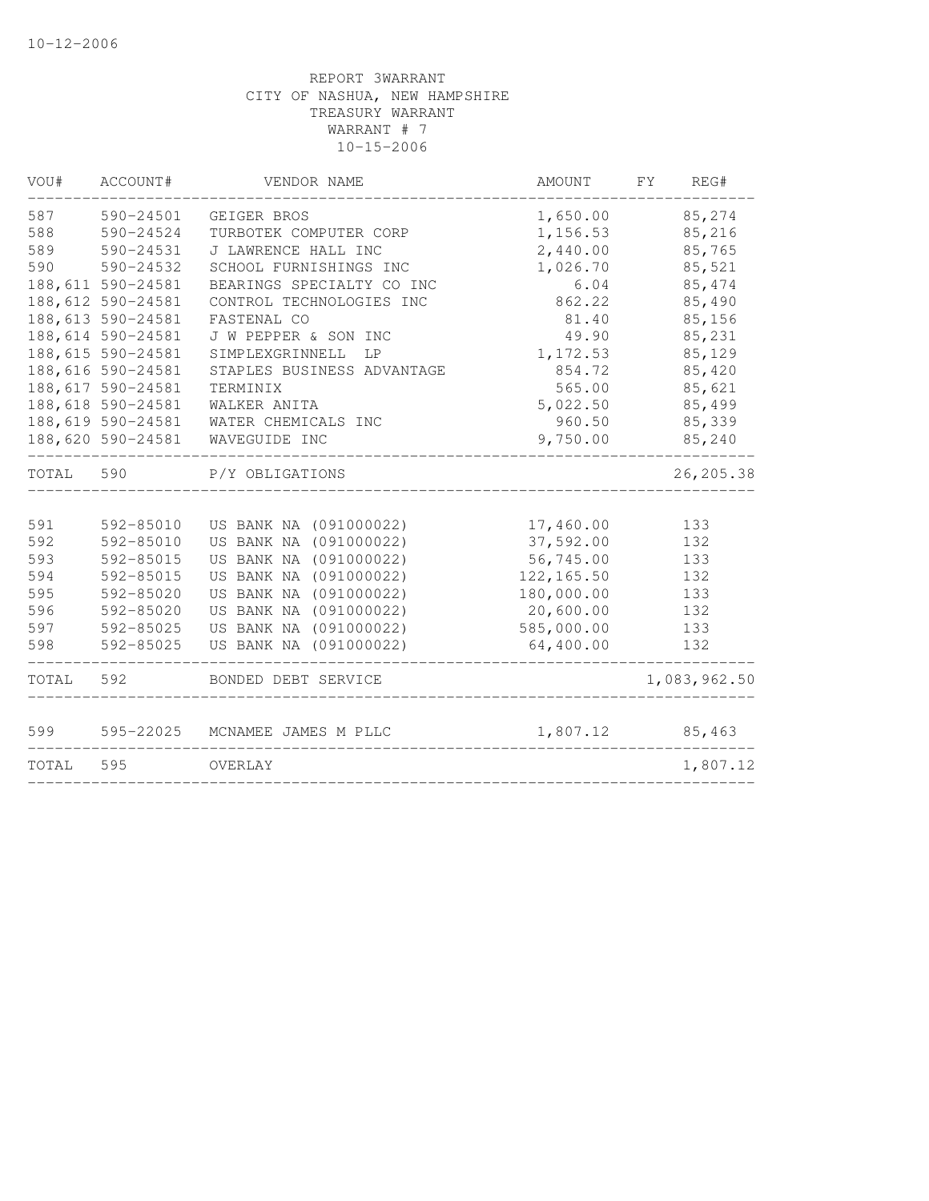10-12-2006

REPORT 3WARRANT
CITY OF NASHUA, NEW HAMPSHIRE
TREASURY WARRANT
WARRANT # 7
10-15-2006

| VOU# | ACCOUNT# | VENDOR NAME | AMOUNT | FY | REG# |
|---|---|---|---|---|---|
| 587 | 590-24501 | GEIGER BROS | 1,650.00 | | 85,274 |
| 588 | 590-24524 | TURBOTEK COMPUTER CORP | 1,156.53 | | 85,216 |
| 589 | 590-24531 | J LAWRENCE HALL INC | 2,440.00 | | 85,765 |
| 590 | 590-24532 | SCHOOL FURNISHINGS INC | 1,026.70 | | 85,521 |
| 188,611 | 590-24581 | BEARINGS SPECIALTY CO INC | 6.04 | | 85,474 |
| 188,612 | 590-24581 | CONTROL TECHNOLOGIES INC | 862.22 | | 85,490 |
| 188,613 | 590-24581 | FASTENAL CO | 81.40 | | 85,156 |
| 188,614 | 590-24581 | J W PEPPER & SON INC | 49.90 | | 85,231 |
| 188,615 | 590-24581 | SIMPLEXGRINNELL LP | 1,172.53 | | 85,129 |
| 188,616 | 590-24581 | STAPLES BUSINESS ADVANTAGE | 854.72 | | 85,420 |
| 188,617 | 590-24581 | TERMINIX | 565.00 | | 85,621 |
| 188,618 | 590-24581 | WALKER ANITA | 5,022.50 | | 85,499 |
| 188,619 | 590-24581 | WATER CHEMICALS INC | 960.50 | | 85,339 |
| 188,620 | 590-24581 | WAVEGUIDE INC | 9,750.00 | | 85,240 |
| TOTAL | 590 | P/Y OBLIGATIONS | | | 26,205.38 |
| 591 | 592-85010 | US BANK NA (091000022) | 17,460.00 | | 133 |
| 592 | 592-85010 | US BANK NA (091000022) | 37,592.00 | | 132 |
| 593 | 592-85015 | US BANK NA (091000022) | 56,745.00 | | 133 |
| 594 | 592-85015 | US BANK NA (091000022) | 122,165.50 | | 132 |
| 595 | 592-85020 | US BANK NA (091000022) | 180,000.00 | | 133 |
| 596 | 592-85020 | US BANK NA (091000022) | 20,600.00 | | 132 |
| 597 | 592-85025 | US BANK NA (091000022) | 585,000.00 | | 133 |
| 598 | 592-85025 | US BANK NA (091000022) | 64,400.00 | | 132 |
| TOTAL | 592 | BONDED DEBT SERVICE | | | 1,083,962.50 |
| 599 | 595-22025 | MCNAMEE JAMES M PLLC | 1,807.12 | | 85,463 |
| TOTAL | 595 | OVERLAY | | | 1,807.12 |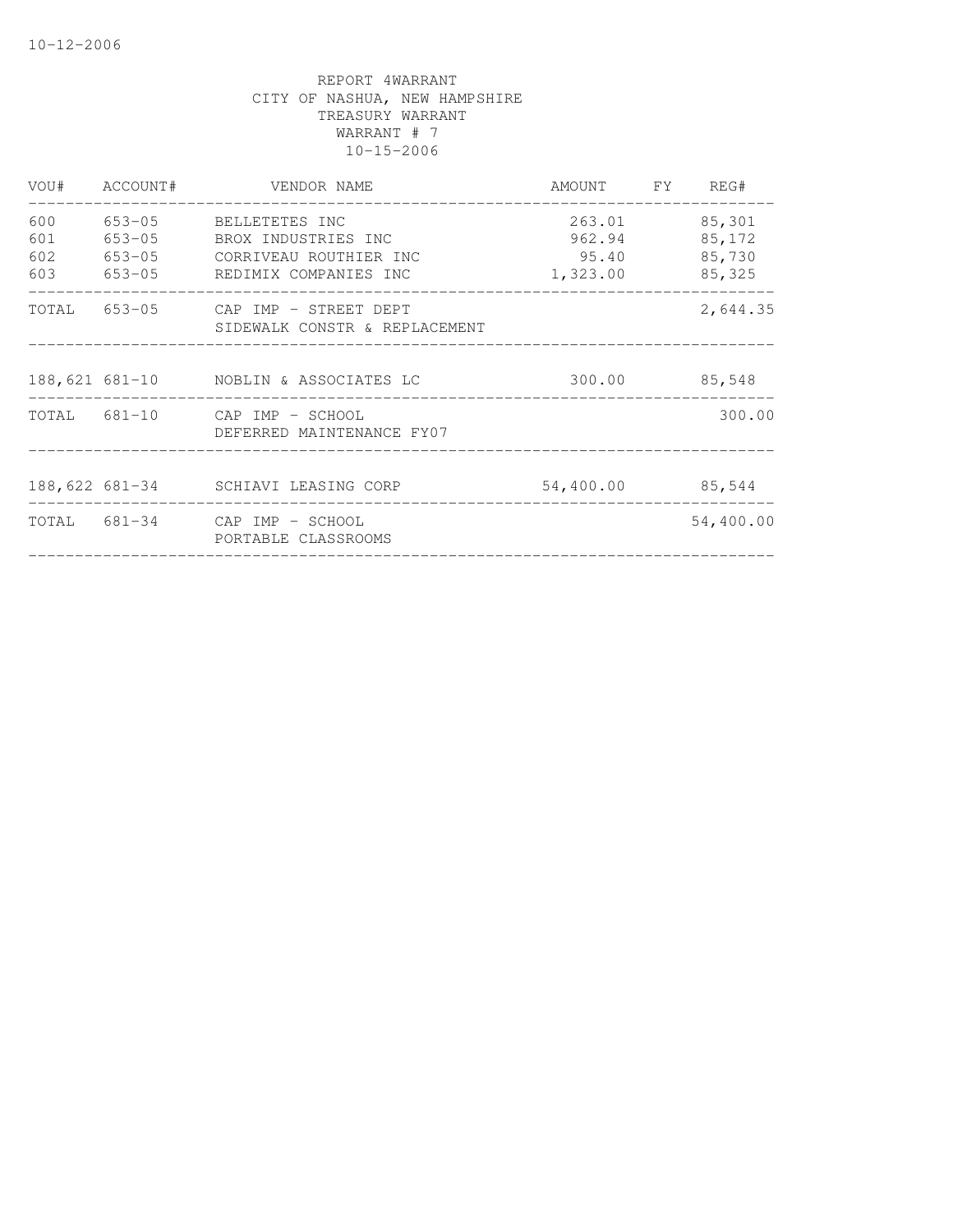10-12-2006

REPORT 4WARRANT
CITY OF NASHUA, NEW HAMPSHIRE
TREASURY WARRANT
WARRANT # 7
10-15-2006

| VOU# | ACCOUNT# | VENDOR NAME | AMOUNT | FY | REG# |
|---|---|---|---|---|---|
| 600 | 653-05 | BELLETETES INC | 263.01 | | 85,301 |
| 601 | 653-05 | BROX INDUSTRIES INC | 962.94 | | 85,172 |
| 602 | 653-05 | CORRIVEAU ROUTHIER INC | 95.40 | | 85,730 |
| 603 | 653-05 | REDIMIX COMPANIES INC | 1,323.00 | | 85,325 |
| TOTAL | 653-05 | CAP IMP - STREET DEPT SIDEWALK CONSTR & REPLACEMENT | | | 2,644.35 |
| 188,621 | 681-10 | NOBLIN & ASSOCIATES LC | 300.00 | | 85,548 |
| TOTAL | 681-10 | CAP IMP - SCHOOL DEFERRED MAINTENANCE FY07 | | | 300.00 |
| 188,622 | 681-34 | SCHIAVI LEASING CORP | 54,400.00 | | 85,544 |
| TOTAL | 681-34 | CAP IMP - SCHOOL PORTABLE CLASSROOMS | | | 54,400.00 |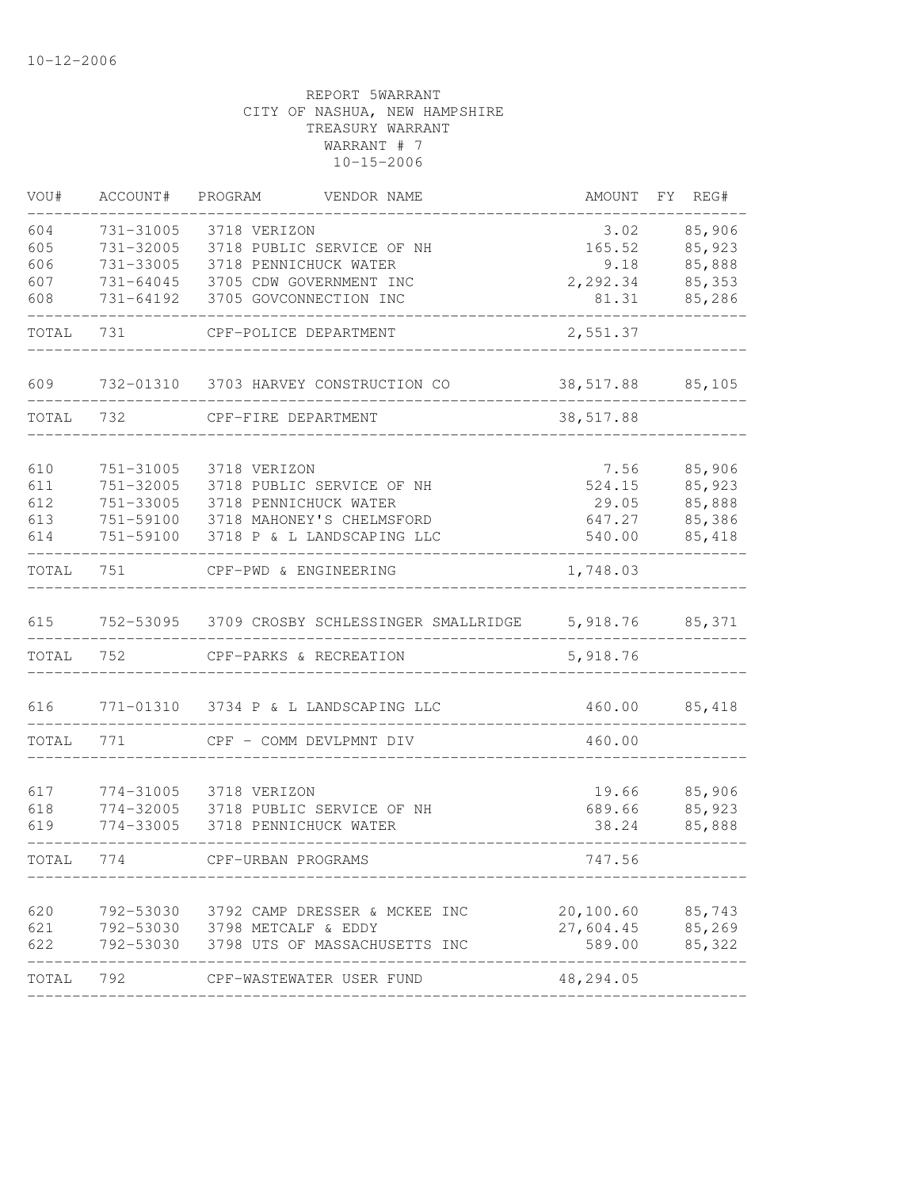10-12-2006

REPORT 5WARRANT
CITY OF NASHUA, NEW HAMPSHIRE
TREASURY WARRANT
WARRANT # 7
10-15-2006

| VOU# | ACCOUNT# | PROGRAM | VENDOR NAME | AMOUNT | FY | REG# |
|---|---|---|---|---|---|---|
| 604 | 731-31005 | 3718 | VERIZON | 3.02 | | 85,906 |
| 605 | 731-32005 | 3718 | PUBLIC SERVICE OF NH | 165.52 | | 85,923 |
| 606 | 731-33005 | 3718 | PENNICHUCK WATER | 9.18 | | 85,888 |
| 607 | 731-64045 | 3705 | CDW GOVERNMENT INC | 2,292.34 | | 85,353 |
| 608 | 731-64192 | 3705 | GOVCONNECTION INC | 81.31 | | 85,286 |
| TOTAL | 731 | | CPF-POLICE DEPARTMENT | 2,551.37 | | |
| 609 | 732-01310 | 3703 | HARVEY CONSTRUCTION CO | 38,517.88 | | 85,105 |
| TOTAL | 732 | | CPF-FIRE DEPARTMENT | 38,517.88 | | |
| 610 | 751-31005 | 3718 | VERIZON | 7.56 | | 85,906 |
| 611 | 751-32005 | 3718 | PUBLIC SERVICE OF NH | 524.15 | | 85,923 |
| 612 | 751-33005 | 3718 | PENNICHUCK WATER | 29.05 | | 85,888 |
| 613 | 751-59100 | 3718 | MAHONEY'S CHELMSFORD | 647.27 | | 85,386 |
| 614 | 751-59100 | 3718 | P & L LANDSCAPING LLC | 540.00 | | 85,418 |
| TOTAL | 751 | | CPF-PWD & ENGINEERING | 1,748.03 | | |
| 615 | 752-53095 | 3709 | CROSBY SCHLESSINGER SMALLRIDGE | 5,918.76 | | 85,371 |
| TOTAL | 752 | | CPF-PARKS & RECREATION | 5,918.76 | | |
| 616 | 771-01310 | 3734 | P & L LANDSCAPING LLC | 460.00 | | 85,418 |
| TOTAL | 771 | | CPF - COMM DEVLPMNT DIV | 460.00 | | |
| 617 | 774-31005 | 3718 | VERIZON | 19.66 | | 85,906 |
| 618 | 774-32005 | 3718 | PUBLIC SERVICE OF NH | 689.66 | | 85,923 |
| 619 | 774-33005 | 3718 | PENNICHUCK WATER | 38.24 | | 85,888 |
| TOTAL | 774 | | CPF-URBAN PROGRAMS | 747.56 | | |
| 620 | 792-53030 | 3792 | CAMP DRESSER & MCKEE INC | 20,100.60 | | 85,743 |
| 621 | 792-53030 | 3798 | METCALF & EDDY | 27,604.45 | | 85,269 |
| 622 | 792-53030 | 3798 | UTS OF MASSACHUSETTS INC | 589.00 | | 85,322 |
| TOTAL | 792 | | CPF-WASTEWATER USER FUND | 48,294.05 | | |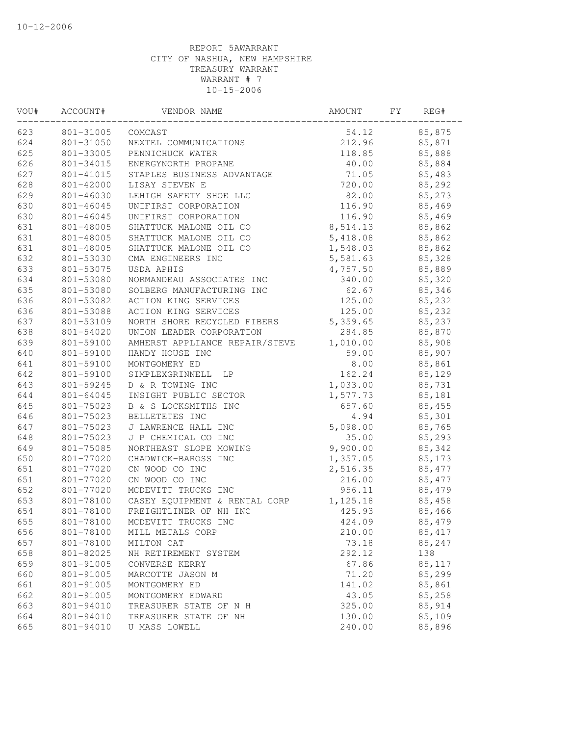10-12-2006

REPORT 5AWARRANT
CITY OF NASHUA, NEW HAMPSHIRE
TREASURY WARRANT
WARRANT # 7
10-15-2006

| VOU# | ACCOUNT# | VENDOR NAME | AMOUNT | FY | REG# |
|---|---|---|---|---|---|
| 623 | 801-31005 | COMCAST | 54.12 | | 85,875 |
| 624 | 801-31050 | NEXTEL COMMUNICATIONS | 212.96 | | 85,871 |
| 625 | 801-33005 | PENNICHUCK WATER | 118.85 | | 85,888 |
| 626 | 801-34015 | ENERGYNORTH PROPANE | 40.00 | | 85,884 |
| 627 | 801-41015 | STAPLES BUSINESS ADVANTAGE | 71.05 | | 85,483 |
| 628 | 801-42000 | LISAY STEVEN E | 720.00 | | 85,292 |
| 629 | 801-46030 | LEHIGH SAFETY SHOE LLC | 82.00 | | 85,273 |
| 630 | 801-46045 | UNIFIRST CORPORATION | 116.90 | | 85,469 |
| 630 | 801-46045 | UNIFIRST CORPORATION | 116.90 | | 85,469 |
| 631 | 801-48005 | SHATTUCK MALONE OIL CO | 8,514.13 | | 85,862 |
| 631 | 801-48005 | SHATTUCK MALONE OIL CO | 5,418.08 | | 85,862 |
| 631 | 801-48005 | SHATTUCK MALONE OIL CO | 1,548.03 | | 85,862 |
| 632 | 801-53030 | CMA ENGINEERS INC | 5,581.63 | | 85,328 |
| 633 | 801-53075 | USDA APHIS | 4,757.50 | | 85,889 |
| 634 | 801-53080 | NORMANDEAU ASSOCIATES INC | 340.00 | | 85,320 |
| 635 | 801-53080 | SOLBERG MANUFACTURING INC | 62.67 | | 85,346 |
| 636 | 801-53082 | ACTION KING SERVICES | 125.00 | | 85,232 |
| 636 | 801-53088 | ACTION KING SERVICES | 125.00 | | 85,232 |
| 637 | 801-53109 | NORTH SHORE RECYCLED FIBERS | 5,359.65 | | 85,237 |
| 638 | 801-54020 | UNION LEADER CORPORATION | 284.85 | | 85,870 |
| 639 | 801-59100 | AMHERST APPLIANCE REPAIR/STEVE | 1,010.00 | | 85,908 |
| 640 | 801-59100 | HANDY HOUSE INC | 59.00 | | 85,907 |
| 641 | 801-59100 | MONTGOMERY ED | 8.00 | | 85,861 |
| 642 | 801-59100 | SIMPLEXGRINNELL LP | 162.24 | | 85,129 |
| 643 | 801-59245 | D & R TOWING INC | 1,033.00 | | 85,731 |
| 644 | 801-64045 | INSIGHT PUBLIC SECTOR | 1,577.73 | | 85,181 |
| 645 | 801-75023 | B & S LOCKSMITHS INC | 657.60 | | 85,455 |
| 646 | 801-75023 | BELLETETES INC | 4.94 | | 85,301 |
| 647 | 801-75023 | J LAWRENCE HALL INC | 5,098.00 | | 85,765 |
| 648 | 801-75023 | J P CHEMICAL CO INC | 35.00 | | 85,293 |
| 649 | 801-75085 | NORTHEAST SLOPE MOWING | 9,900.00 | | 85,342 |
| 650 | 801-77020 | CHADWICK-BAROSS INC | 1,357.05 | | 85,173 |
| 651 | 801-77020 | CN WOOD CO INC | 2,516.35 | | 85,477 |
| 651 | 801-77020 | CN WOOD CO INC | 216.00 | | 85,477 |
| 652 | 801-77020 | MCDEVITT TRUCKS INC | 956.11 | | 85,479 |
| 653 | 801-78100 | CASEY EQUIPMENT & RENTAL CORP | 1,125.18 | | 85,458 |
| 654 | 801-78100 | FREIGHTLINER OF NH INC | 425.93 | | 85,466 |
| 655 | 801-78100 | MCDEVITT TRUCKS INC | 424.09 | | 85,479 |
| 656 | 801-78100 | MILL METALS CORP | 210.00 | | 85,417 |
| 657 | 801-78100 | MILTON CAT | 73.18 | | 85,247 |
| 658 | 801-82025 | NH RETIREMENT SYSTEM | 292.12 | | 138 |
| 659 | 801-91005 | CONVERSE KERRY | 67.86 | | 85,117 |
| 660 | 801-91005 | MARCOTTE JASON M | 71.20 | | 85,299 |
| 661 | 801-91005 | MONTGOMERY ED | 141.02 | | 85,861 |
| 662 | 801-91005 | MONTGOMERY EDWARD | 43.05 | | 85,258 |
| 663 | 801-94010 | TREASURER STATE OF N H | 325.00 | | 85,914 |
| 664 | 801-94010 | TREASURER STATE OF NH | 130.00 | | 85,109 |
| 665 | 801-94010 | U MASS LOWELL | 240.00 | | 85,896 |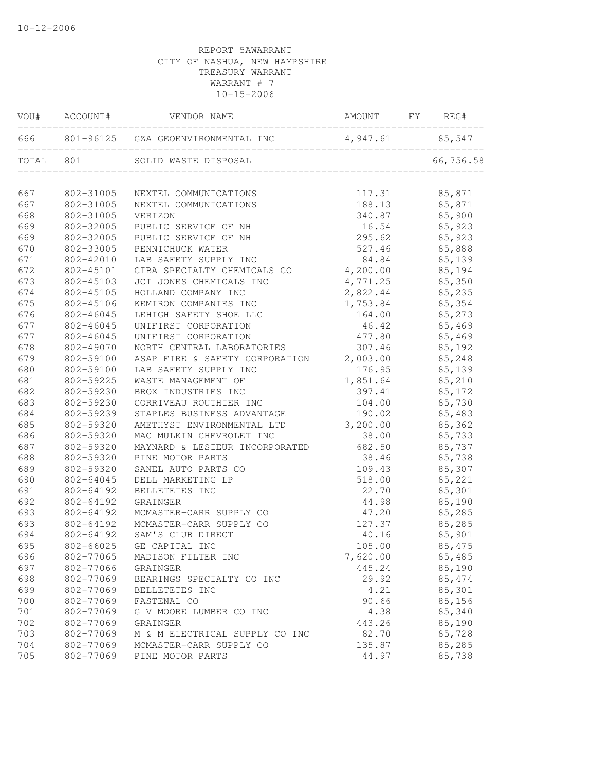REPORT 5AWARRANT
CITY OF NASHUA, NEW HAMPSHIRE
TREASURY WARRANT
WARRANT # 7
10-15-2006

| VOU# | ACCOUNT# | VENDOR NAME | AMOUNT | FY | REG# |
|---|---|---|---|---|---|
| 666 | 801-96125 | GZA GEOENVIRONMENTAL INC | 4,947.61 | | 85,547 |
| TOTAL | 801 | SOLID WASTE DISPOSAL | | | 66,756.58 |
| 667 | 802-31005 | NEXTEL COMMUNICATIONS | 117.31 | | 85,871 |
| 667 | 802-31005 | NEXTEL COMMUNICATIONS | 188.13 | | 85,871 |
| 668 | 802-31005 | VERIZON | 340.87 | | 85,900 |
| 669 | 802-32005 | PUBLIC SERVICE OF NH | 16.54 | | 85,923 |
| 669 | 802-32005 | PUBLIC SERVICE OF NH | 295.62 | | 85,923 |
| 670 | 802-33005 | PENNICHUCK WATER | 527.46 | | 85,888 |
| 671 | 802-42010 | LAB SAFETY SUPPLY INC | 84.84 | | 85,139 |
| 672 | 802-45101 | CIBA SPECIALTY CHEMICALS CO | 4,200.00 | | 85,194 |
| 673 | 802-45103 | JCI JONES CHEMICALS INC | 4,771.25 | | 85,350 |
| 674 | 802-45105 | HOLLAND COMPANY INC | 2,822.44 | | 85,235 |
| 675 | 802-45106 | KEMIRON COMPANIES INC | 1,753.84 | | 85,354 |
| 676 | 802-46045 | LEHIGH SAFETY SHOE LLC | 164.00 | | 85,273 |
| 677 | 802-46045 | UNIFIRST CORPORATION | 46.42 | | 85,469 |
| 677 | 802-46045 | UNIFIRST CORPORATION | 477.80 | | 85,469 |
| 678 | 802-49070 | NORTH CENTRAL LABORATORIES | 307.46 | | 85,192 |
| 679 | 802-59100 | ASAP FIRE & SAFETY CORPORATION | 2,003.00 | | 85,248 |
| 680 | 802-59100 | LAB SAFETY SUPPLY INC | 176.95 | | 85,139 |
| 681 | 802-59225 | WASTE MANAGEMENT OF | 1,851.64 | | 85,210 |
| 682 | 802-59230 | BROX INDUSTRIES INC | 397.41 | | 85,172 |
| 683 | 802-59230 | CORRIVEAU ROUTHIER INC | 104.00 | | 85,730 |
| 684 | 802-59239 | STAPLES BUSINESS ADVANTAGE | 190.02 | | 85,483 |
| 685 | 802-59320 | AMETHYST ENVIRONMENTAL LTD | 3,200.00 | | 85,362 |
| 686 | 802-59320 | MAC MULKIN CHEVROLET INC | 38.00 | | 85,733 |
| 687 | 802-59320 | MAYNARD & LESIEUR INCORPORATED | 682.50 | | 85,737 |
| 688 | 802-59320 | PINE MOTOR PARTS | 38.46 | | 85,738 |
| 689 | 802-59320 | SANEL AUTO PARTS CO | 109.43 | | 85,307 |
| 690 | 802-64045 | DELL MARKETING LP | 518.00 | | 85,221 |
| 691 | 802-64192 | BELLETETES INC | 22.70 | | 85,301 |
| 692 | 802-64192 | GRAINGER | 44.98 | | 85,190 |
| 693 | 802-64192 | MCMASTER-CARR SUPPLY CO | 47.20 | | 85,285 |
| 693 | 802-64192 | MCMASTER-CARR SUPPLY CO | 127.37 | | 85,285 |
| 694 | 802-64192 | SAM'S CLUB DIRECT | 40.16 | | 85,901 |
| 695 | 802-66025 | GE CAPITAL INC | 105.00 | | 85,475 |
| 696 | 802-77065 | MADISON FILTER INC | 7,620.00 | | 85,485 |
| 697 | 802-77066 | GRAINGER | 445.24 | | 85,190 |
| 698 | 802-77069 | BEARINGS SPECIALTY CO INC | 29.92 | | 85,474 |
| 699 | 802-77069 | BELLETETES INC | 4.21 | | 85,301 |
| 700 | 802-77069 | FASTENAL CO | 90.66 | | 85,156 |
| 701 | 802-77069 | G V MOORE LUMBER CO INC | 4.38 | | 85,340 |
| 702 | 802-77069 | GRAINGER | 443.26 | | 85,190 |
| 703 | 802-77069 | M & M ELECTRICAL SUPPLY CO INC | 82.70 | | 85,728 |
| 704 | 802-77069 | MCMASTER-CARR SUPPLY CO | 135.87 | | 85,285 |
| 705 | 802-77069 | PINE MOTOR PARTS | 44.97 | | 85,738 |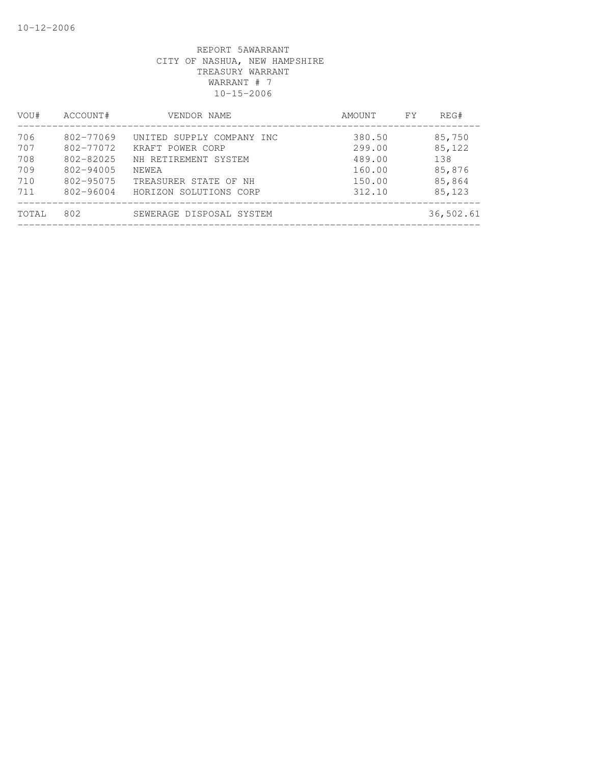10-12-2006

REPORT 5AWARRANT
CITY OF NASHUA, NEW HAMPSHIRE
TREASURY WARRANT
WARRANT # 7
10-15-2006

| VOU# | ACCOUNT# | VENDOR NAME | AMOUNT | FY | REG# |
|---|---|---|---|---|---|
| 706 | 802-77069 | UNITED SUPPLY COMPANY INC | 380.50 | | 85,750 |
| 707 | 802-77072 | KRAFT POWER CORP | 299.00 | | 85,122 |
| 708 | 802-82025 | NH RETIREMENT SYSTEM | 489.00 | | 138 |
| 709 | 802-94005 | NEWEA | 160.00 | | 85,876 |
| 710 | 802-95075 | TREASURER STATE OF NH | 150.00 | | 85,864 |
| 711 | 802-96004 | HORIZON SOLUTIONS CORP | 312.10 | | 85,123 |
| TOTAL | 802 | SEWERAGE DISPOSAL SYSTEM | | | 36,502.61 |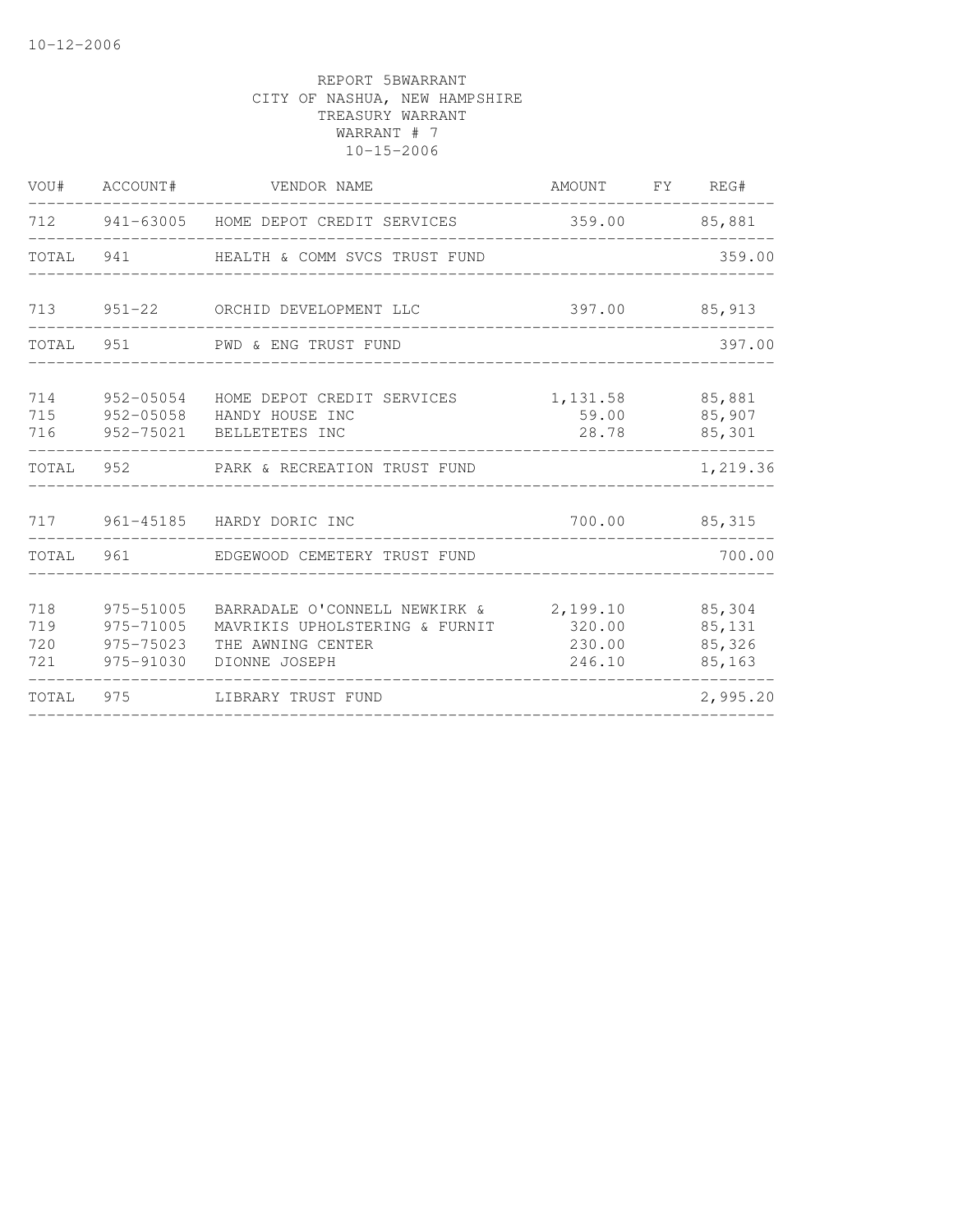10-12-2006

REPORT 5BWARRANT
CITY OF NASHUA, NEW HAMPSHIRE
TREASURY WARRANT
WARRANT # 7
10-15-2006

| VOU# | ACCOUNT# | VENDOR NAME | AMOUNT | FY | REG# |
|---|---|---|---|---|---|
| 712 | 941-63005 | HOME DEPOT CREDIT SERVICES | 359.00 | | 85,881 |
| TOTAL | 941 | HEALTH & COMM SVCS TRUST FUND | | | 359.00 |
| 713 | 951-22 | ORCHID DEVELOPMENT LLC | 397.00 | | 85,913 |
| TOTAL | 951 | PWD & ENG TRUST FUND | | | 397.00 |
| 714 | 952-05054 | HOME DEPOT CREDIT SERVICES | 1,131.58 | | 85,881 |
| 715 | 952-05058 | HANDY HOUSE INC | 59.00 | | 85,907 |
| 716 | 952-75021 | BELLETETES INC | 28.78 | | 85,301 |
| TOTAL | 952 | PARK & RECREATION TRUST FUND | | | 1,219.36 |
| 717 | 961-45185 | HARDY DORIC INC | 700.00 | | 85,315 |
| TOTAL | 961 | EDGEWOOD CEMETERY TRUST FUND | | | 700.00 |
| 718 | 975-51005 | BARRADALE O'CONNELL NEWKIRK & | 2,199.10 | | 85,304 |
| 719 | 975-71005 | MAVRIKIS UPHOLSTERING & FURNIT | 320.00 | | 85,131 |
| 720 | 975-75023 | THE AWNING CENTER | 230.00 | | 85,326 |
| 721 | 975-91030 | DIONNE JOSEPH | 246.10 | | 85,163 |
| TOTAL | 975 | LIBRARY TRUST FUND | | | 2,995.20 |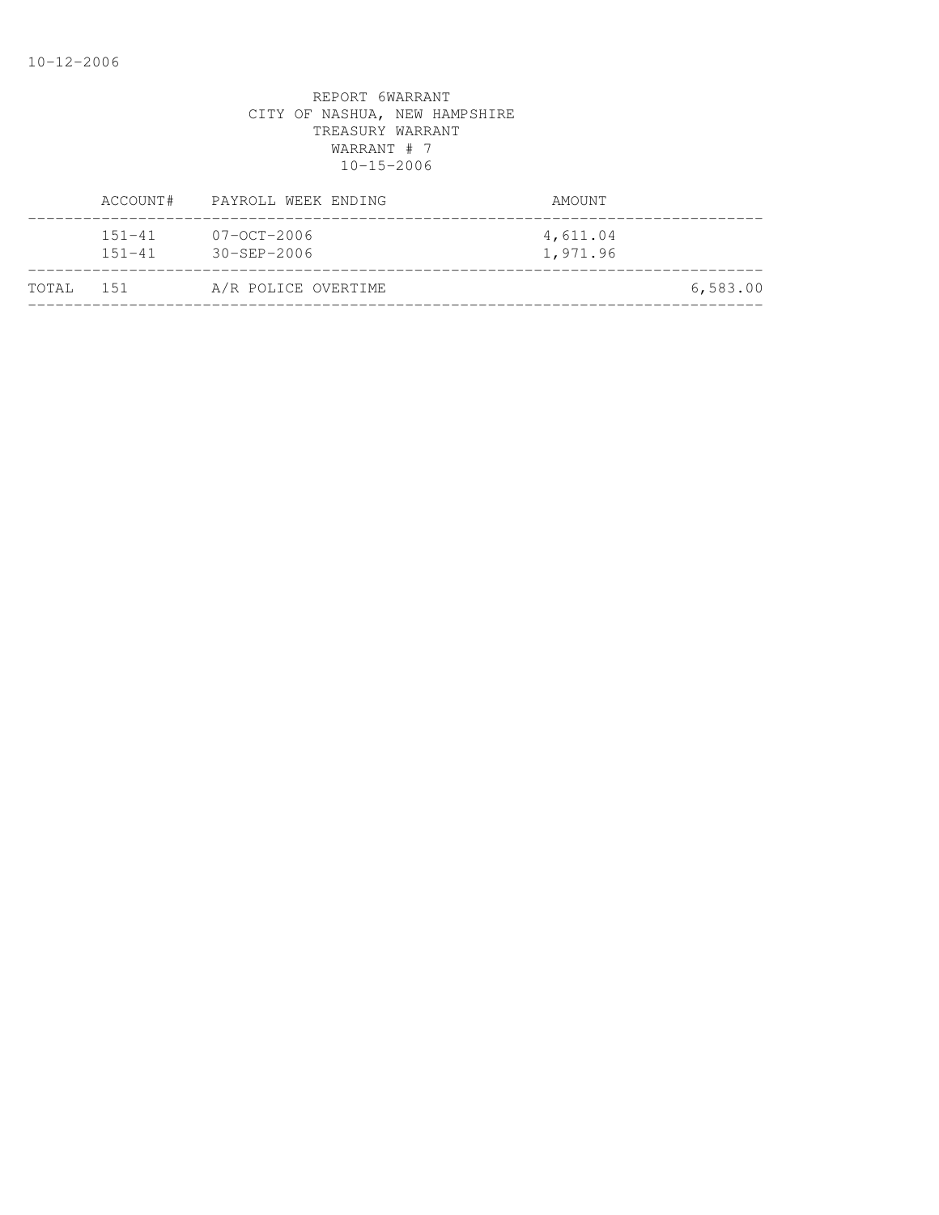REPORT 6WARRANT
CITY OF NASHUA, NEW HAMPSHIRE
TREASURY WARRANT
WARRANT # 7
10-15-2006

| | ACCOUNT# | PAYROLL WEEK ENDING | AMOUNT | |
|---|---|---|---|---|
| | 151-41 | 07-OCT-2006 | 4,611.04 | |
| | 151-41 | 30-SEP-2006 | 1,971.96 | |
| TOTAL | 151 | A/R POLICE OVERTIME | | 6,583.00 |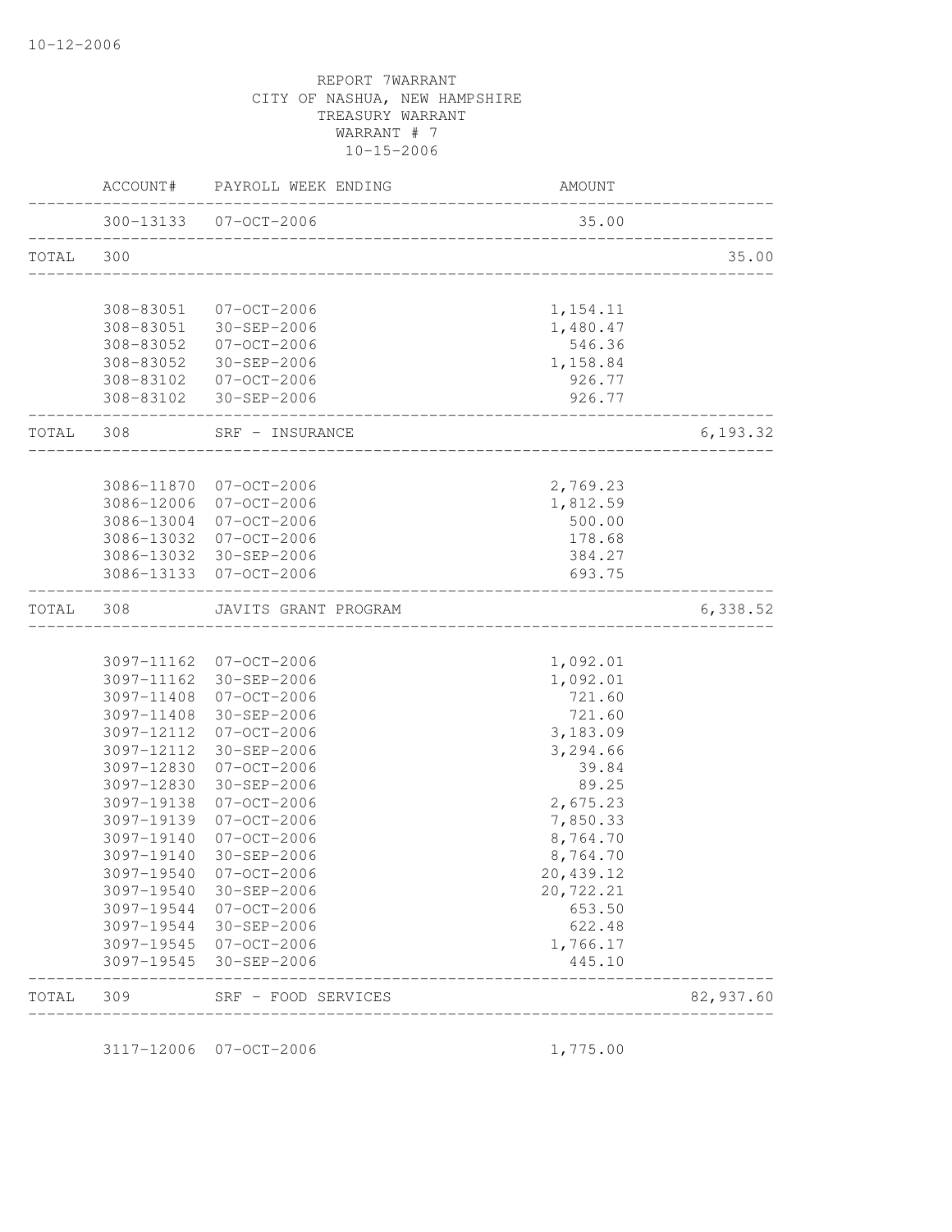REPORT 7WARRANT
CITY OF NASHUA, NEW HAMPSHIRE
TREASURY WARRANT
WARRANT # 7
10-15-2006

| | ACCOUNT# | PAYROLL WEEK ENDING | AMOUNT | |
|---|---|---|---|---|
| | 300-13133 | 07-OCT-2006 | 35.00 | |
| TOTAL | 300 | | | 35.00 |
| | 308-83051 | 07-OCT-2006 | 1,154.11 | |
| | 308-83051 | 30-SEP-2006 | 1,480.47 | |
| | 308-83052 | 07-OCT-2006 | 546.36 | |
| | 308-83052 | 30-SEP-2006 | 1,158.84 | |
| | 308-83102 | 07-OCT-2006 | 926.77 | |
| | 308-83102 | 30-SEP-2006 | 926.77 | |
| TOTAL | 308 | SRF - INSURANCE | | 6,193.32 |
| | 3086-11870 | 07-OCT-2006 | 2,769.23 | |
| | 3086-12006 | 07-OCT-2006 | 1,812.59 | |
| | 3086-13004 | 07-OCT-2006 | 500.00 | |
| | 3086-13032 | 07-OCT-2006 | 178.68 | |
| | 3086-13032 | 30-SEP-2006 | 384.27 | |
| | 3086-13133 | 07-OCT-2006 | 693.75 | |
| TOTAL | 308 | JAVITS GRANT PROGRAM | | 6,338.52 |
| | 3097-11162 | 07-OCT-2006 | 1,092.01 | |
| | 3097-11162 | 30-SEP-2006 | 1,092.01 | |
| | 3097-11408 | 07-OCT-2006 | 721.60 | |
| | 3097-11408 | 30-SEP-2006 | 721.60 | |
| | 3097-12112 | 07-OCT-2006 | 3,183.09 | |
| | 3097-12112 | 30-SEP-2006 | 3,294.66 | |
| | 3097-12830 | 07-OCT-2006 | 39.84 | |
| | 3097-12830 | 30-SEP-2006 | 89.25 | |
| | 3097-19138 | 07-OCT-2006 | 2,675.23 | |
| | 3097-19139 | 07-OCT-2006 | 7,850.33 | |
| | 3097-19140 | 07-OCT-2006 | 8,764.70 | |
| | 3097-19140 | 30-SEP-2006 | 8,764.70 | |
| | 3097-19540 | 07-OCT-2006 | 20,439.12 | |
| | 3097-19540 | 30-SEP-2006 | 20,722.21 | |
| | 3097-19544 | 07-OCT-2006 | 653.50 | |
| | 3097-19544 | 30-SEP-2006 | 622.48 | |
| | 3097-19545 | 07-OCT-2006 | 1,766.17 | |
| | 3097-19545 | 30-SEP-2006 | 445.10 | |
| TOTAL | 309 | SRF - FOOD SERVICES | | 82,937.60 |
| | 3117-12006 | 07-OCT-2006 | 1,775.00 | |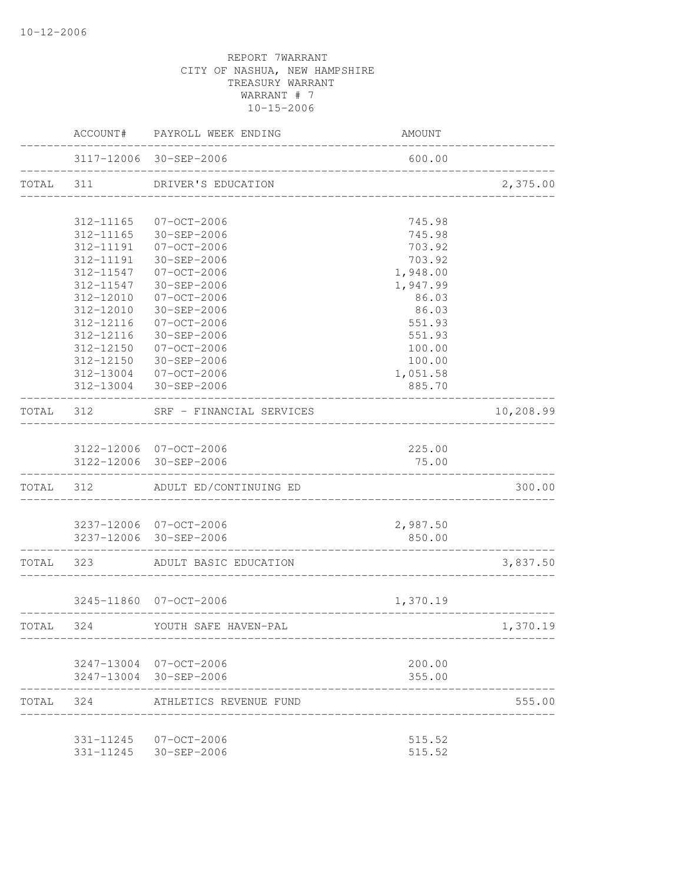10-12-2006

REPORT 7WARRANT
CITY OF NASHUA, NEW HAMPSHIRE
TREASURY WARRANT
WARRANT # 7
10-15-2006

| | ACCOUNT# | PAYROLL WEEK ENDING | AMOUNT | |
|---|---|---|---|---|
| | 3117-12006 | 30-SEP-2006 | 600.00 | |
| TOTAL | 311 | DRIVER'S EDUCATION | | 2,375.00 |
| | 312-11165 | 07-OCT-2006 | 745.98 | |
| | 312-11165 | 30-SEP-2006 | 745.98 | |
| | 312-11191 | 07-OCT-2006 | 703.92 | |
| | 312-11191 | 30-SEP-2006 | 703.92 | |
| | 312-11547 | 07-OCT-2006 | 1,948.00 | |
| | 312-11547 | 30-SEP-2006 | 1,947.99 | |
| | 312-12010 | 07-OCT-2006 | 86.03 | |
| | 312-12010 | 30-SEP-2006 | 86.03 | |
| | 312-12116 | 07-OCT-2006 | 551.93 | |
| | 312-12116 | 30-SEP-2006 | 551.93 | |
| | 312-12150 | 07-OCT-2006 | 100.00 | |
| | 312-12150 | 30-SEP-2006 | 100.00 | |
| | 312-13004 | 07-OCT-2006 | 1,051.58 | |
| | 312-13004 | 30-SEP-2006 | 885.70 | |
| TOTAL | 312 | SRF - FINANCIAL SERVICES | | 10,208.99 |
| | 3122-12006 | 07-OCT-2006 | 225.00 | |
| | 3122-12006 | 30-SEP-2006 | 75.00 | |
| TOTAL | 312 | ADULT ED/CONTINUING ED | | 300.00 |
| | 3237-12006 | 07-OCT-2006 | 2,987.50 | |
| | 3237-12006 | 30-SEP-2006 | 850.00 | |
| TOTAL | 323 | ADULT BASIC EDUCATION | | 3,837.50 |
| | 3245-11860 | 07-OCT-2006 | 1,370.19 | |
| TOTAL | 324 | YOUTH SAFE HAVEN-PAL | | 1,370.19 |
| | 3247-13004 | 07-OCT-2006 | 200.00 | |
| | 3247-13004 | 30-SEP-2006 | 355.00 | |
| TOTAL | 324 | ATHLETICS REVENUE FUND | | 555.00 |
| | 331-11245 | 07-OCT-2006 | 515.52 | |
| | 331-11245 | 30-SEP-2006 | 515.52 | |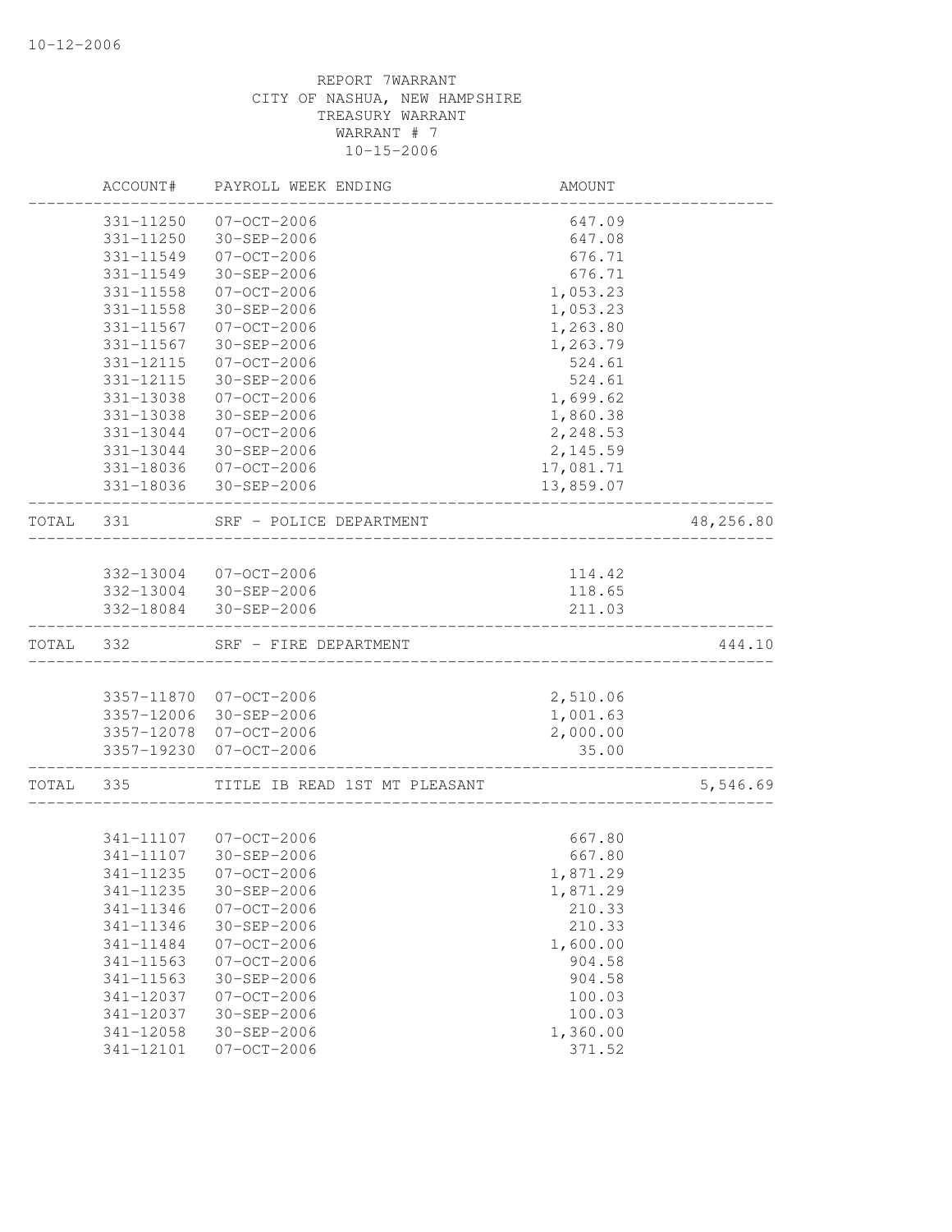REPORT 7WARRANT
CITY OF NASHUA, NEW HAMPSHIRE
TREASURY WARRANT
WARRANT # 7
10-15-2006

| | ACCOUNT# | PAYROLL WEEK ENDING | AMOUNT | |
|---|---|---|---|---|
| | 331-11250 | 07-OCT-2006 | 647.09 | |
| | 331-11250 | 30-SEP-2006 | 647.08 | |
| | 331-11549 | 07-OCT-2006 | 676.71 | |
| | 331-11549 | 30-SEP-2006 | 676.71 | |
| | 331-11558 | 07-OCT-2006 | 1,053.23 | |
| | 331-11558 | 30-SEP-2006 | 1,053.23 | |
| | 331-11567 | 07-OCT-2006 | 1,263.80 | |
| | 331-11567 | 30-SEP-2006 | 1,263.79 | |
| | 331-12115 | 07-OCT-2006 | 524.61 | |
| | 331-12115 | 30-SEP-2006 | 524.61 | |
| | 331-13038 | 07-OCT-2006 | 1,699.62 | |
| | 331-13038 | 30-SEP-2006 | 1,860.38 | |
| | 331-13044 | 07-OCT-2006 | 2,248.53 | |
| | 331-13044 | 30-SEP-2006 | 2,145.59 | |
| | 331-18036 | 07-OCT-2006 | 17,081.71 | |
| | 331-18036 | 30-SEP-2006 | 13,859.07 | |
| TOTAL | 331 | SRF - POLICE DEPARTMENT | | 48,256.80 |
| | 332-13004 | 07-OCT-2006 | 114.42 | |
| | 332-13004 | 30-SEP-2006 | 118.65 | |
| | 332-18084 | 30-SEP-2006 | 211.03 | |
| TOTAL | 332 | SRF - FIRE DEPARTMENT | | 444.10 |
| | 3357-11870 | 07-OCT-2006 | 2,510.06 | |
| | 3357-12006 | 30-SEP-2006 | 1,001.63 | |
| | 3357-12078 | 07-OCT-2006 | 2,000.00 | |
| | 3357-19230 | 07-OCT-2006 | 35.00 | |
| TOTAL | 335 | TITLE IB READ 1ST MT PLEASANT | | 5,546.69 |
| | 341-11107 | 07-OCT-2006 | 667.80 | |
| | 341-11107 | 30-SEP-2006 | 667.80 | |
| | 341-11235 | 07-OCT-2006 | 1,871.29 | |
| | 341-11235 | 30-SEP-2006 | 1,871.29 | |
| | 341-11346 | 07-OCT-2006 | 210.33 | |
| | 341-11346 | 30-SEP-2006 | 210.33 | |
| | 341-11484 | 07-OCT-2006 | 1,600.00 | |
| | 341-11563 | 07-OCT-2006 | 904.58 | |
| | 341-11563 | 30-SEP-2006 | 904.58 | |
| | 341-12037 | 07-OCT-2006 | 100.03 | |
| | 341-12037 | 30-SEP-2006 | 100.03 | |
| | 341-12058 | 30-SEP-2006 | 1,360.00 | |
| | 341-12101 | 07-OCT-2006 | 371.52 | |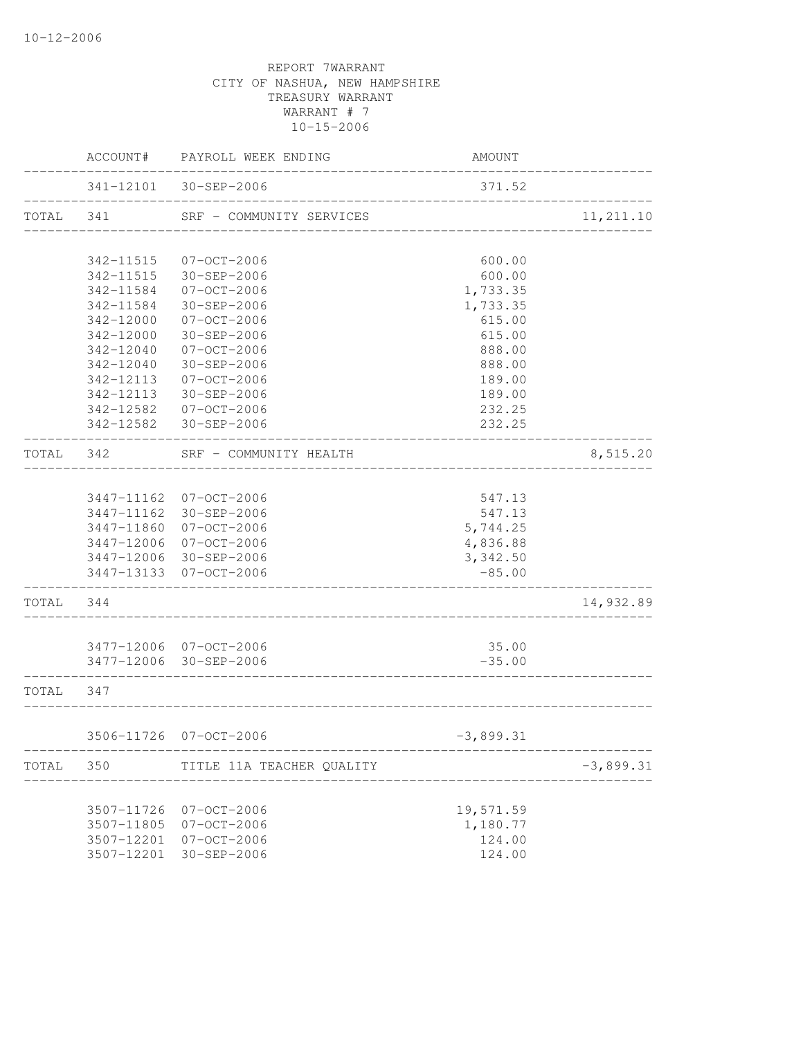REPORT 7WARRANT
CITY OF NASHUA, NEW HAMPSHIRE
TREASURY WARRANT
WARRANT # 7
10-15-2006

| | ACCOUNT# | PAYROLL WEEK ENDING | AMOUNT | |
|---|---|---|---|---|
| | 341-12101 | 30-SEP-2006 | 371.52 | |
| TOTAL | 341 | SRF - COMMUNITY SERVICES | | 11,211.10 |
| | 342-11515 | 07-OCT-2006 | 600.00 | |
| | 342-11515 | 30-SEP-2006 | 600.00 | |
| | 342-11584 | 07-OCT-2006 | 1,733.35 | |
| | 342-11584 | 30-SEP-2006 | 1,733.35 | |
| | 342-12000 | 07-OCT-2006 | 615.00 | |
| | 342-12000 | 30-SEP-2006 | 615.00 | |
| | 342-12040 | 07-OCT-2006 | 888.00 | |
| | 342-12040 | 30-SEP-2006 | 888.00 | |
| | 342-12113 | 07-OCT-2006 | 189.00 | |
| | 342-12113 | 30-SEP-2006 | 189.00 | |
| | 342-12582 | 07-OCT-2006 | 232.25 | |
| | 342-12582 | 30-SEP-2006 | 232.25 | |
| TOTAL | 342 | SRF - COMMUNITY HEALTH | | 8,515.20 |
| | 3447-11162 | 07-OCT-2006 | 547.13 | |
| | 3447-11162 | 30-SEP-2006 | 547.13 | |
| | 3447-11860 | 07-OCT-2006 | 5,744.25 | |
| | 3447-12006 | 07-OCT-2006 | 4,836.88 | |
| | 3447-12006 | 30-SEP-2006 | 3,342.50 | |
| | 3447-13133 | 07-OCT-2006 | -85.00 | |
| TOTAL | 344 | | | 14,932.89 |
| | 3477-12006 | 07-OCT-2006 | 35.00 | |
| | 3477-12006 | 30-SEP-2006 | -35.00 | |
| TOTAL | 347 | | | |
| | 3506-11726 | 07-OCT-2006 | -3,899.31 | |
| TOTAL | 350 | TITLE 11A TEACHER QUALITY | | -3,899.31 |
| | 3507-11726 | 07-OCT-2006 | 19,571.59 | |
| | 3507-11805 | 07-OCT-2006 | 1,180.77 | |
| | 3507-12201 | 07-OCT-2006 | 124.00 | |
| | 3507-12201 | 30-SEP-2006 | 124.00 | |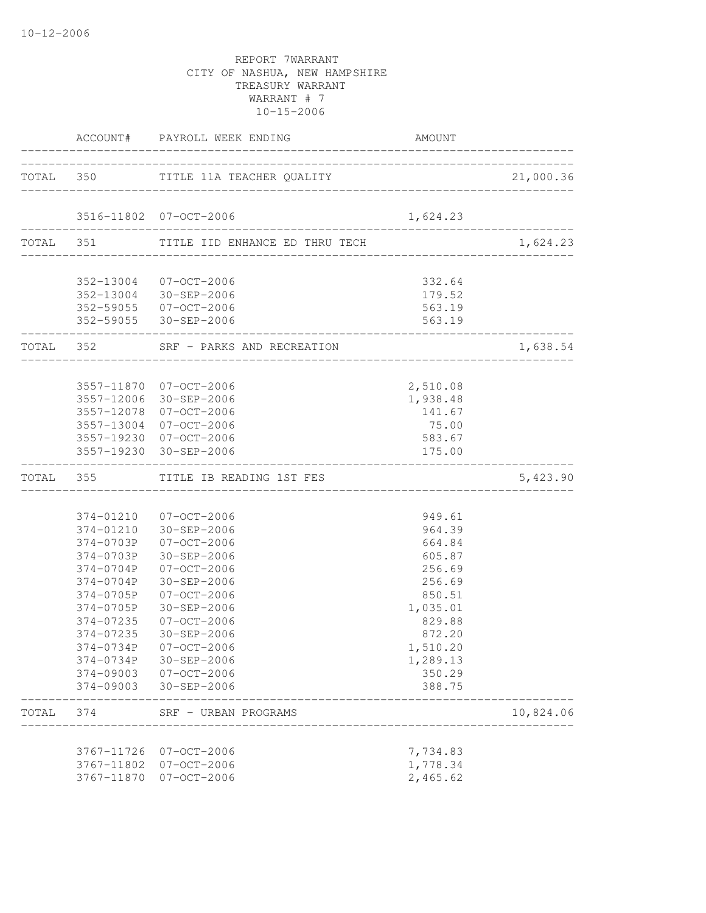10-12-2006

REPORT 7WARRANT
CITY OF NASHUA, NEW HAMPSHIRE
TREASURY WARRANT
WARRANT # 7
10-15-2006

| | ACCOUNT# | PAYROLL WEEK ENDING | AMOUNT | |
|---|---|---|---|---|
| TOTAL | 350 | TITLE 11A TEACHER QUALITY | | 21,000.36 |
| | 3516-11802 | 07-OCT-2006 | 1,624.23 | |
| TOTAL | 351 | TITLE IID ENHANCE ED THRU TECH | | 1,624.23 |
| | 352-13004 | 07-OCT-2006 | 332.64 | |
| | 352-13004 | 30-SEP-2006 | 179.52 | |
| | 352-59055 | 07-OCT-2006 | 563.19 | |
| | 352-59055 | 30-SEP-2006 | 563.19 | |
| TOTAL | 352 | SRF - PARKS AND RECREATION | | 1,638.54 |
| | 3557-11870 | 07-OCT-2006 | 2,510.08 | |
| | 3557-12006 | 30-SEP-2006 | 1,938.48 | |
| | 3557-12078 | 07-OCT-2006 | 141.67 | |
| | 3557-13004 | 07-OCT-2006 | 75.00 | |
| | 3557-19230 | 07-OCT-2006 | 583.67 | |
| | 3557-19230 | 30-SEP-2006 | 175.00 | |
| TOTAL | 355 | TITLE IB READING 1ST FES | | 5,423.90 |
| | 374-01210 | 07-OCT-2006 | 949.61 | |
| | 374-01210 | 30-SEP-2006 | 964.39 | |
| | 374-0703P | 07-OCT-2006 | 664.84 | |
| | 374-0703P | 30-SEP-2006 | 605.87 | |
| | 374-0704P | 07-OCT-2006 | 256.69 | |
| | 374-0704P | 30-SEP-2006 | 256.69 | |
| | 374-0705P | 07-OCT-2006 | 850.51 | |
| | 374-0705P | 30-SEP-2006 | 1,035.01 | |
| | 374-07235 | 07-OCT-2006 | 829.88 | |
| | 374-07235 | 30-SEP-2006 | 872.20 | |
| | 374-0734P | 07-OCT-2006 | 1,510.20 | |
| | 374-0734P | 30-SEP-2006 | 1,289.13 | |
| | 374-09003 | 07-OCT-2006 | 350.29 | |
| | 374-09003 | 30-SEP-2006 | 388.75 | |
| TOTAL | 374 | SRF - URBAN PROGRAMS | | 10,824.06 |
| | 3767-11726 | 07-OCT-2006 | 7,734.83 | |
| | 3767-11802 | 07-OCT-2006 | 1,778.34 | |
| | 3767-11870 | 07-OCT-2006 | 2,465.62 | |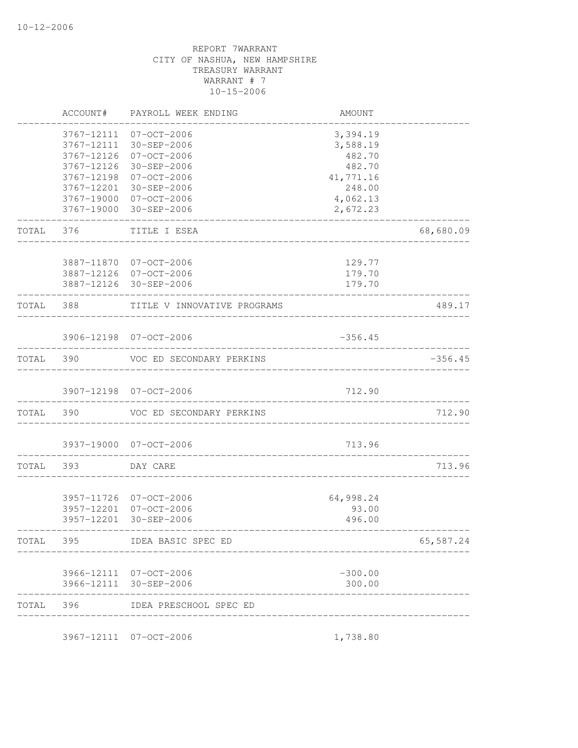10-12-2006

REPORT 7WARRANT
CITY OF NASHUA, NEW HAMPSHIRE
TREASURY WARRANT
WARRANT # 7
10-15-2006

| | ACCOUNT# | PAYROLL WEEK ENDING | AMOUNT | |
|---|---|---|---|---|
| | 3767-12111 | 07-OCT-2006 | 3,394.19 | |
| | 3767-12111 | 30-SEP-2006 | 3,588.19 | |
| | 3767-12126 | 07-OCT-2006 | 482.70 | |
| | 3767-12126 | 30-SEP-2006 | 482.70 | |
| | 3767-12198 | 07-OCT-2006 | 41,771.16 | |
| | 3767-12201 | 30-SEP-2006 | 248.00 | |
| | 3767-19000 | 07-OCT-2006 | 4,062.13 | |
| | 3767-19000 | 30-SEP-2006 | 2,672.23 | |
| TOTAL | 376 | TITLE I ESEA | | 68,680.09 |
| | 3887-11870 | 07-OCT-2006 | 129.77 | |
| | 3887-12126 | 07-OCT-2006 | 179.70 | |
| | 3887-12126 | 30-SEP-2006 | 179.70 | |
| TOTAL | 388 | TITLE V INNOVATIVE PROGRAMS | | 489.17 |
| | 3906-12198 | 07-OCT-2006 | -356.45 | |
| TOTAL | 390 | VOC ED SECONDARY PERKINS | | -356.45 |
| | 3907-12198 | 07-OCT-2006 | 712.90 | |
| TOTAL | 390 | VOC ED SECONDARY PERKINS | | 712.90 |
| | 3937-19000 | 07-OCT-2006 | 713.96 | |
| TOTAL | 393 | DAY CARE | | 713.96 |
| | 3957-11726 | 07-OCT-2006 | 64,998.24 | |
| | 3957-12201 | 07-OCT-2006 | 93.00 | |
| | 3957-12201 | 30-SEP-2006 | 496.00 | |
| TOTAL | 395 | IDEA BASIC SPEC ED | | 65,587.24 |
| | 3966-12111 | 07-OCT-2006 | -300.00 | |
| | 3966-12111 | 30-SEP-2006 | 300.00 | |
| TOTAL | 396 | IDEA PRESCHOOL SPEC ED | | |
| | 3967-12111 | 07-OCT-2006 | 1,738.80 | |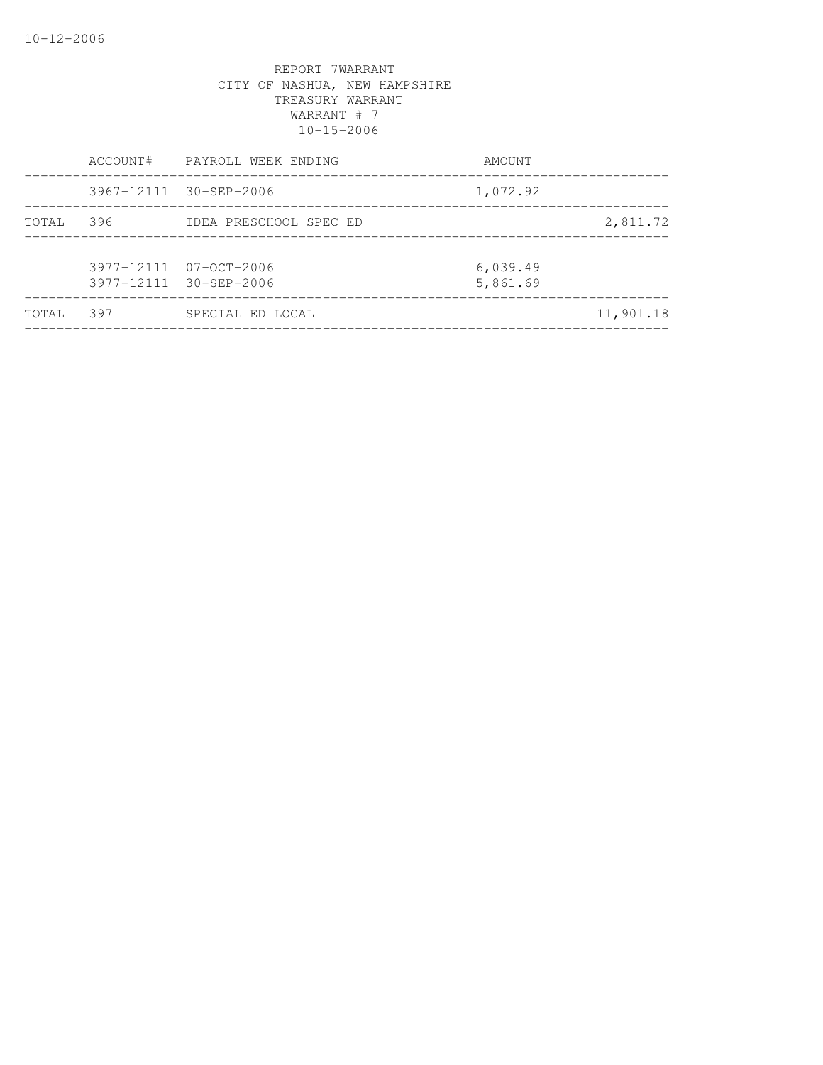REPORT 7WARRANT
CITY OF NASHUA, NEW HAMPSHIRE
TREASURY WARRANT
WARRANT # 7
10-15-2006

| | ACCOUNT# | PAYROLL WEEK ENDING | AMOUNT | |
|---|---|---|---|---|
| | 3967-12111 | 30-SEP-2006 | 1,072.92 | |
| TOTAL | 396 | IDEA PRESCHOOL SPEC ED | | 2,811.72 |
| | 3977-12111 | 07-OCT-2006 | 6,039.49 | |
| | 3977-12111 | 30-SEP-2006 | 5,861.69 | |
| TOTAL | 397 | SPECIAL ED LOCAL | | 11,901.18 |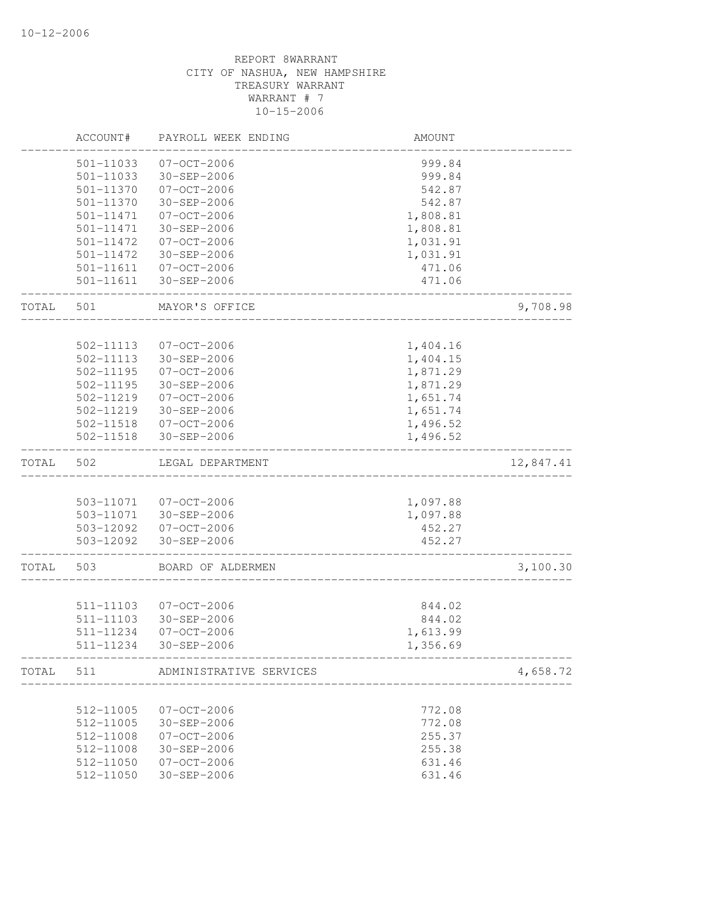10-12-2006

REPORT 8WARRANT
CITY OF NASHUA, NEW HAMPSHIRE
TREASURY WARRANT
WARRANT # 7
10-15-2006

| | ACCOUNT# | PAYROLL WEEK ENDING | AMOUNT | |
|---|---|---|---|---|
| | 501-11033 | 07-OCT-2006 | 999.84 | |
| | 501-11033 | 30-SEP-2006 | 999.84 | |
| | 501-11370 | 07-OCT-2006 | 542.87 | |
| | 501-11370 | 30-SEP-2006 | 542.87 | |
| | 501-11471 | 07-OCT-2006 | 1,808.81 | |
| | 501-11471 | 30-SEP-2006 | 1,808.81 | |
| | 501-11472 | 07-OCT-2006 | 1,031.91 | |
| | 501-11472 | 30-SEP-2006 | 1,031.91 | |
| | 501-11611 | 07-OCT-2006 | 471.06 | |
| | 501-11611 | 30-SEP-2006 | 471.06 | |
| TOTAL | 501 | MAYOR'S OFFICE | | 9,708.98 |
| | 502-11113 | 07-OCT-2006 | 1,404.16 | |
| | 502-11113 | 30-SEP-2006 | 1,404.15 | |
| | 502-11195 | 07-OCT-2006 | 1,871.29 | |
| | 502-11195 | 30-SEP-2006 | 1,871.29 | |
| | 502-11219 | 07-OCT-2006 | 1,651.74 | |
| | 502-11219 | 30-SEP-2006 | 1,651.74 | |
| | 502-11518 | 07-OCT-2006 | 1,496.52 | |
| | 502-11518 | 30-SEP-2006 | 1,496.52 | |
| TOTAL | 502 | LEGAL DEPARTMENT | | 12,847.41 |
| | 503-11071 | 07-OCT-2006 | 1,097.88 | |
| | 503-11071 | 30-SEP-2006 | 1,097.88 | |
| | 503-12092 | 07-OCT-2006 | 452.27 | |
| | 503-12092 | 30-SEP-2006 | 452.27 | |
| TOTAL | 503 | BOARD OF ALDERMEN | | 3,100.30 |
| | 511-11103 | 07-OCT-2006 | 844.02 | |
| | 511-11103 | 30-SEP-2006 | 844.02 | |
| | 511-11234 | 07-OCT-2006 | 1,613.99 | |
| | 511-11234 | 30-SEP-2006 | 1,356.69 | |
| TOTAL | 511 | ADMINISTRATIVE SERVICES | | 4,658.72 |
| | 512-11005 | 07-OCT-2006 | 772.08 | |
| | 512-11005 | 30-SEP-2006 | 772.08 | |
| | 512-11008 | 07-OCT-2006 | 255.37 | |
| | 512-11008 | 30-SEP-2006 | 255.38 | |
| | 512-11050 | 07-OCT-2006 | 631.46 | |
| | 512-11050 | 30-SEP-2006 | 631.46 | |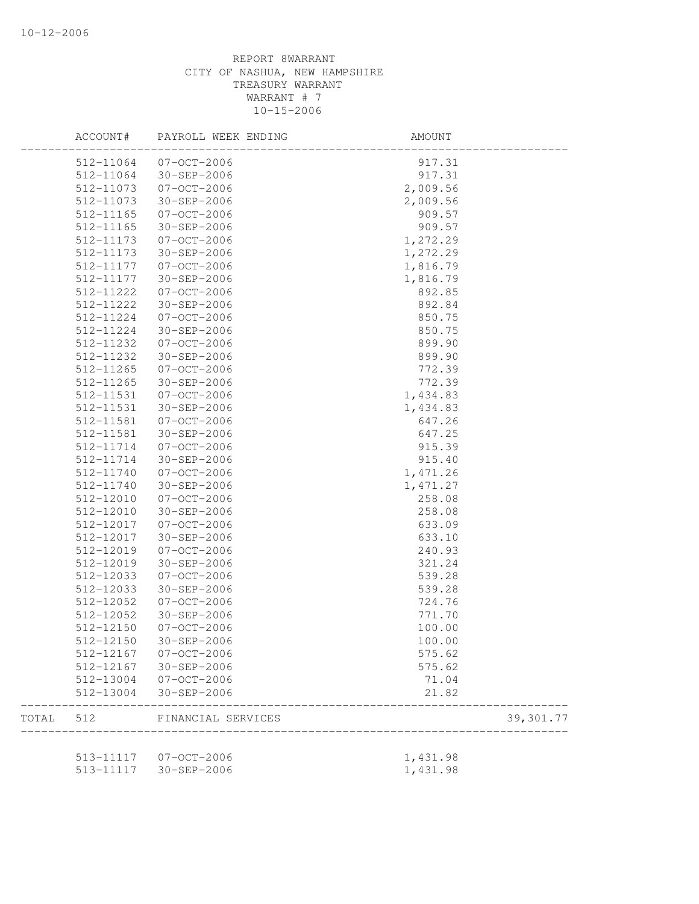REPORT 8WARRANT
CITY OF NASHUA, NEW HAMPSHIRE
TREASURY WARRANT
WARRANT # 7
10-15-2006

| | ACCOUNT# | PAYROLL WEEK ENDING | AMOUNT | |
|---|---|---|---|---|
| | 512-11064 | 07-OCT-2006 | 917.31 | |
| | 512-11064 | 30-SEP-2006 | 917.31 | |
| | 512-11073 | 07-OCT-2006 | 2,009.56 | |
| | 512-11073 | 30-SEP-2006 | 2,009.56 | |
| | 512-11165 | 07-OCT-2006 | 909.57 | |
| | 512-11165 | 30-SEP-2006 | 909.57 | |
| | 512-11173 | 07-OCT-2006 | 1,272.29 | |
| | 512-11173 | 30-SEP-2006 | 1,272.29 | |
| | 512-11177 | 07-OCT-2006 | 1,816.79 | |
| | 512-11177 | 30-SEP-2006 | 1,816.79 | |
| | 512-11222 | 07-OCT-2006 | 892.85 | |
| | 512-11222 | 30-SEP-2006 | 892.84 | |
| | 512-11224 | 07-OCT-2006 | 850.75 | |
| | 512-11224 | 30-SEP-2006 | 850.75 | |
| | 512-11232 | 07-OCT-2006 | 899.90 | |
| | 512-11232 | 30-SEP-2006 | 899.90 | |
| | 512-11265 | 07-OCT-2006 | 772.39 | |
| | 512-11265 | 30-SEP-2006 | 772.39 | |
| | 512-11531 | 07-OCT-2006 | 1,434.83 | |
| | 512-11531 | 30-SEP-2006 | 1,434.83 | |
| | 512-11581 | 07-OCT-2006 | 647.26 | |
| | 512-11581 | 30-SEP-2006 | 647.25 | |
| | 512-11714 | 07-OCT-2006 | 915.39 | |
| | 512-11714 | 30-SEP-2006 | 915.40 | |
| | 512-11740 | 07-OCT-2006 | 1,471.26 | |
| | 512-11740 | 30-SEP-2006 | 1,471.27 | |
| | 512-12010 | 07-OCT-2006 | 258.08 | |
| | 512-12010 | 30-SEP-2006 | 258.08 | |
| | 512-12017 | 07-OCT-2006 | 633.09 | |
| | 512-12017 | 30-SEP-2006 | 633.10 | |
| | 512-12019 | 07-OCT-2006 | 240.93 | |
| | 512-12019 | 30-SEP-2006 | 321.24 | |
| | 512-12033 | 07-OCT-2006 | 539.28 | |
| | 512-12033 | 30-SEP-2006 | 539.28 | |
| | 512-12052 | 07-OCT-2006 | 724.76 | |
| | 512-12052 | 30-SEP-2006 | 771.70 | |
| | 512-12150 | 07-OCT-2006 | 100.00 | |
| | 512-12150 | 30-SEP-2006 | 100.00 | |
| | 512-12167 | 07-OCT-2006 | 575.62 | |
| | 512-12167 | 30-SEP-2006 | 575.62 | |
| | 512-13004 | 07-OCT-2006 | 71.04 | |
| | 512-13004 | 30-SEP-2006 | 21.82 | |
| TOTAL | 512 | FINANCIAL SERVICES | | 39,301.77 |
| | 513-11117 | 07-OCT-2006 | 1,431.98 | |
| | 513-11117 | 30-SEP-2006 | 1,431.98 | |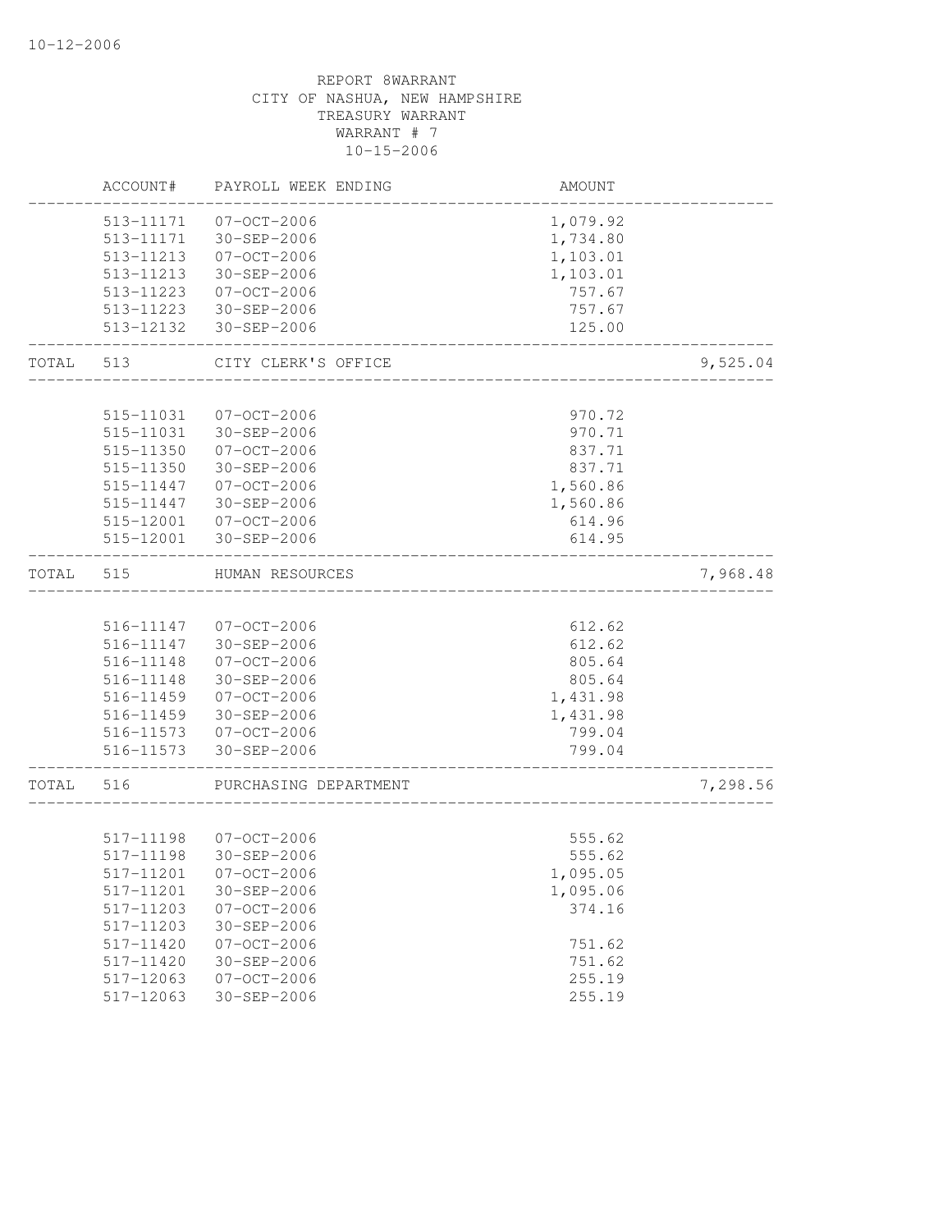10-12-2006

REPORT 8WARRANT
CITY OF NASHUA, NEW HAMPSHIRE
TREASURY WARRANT
WARRANT # 7
10-15-2006

| | ACCOUNT# | PAYROLL WEEK ENDING | AMOUNT | |
|---|---|---|---|---|
| | 513-11171 | 07-OCT-2006 | 1,079.92 | |
| | 513-11171 | 30-SEP-2006 | 1,734.80 | |
| | 513-11213 | 07-OCT-2006 | 1,103.01 | |
| | 513-11213 | 30-SEP-2006 | 1,103.01 | |
| | 513-11223 | 07-OCT-2006 | 757.67 | |
| | 513-11223 | 30-SEP-2006 | 757.67 | |
| | 513-12132 | 30-SEP-2006 | 125.00 | |
| TOTAL | 513 | CITY CLERK'S OFFICE | | 9,525.04 |
| | 515-11031 | 07-OCT-2006 | 970.72 | |
| | 515-11031 | 30-SEP-2006 | 970.71 | |
| | 515-11350 | 07-OCT-2006 | 837.71 | |
| | 515-11350 | 30-SEP-2006 | 837.71 | |
| | 515-11447 | 07-OCT-2006 | 1,560.86 | |
| | 515-11447 | 30-SEP-2006 | 1,560.86 | |
| | 515-12001 | 07-OCT-2006 | 614.96 | |
| | 515-12001 | 30-SEP-2006 | 614.95 | |
| TOTAL | 515 | HUMAN RESOURCES | | 7,968.48 |
| | 516-11147 | 07-OCT-2006 | 612.62 | |
| | 516-11147 | 30-SEP-2006 | 612.62 | |
| | 516-11148 | 07-OCT-2006 | 805.64 | |
| | 516-11148 | 30-SEP-2006 | 805.64 | |
| | 516-11459 | 07-OCT-2006 | 1,431.98 | |
| | 516-11459 | 30-SEP-2006 | 1,431.98 | |
| | 516-11573 | 07-OCT-2006 | 799.04 | |
| | 516-11573 | 30-SEP-2006 | 799.04 | |
| TOTAL | 516 | PURCHASING DEPARTMENT | | 7,298.56 |
| | 517-11198 | 07-OCT-2006 | 555.62 | |
| | 517-11198 | 30-SEP-2006 | 555.62 | |
| | 517-11201 | 07-OCT-2006 | 1,095.05 | |
| | 517-11201 | 30-SEP-2006 | 1,095.06 | |
| | 517-11203 | 07-OCT-2006 | 374.16 | |
| | 517-11203 | 30-SEP-2006 | | |
| | 517-11420 | 07-OCT-2006 | 751.62 | |
| | 517-11420 | 30-SEP-2006 | 751.62 | |
| | 517-12063 | 07-OCT-2006 | 255.19 | |
| | 517-12063 | 30-SEP-2006 | 255.19 | |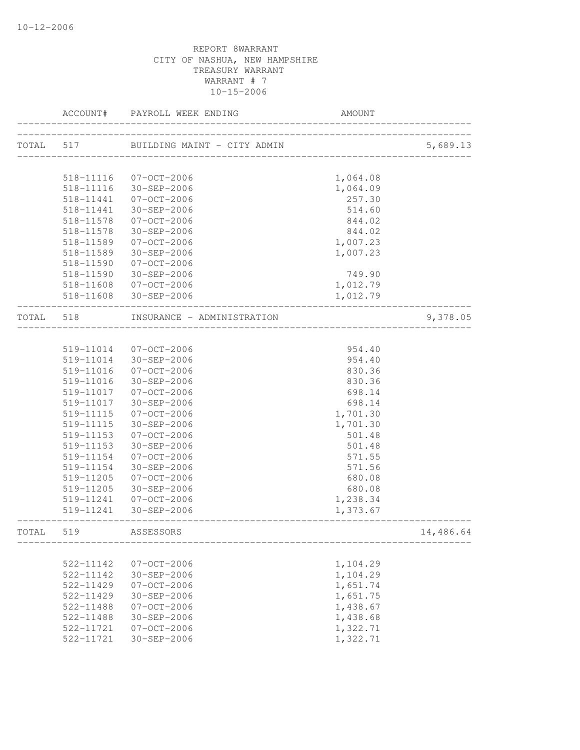10-12-2006

REPORT 8WARRANT
CITY OF NASHUA, NEW HAMPSHIRE
TREASURY WARRANT
WARRANT # 7
10-15-2006

| | ACCOUNT# | PAYROLL WEEK ENDING | AMOUNT | |
|---|---|---|---|---|
| TOTAL | 517 | BUILDING MAINT - CITY ADMIN | | 5,689.13 |
| | 518-11116 | 07-OCT-2006 | 1,064.08 | |
| | 518-11116 | 30-SEP-2006 | 1,064.09 | |
| | 518-11441 | 07-OCT-2006 | 257.30 | |
| | 518-11441 | 30-SEP-2006 | 514.60 | |
| | 518-11578 | 07-OCT-2006 | 844.02 | |
| | 518-11578 | 30-SEP-2006 | 844.02 | |
| | 518-11589 | 07-OCT-2006 | 1,007.23 | |
| | 518-11589 | 30-SEP-2006 | 1,007.23 | |
| | 518-11590 | 07-OCT-2006 | | |
| | 518-11590 | 30-SEP-2006 | 749.90 | |
| | 518-11608 | 07-OCT-2006 | 1,012.79 | |
| | 518-11608 | 30-SEP-2006 | 1,012.79 | |
| TOTAL | 518 | INSURANCE - ADMINISTRATION | | 9,378.05 |
| | 519-11014 | 07-OCT-2006 | 954.40 | |
| | 519-11014 | 30-SEP-2006 | 954.40 | |
| | 519-11016 | 07-OCT-2006 | 830.36 | |
| | 519-11016 | 30-SEP-2006 | 830.36 | |
| | 519-11017 | 07-OCT-2006 | 698.14 | |
| | 519-11017 | 30-SEP-2006 | 698.14 | |
| | 519-11115 | 07-OCT-2006 | 1,701.30 | |
| | 519-11115 | 30-SEP-2006 | 1,701.30 | |
| | 519-11153 | 07-OCT-2006 | 501.48 | |
| | 519-11153 | 30-SEP-2006 | 501.48 | |
| | 519-11154 | 07-OCT-2006 | 571.55 | |
| | 519-11154 | 30-SEP-2006 | 571.56 | |
| | 519-11205 | 07-OCT-2006 | 680.08 | |
| | 519-11205 | 30-SEP-2006 | 680.08 | |
| | 519-11241 | 07-OCT-2006 | 1,238.34 | |
| | 519-11241 | 30-SEP-2006 | 1,373.67 | |
| TOTAL | 519 | ASSESSORS | | 14,486.64 |
| | 522-11142 | 07-OCT-2006 | 1,104.29 | |
| | 522-11142 | 30-SEP-2006 | 1,104.29 | |
| | 522-11429 | 07-OCT-2006 | 1,651.74 | |
| | 522-11429 | 30-SEP-2006 | 1,651.75 | |
| | 522-11488 | 07-OCT-2006 | 1,438.67 | |
| | 522-11488 | 30-SEP-2006 | 1,438.68 | |
| | 522-11721 | 07-OCT-2006 | 1,322.71 | |
| | 522-11721 | 30-SEP-2006 | 1,322.71 | |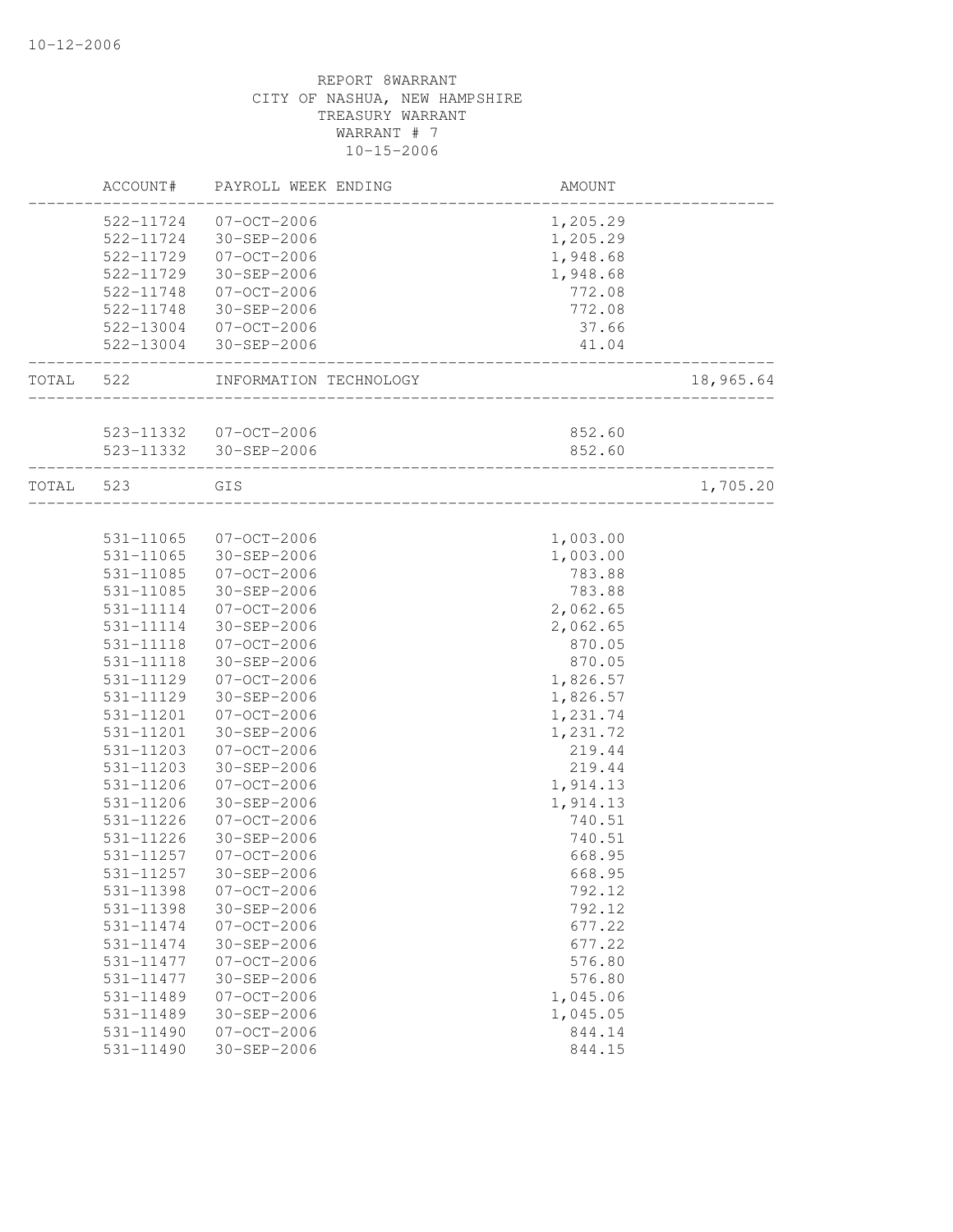10-12-2006

REPORT 8WARRANT
CITY OF NASHUA, NEW HAMPSHIRE
TREASURY WARRANT
WARRANT # 7
10-15-2006

| | ACCOUNT# | PAYROLL WEEK ENDING | AMOUNT | |
|---|---|---|---|---|
| | 522-11724 | 07-OCT-2006 | 1,205.29 | |
| | 522-11724 | 30-SEP-2006 | 1,205.29 | |
| | 522-11729 | 07-OCT-2006 | 1,948.68 | |
| | 522-11729 | 30-SEP-2006 | 1,948.68 | |
| | 522-11748 | 07-OCT-2006 | 772.08 | |
| | 522-11748 | 30-SEP-2006 | 772.08 | |
| | 522-13004 | 07-OCT-2006 | 37.66 | |
| | 522-13004 | 30-SEP-2006 | 41.04 | |
| TOTAL | 522 | INFORMATION TECHNOLOGY | | 18,965.64 |
| | 523-11332 | 07-OCT-2006 | 852.60 | |
| | 523-11332 | 30-SEP-2006 | 852.60 | |
| TOTAL | 523 | GIS | | 1,705.20 |
| | 531-11065 | 07-OCT-2006 | 1,003.00 | |
| | 531-11065 | 30-SEP-2006 | 1,003.00 | |
| | 531-11085 | 07-OCT-2006 | 783.88 | |
| | 531-11085 | 30-SEP-2006 | 783.88 | |
| | 531-11114 | 07-OCT-2006 | 2,062.65 | |
| | 531-11114 | 30-SEP-2006 | 2,062.65 | |
| | 531-11118 | 07-OCT-2006 | 870.05 | |
| | 531-11118 | 30-SEP-2006 | 870.05 | |
| | 531-11129 | 07-OCT-2006 | 1,826.57 | |
| | 531-11129 | 30-SEP-2006 | 1,826.57 | |
| | 531-11201 | 07-OCT-2006 | 1,231.74 | |
| | 531-11201 | 30-SEP-2006 | 1,231.72 | |
| | 531-11203 | 07-OCT-2006 | 219.44 | |
| | 531-11203 | 30-SEP-2006 | 219.44 | |
| | 531-11206 | 07-OCT-2006 | 1,914.13 | |
| | 531-11206 | 30-SEP-2006 | 1,914.13 | |
| | 531-11226 | 07-OCT-2006 | 740.51 | |
| | 531-11226 | 30-SEP-2006 | 740.51 | |
| | 531-11257 | 07-OCT-2006 | 668.95 | |
| | 531-11257 | 30-SEP-2006 | 668.95 | |
| | 531-11398 | 07-OCT-2006 | 792.12 | |
| | 531-11398 | 30-SEP-2006 | 792.12 | |
| | 531-11474 | 07-OCT-2006 | 677.22 | |
| | 531-11474 | 30-SEP-2006 | 677.22 | |
| | 531-11477 | 07-OCT-2006 | 576.80 | |
| | 531-11477 | 30-SEP-2006 | 576.80 | |
| | 531-11489 | 07-OCT-2006 | 1,045.06 | |
| | 531-11489 | 30-SEP-2006 | 1,045.05 | |
| | 531-11490 | 07-OCT-2006 | 844.14 | |
| | 531-11490 | 30-SEP-2006 | 844.15 | |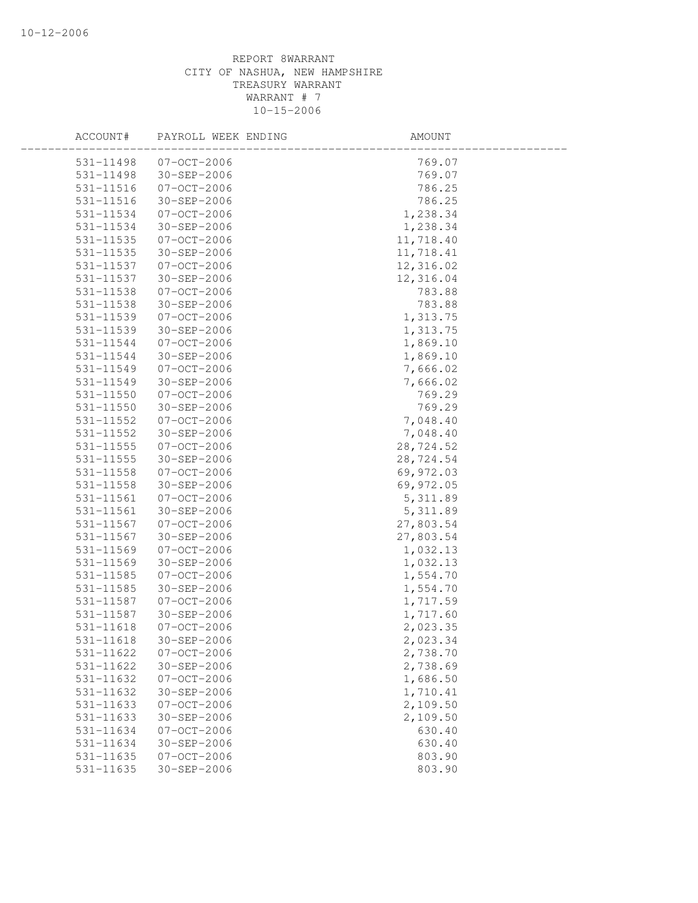REPORT 8WARRANT
CITY OF NASHUA, NEW HAMPSHIRE
TREASURY WARRANT
WARRANT # 7
10-15-2006

| ACCOUNT# | PAYROLL WEEK ENDING | AMOUNT |
|---|---|---|
| 531-11498 | 07-OCT-2006 | 769.07 |
| 531-11498 | 30-SEP-2006 | 769.07 |
| 531-11516 | 07-OCT-2006 | 786.25 |
| 531-11516 | 30-SEP-2006 | 786.25 |
| 531-11534 | 07-OCT-2006 | 1,238.34 |
| 531-11534 | 30-SEP-2006 | 1,238.34 |
| 531-11535 | 07-OCT-2006 | 11,718.40 |
| 531-11535 | 30-SEP-2006 | 11,718.41 |
| 531-11537 | 07-OCT-2006 | 12,316.02 |
| 531-11537 | 30-SEP-2006 | 12,316.04 |
| 531-11538 | 07-OCT-2006 | 783.88 |
| 531-11538 | 30-SEP-2006 | 783.88 |
| 531-11539 | 07-OCT-2006 | 1,313.75 |
| 531-11539 | 30-SEP-2006 | 1,313.75 |
| 531-11544 | 07-OCT-2006 | 1,869.10 |
| 531-11544 | 30-SEP-2006 | 1,869.10 |
| 531-11549 | 07-OCT-2006 | 7,666.02 |
| 531-11549 | 30-SEP-2006 | 7,666.02 |
| 531-11550 | 07-OCT-2006 | 769.29 |
| 531-11550 | 30-SEP-2006 | 769.29 |
| 531-11552 | 07-OCT-2006 | 7,048.40 |
| 531-11552 | 30-SEP-2006 | 7,048.40 |
| 531-11555 | 07-OCT-2006 | 28,724.52 |
| 531-11555 | 30-SEP-2006 | 28,724.54 |
| 531-11558 | 07-OCT-2006 | 69,972.03 |
| 531-11558 | 30-SEP-2006 | 69,972.05 |
| 531-11561 | 07-OCT-2006 | 5,311.89 |
| 531-11561 | 30-SEP-2006 | 5,311.89 |
| 531-11567 | 07-OCT-2006 | 27,803.54 |
| 531-11567 | 30-SEP-2006 | 27,803.54 |
| 531-11569 | 07-OCT-2006 | 1,032.13 |
| 531-11569 | 30-SEP-2006 | 1,032.13 |
| 531-11585 | 07-OCT-2006 | 1,554.70 |
| 531-11585 | 30-SEP-2006 | 1,554.70 |
| 531-11587 | 07-OCT-2006 | 1,717.59 |
| 531-11587 | 30-SEP-2006 | 1,717.60 |
| 531-11618 | 07-OCT-2006 | 2,023.35 |
| 531-11618 | 30-SEP-2006 | 2,023.34 |
| 531-11622 | 07-OCT-2006 | 2,738.70 |
| 531-11622 | 30-SEP-2006 | 2,738.69 |
| 531-11632 | 07-OCT-2006 | 1,686.50 |
| 531-11632 | 30-SEP-2006 | 1,710.41 |
| 531-11633 | 07-OCT-2006 | 2,109.50 |
| 531-11633 | 30-SEP-2006 | 2,109.50 |
| 531-11634 | 07-OCT-2006 | 630.40 |
| 531-11634 | 30-SEP-2006 | 630.40 |
| 531-11635 | 07-OCT-2006 | 803.90 |
| 531-11635 | 30-SEP-2006 | 803.90 |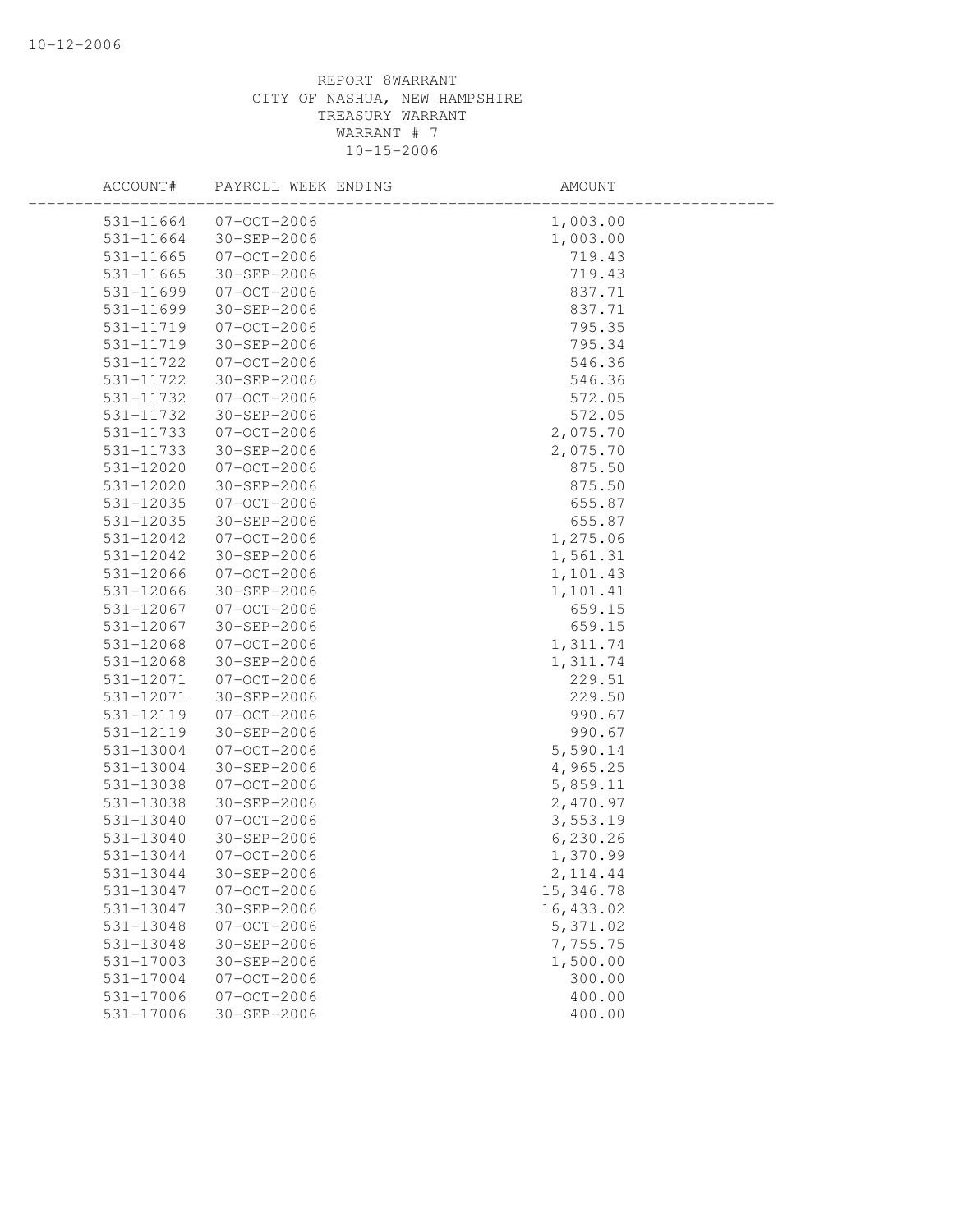REPORT 8WARRANT
CITY OF NASHUA, NEW HAMPSHIRE
TREASURY WARRANT
WARRANT # 7
10-15-2006

| ACCOUNT# | PAYROLL WEEK ENDING | AMOUNT |
|---|---|---|
| 531-11664 | 07-OCT-2006 | 1,003.00 |
| 531-11664 | 30-SEP-2006 | 1,003.00 |
| 531-11665 | 07-OCT-2006 | 719.43 |
| 531-11665 | 30-SEP-2006 | 719.43 |
| 531-11699 | 07-OCT-2006 | 837.71 |
| 531-11699 | 30-SEP-2006 | 837.71 |
| 531-11719 | 07-OCT-2006 | 795.35 |
| 531-11719 | 30-SEP-2006 | 795.34 |
| 531-11722 | 07-OCT-2006 | 546.36 |
| 531-11722 | 30-SEP-2006 | 546.36 |
| 531-11732 | 07-OCT-2006 | 572.05 |
| 531-11732 | 30-SEP-2006 | 572.05 |
| 531-11733 | 07-OCT-2006 | 2,075.70 |
| 531-11733 | 30-SEP-2006 | 2,075.70 |
| 531-12020 | 07-OCT-2006 | 875.50 |
| 531-12020 | 30-SEP-2006 | 875.50 |
| 531-12035 | 07-OCT-2006 | 655.87 |
| 531-12035 | 30-SEP-2006 | 655.87 |
| 531-12042 | 07-OCT-2006 | 1,275.06 |
| 531-12042 | 30-SEP-2006 | 1,561.31 |
| 531-12066 | 07-OCT-2006 | 1,101.43 |
| 531-12066 | 30-SEP-2006 | 1,101.41 |
| 531-12067 | 07-OCT-2006 | 659.15 |
| 531-12067 | 30-SEP-2006 | 659.15 |
| 531-12068 | 07-OCT-2006 | 1,311.74 |
| 531-12068 | 30-SEP-2006 | 1,311.74 |
| 531-12071 | 07-OCT-2006 | 229.51 |
| 531-12071 | 30-SEP-2006 | 229.50 |
| 531-12119 | 07-OCT-2006 | 990.67 |
| 531-12119 | 30-SEP-2006 | 990.67 |
| 531-13004 | 07-OCT-2006 | 5,590.14 |
| 531-13004 | 30-SEP-2006 | 4,965.25 |
| 531-13038 | 07-OCT-2006 | 5,859.11 |
| 531-13038 | 30-SEP-2006 | 2,470.97 |
| 531-13040 | 07-OCT-2006 | 3,553.19 |
| 531-13040 | 30-SEP-2006 | 6,230.26 |
| 531-13044 | 07-OCT-2006 | 1,370.99 |
| 531-13044 | 30-SEP-2006 | 2,114.44 |
| 531-13047 | 07-OCT-2006 | 15,346.78 |
| 531-13047 | 30-SEP-2006 | 16,433.02 |
| 531-13048 | 07-OCT-2006 | 5,371.02 |
| 531-13048 | 30-SEP-2006 | 7,755.75 |
| 531-17003 | 30-SEP-2006 | 1,500.00 |
| 531-17004 | 07-OCT-2006 | 300.00 |
| 531-17006 | 07-OCT-2006 | 400.00 |
| 531-17006 | 30-SEP-2006 | 400.00 |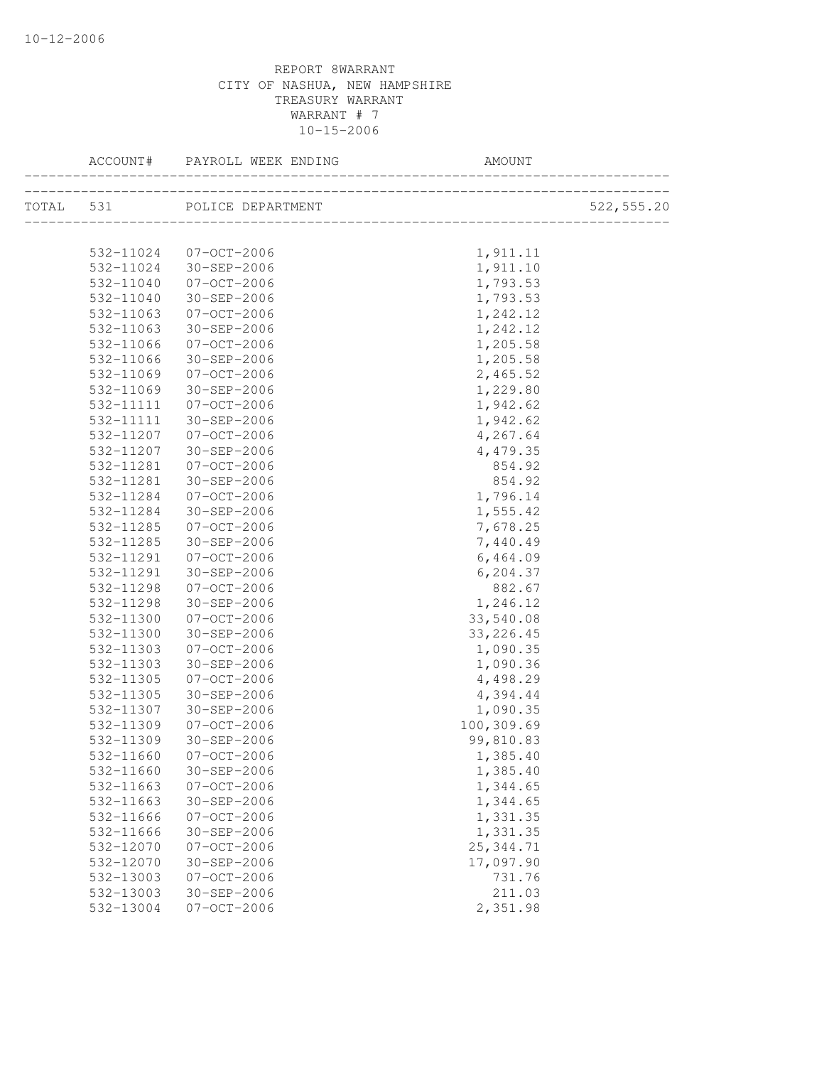REPORT 8WARRANT
CITY OF NASHUA, NEW HAMPSHIRE
TREASURY WARRANT
WARRANT # 7
10-15-2006

| ACCOUNT# | PAYROLL WEEK ENDING | AMOUNT | |
|---|---|---|---|
| TOTAL 531 | POLICE DEPARTMENT | | 522,555.20 |
| 532-11024 | 07-OCT-2006 | 1,911.11 | |
| 532-11024 | 30-SEP-2006 | 1,911.10 | |
| 532-11040 | 07-OCT-2006 | 1,793.53 | |
| 532-11040 | 30-SEP-2006 | 1,793.53 | |
| 532-11063 | 07-OCT-2006 | 1,242.12 | |
| 532-11063 | 30-SEP-2006 | 1,242.12 | |
| 532-11066 | 07-OCT-2006 | 1,205.58 | |
| 532-11066 | 30-SEP-2006 | 1,205.58 | |
| 532-11069 | 07-OCT-2006 | 2,465.52 | |
| 532-11069 | 30-SEP-2006 | 1,229.80 | |
| 532-11111 | 07-OCT-2006 | 1,942.62 | |
| 532-11111 | 30-SEP-2006 | 1,942.62 | |
| 532-11207 | 07-OCT-2006 | 4,267.64 | |
| 532-11207 | 30-SEP-2006 | 4,479.35 | |
| 532-11281 | 07-OCT-2006 | 854.92 | |
| 532-11281 | 30-SEP-2006 | 854.92 | |
| 532-11284 | 07-OCT-2006 | 1,796.14 | |
| 532-11284 | 30-SEP-2006 | 1,555.42 | |
| 532-11285 | 07-OCT-2006 | 7,678.25 | |
| 532-11285 | 30-SEP-2006 | 7,440.49 | |
| 532-11291 | 07-OCT-2006 | 6,464.09 | |
| 532-11291 | 30-SEP-2006 | 6,204.37 | |
| 532-11298 | 07-OCT-2006 | 882.67 | |
| 532-11298 | 30-SEP-2006 | 1,246.12 | |
| 532-11300 | 07-OCT-2006 | 33,540.08 | |
| 532-11300 | 30-SEP-2006 | 33,226.45 | |
| 532-11303 | 07-OCT-2006 | 1,090.35 | |
| 532-11303 | 30-SEP-2006 | 1,090.36 | |
| 532-11305 | 07-OCT-2006 | 4,498.29 | |
| 532-11305 | 30-SEP-2006 | 4,394.44 | |
| 532-11307 | 30-SEP-2006 | 1,090.35 | |
| 532-11309 | 07-OCT-2006 | 100,309.69 | |
| 532-11309 | 30-SEP-2006 | 99,810.83 | |
| 532-11660 | 07-OCT-2006 | 1,385.40 | |
| 532-11660 | 30-SEP-2006 | 1,385.40 | |
| 532-11663 | 07-OCT-2006 | 1,344.65 | |
| 532-11663 | 30-SEP-2006 | 1,344.65 | |
| 532-11666 | 07-OCT-2006 | 1,331.35 | |
| 532-11666 | 30-SEP-2006 | 1,331.35 | |
| 532-12070 | 07-OCT-2006 | 25,344.71 | |
| 532-12070 | 30-SEP-2006 | 17,097.90 | |
| 532-13003 | 07-OCT-2006 | 731.76 | |
| 532-13003 | 30-SEP-2006 | 211.03 | |
| 532-13004 | 07-OCT-2006 | 2,351.98 | |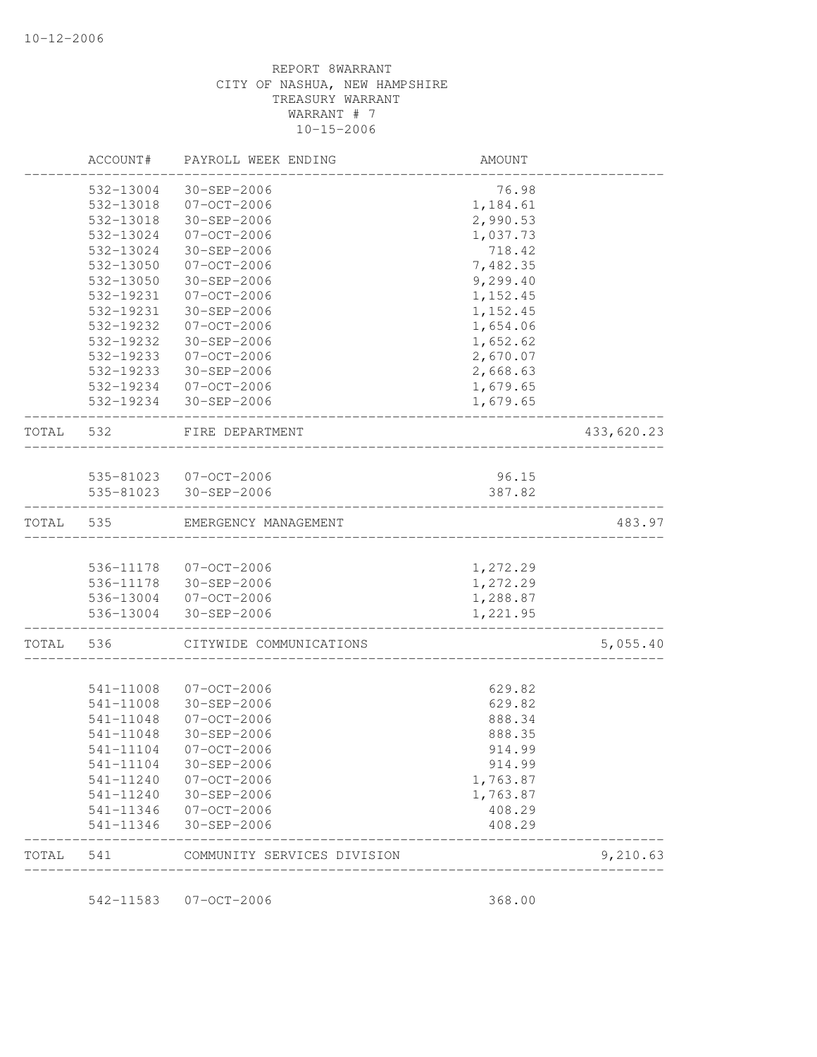REPORT 8WARRANT
CITY OF NASHUA, NEW HAMPSHIRE
TREASURY WARRANT
WARRANT # 7
10-15-2006

| | ACCOUNT# | PAYROLL WEEK ENDING | AMOUNT | |
|---|---|---|---|---|
| | 532-13004 | 30-SEP-2006 | 76.98 | |
| | 532-13018 | 07-OCT-2006 | 1,184.61 | |
| | 532-13018 | 30-SEP-2006 | 2,990.53 | |
| | 532-13024 | 07-OCT-2006 | 1,037.73 | |
| | 532-13024 | 30-SEP-2006 | 718.42 | |
| | 532-13050 | 07-OCT-2006 | 7,482.35 | |
| | 532-13050 | 30-SEP-2006 | 9,299.40 | |
| | 532-19231 | 07-OCT-2006 | 1,152.45 | |
| | 532-19231 | 30-SEP-2006 | 1,152.45 | |
| | 532-19232 | 07-OCT-2006 | 1,654.06 | |
| | 532-19232 | 30-SEP-2006 | 1,652.62 | |
| | 532-19233 | 07-OCT-2006 | 2,670.07 | |
| | 532-19233 | 30-SEP-2006 | 2,668.63 | |
| | 532-19234 | 07-OCT-2006 | 1,679.65 | |
| | 532-19234 | 30-SEP-2006 | 1,679.65 | |
| TOTAL | 532 | FIRE DEPARTMENT | | 433,620.23 |
| | 535-81023 | 07-OCT-2006 | 96.15 | |
| | 535-81023 | 30-SEP-2006 | 387.82 | |
| TOTAL | 535 | EMERGENCY MANAGEMENT | | 483.97 |
| | 536-11178 | 07-OCT-2006 | 1,272.29 | |
| | 536-11178 | 30-SEP-2006 | 1,272.29 | |
| | 536-13004 | 07-OCT-2006 | 1,288.87 | |
| | 536-13004 | 30-SEP-2006 | 1,221.95 | |
| TOTAL | 536 | CITYWIDE COMMUNICATIONS | | 5,055.40 |
| | 541-11008 | 07-OCT-2006 | 629.82 | |
| | 541-11008 | 30-SEP-2006 | 629.82 | |
| | 541-11048 | 07-OCT-2006 | 888.34 | |
| | 541-11048 | 30-SEP-2006 | 888.35 | |
| | 541-11104 | 07-OCT-2006 | 914.99 | |
| | 541-11104 | 30-SEP-2006 | 914.99 | |
| | 541-11240 | 07-OCT-2006 | 1,763.87 | |
| | 541-11240 | 30-SEP-2006 | 1,763.87 | |
| | 541-11346 | 07-OCT-2006 | 408.29 | |
| | 541-11346 | 30-SEP-2006 | 408.29 | |
| TOTAL | 541 | COMMUNITY SERVICES DIVISION | | 9,210.63 |
| | 542-11583 | 07-OCT-2006 | 368.00 | |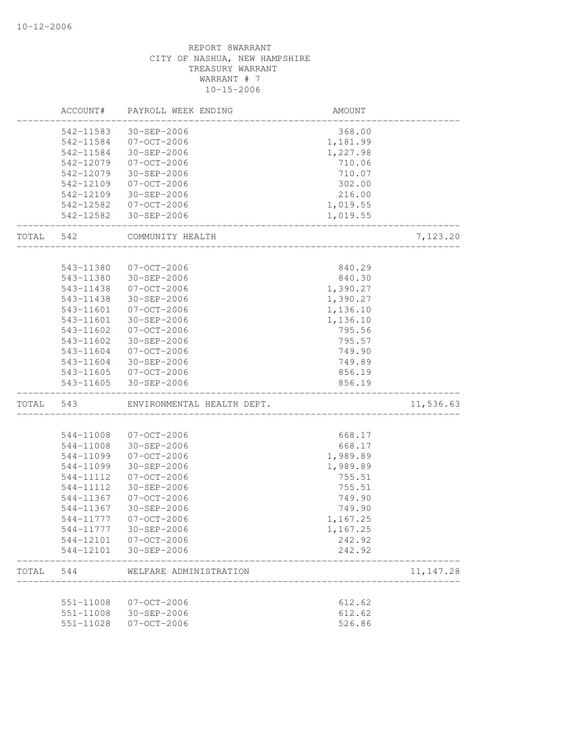REPORT 8WARRANT
CITY OF NASHUA, NEW HAMPSHIRE
TREASURY WARRANT
WARRANT # 7
10-15-2006

| | ACCOUNT# | PAYROLL WEEK ENDING | AMOUNT | |
|---|---|---|---|---|
| | 542-11583 | 30-SEP-2006 | 368.00 | |
| | 542-11584 | 07-OCT-2006 | 1,181.99 | |
| | 542-11584 | 30-SEP-2006 | 1,227.98 | |
| | 542-12079 | 07-OCT-2006 | 710.06 | |
| | 542-12079 | 30-SEP-2006 | 710.07 | |
| | 542-12109 | 07-OCT-2006 | 302.00 | |
| | 542-12109 | 30-SEP-2006 | 216.00 | |
| | 542-12582 | 07-OCT-2006 | 1,019.55 | |
| | 542-12582 | 30-SEP-2006 | 1,019.55 | |
| TOTAL | 542 | COMMUNITY HEALTH | | 7,123.20 |
| | 543-11380 | 07-OCT-2006 | 840.29 | |
| | 543-11380 | 30-SEP-2006 | 840.30 | |
| | 543-11438 | 07-OCT-2006 | 1,390.27 | |
| | 543-11438 | 30-SEP-2006 | 1,390.27 | |
| | 543-11601 | 07-OCT-2006 | 1,136.10 | |
| | 543-11601 | 30-SEP-2006 | 1,136.10 | |
| | 543-11602 | 07-OCT-2006 | 795.56 | |
| | 543-11602 | 30-SEP-2006 | 795.57 | |
| | 543-11604 | 07-OCT-2006 | 749.90 | |
| | 543-11604 | 30-SEP-2006 | 749.89 | |
| | 543-11605 | 07-OCT-2006 | 856.19 | |
| | 543-11605 | 30-SEP-2006 | 856.19 | |
| TOTAL | 543 | ENVIRONMENTAL HEALTH DEPT. | | 11,536.63 |
| | 544-11008 | 07-OCT-2006 | 668.17 | |
| | 544-11008 | 30-SEP-2006 | 668.17 | |
| | 544-11099 | 07-OCT-2006 | 1,989.89 | |
| | 544-11099 | 30-SEP-2006 | 1,989.89 | |
| | 544-11112 | 07-OCT-2006 | 755.51 | |
| | 544-11112 | 30-SEP-2006 | 755.51 | |
| | 544-11367 | 07-OCT-2006 | 749.90 | |
| | 544-11367 | 30-SEP-2006 | 749.90 | |
| | 544-11777 | 07-OCT-2006 | 1,167.25 | |
| | 544-11777 | 30-SEP-2006 | 1,167.25 | |
| | 544-12101 | 07-OCT-2006 | 242.92 | |
| | 544-12101 | 30-SEP-2006 | 242.92 | |
| TOTAL | 544 | WELFARE ADMINISTRATION | | 11,147.28 |
| | 551-11008 | 07-OCT-2006 | 612.62 | |
| | 551-11008 | 30-SEP-2006 | 612.62 | |
| | 551-11028 | 07-OCT-2006 | 526.86 | |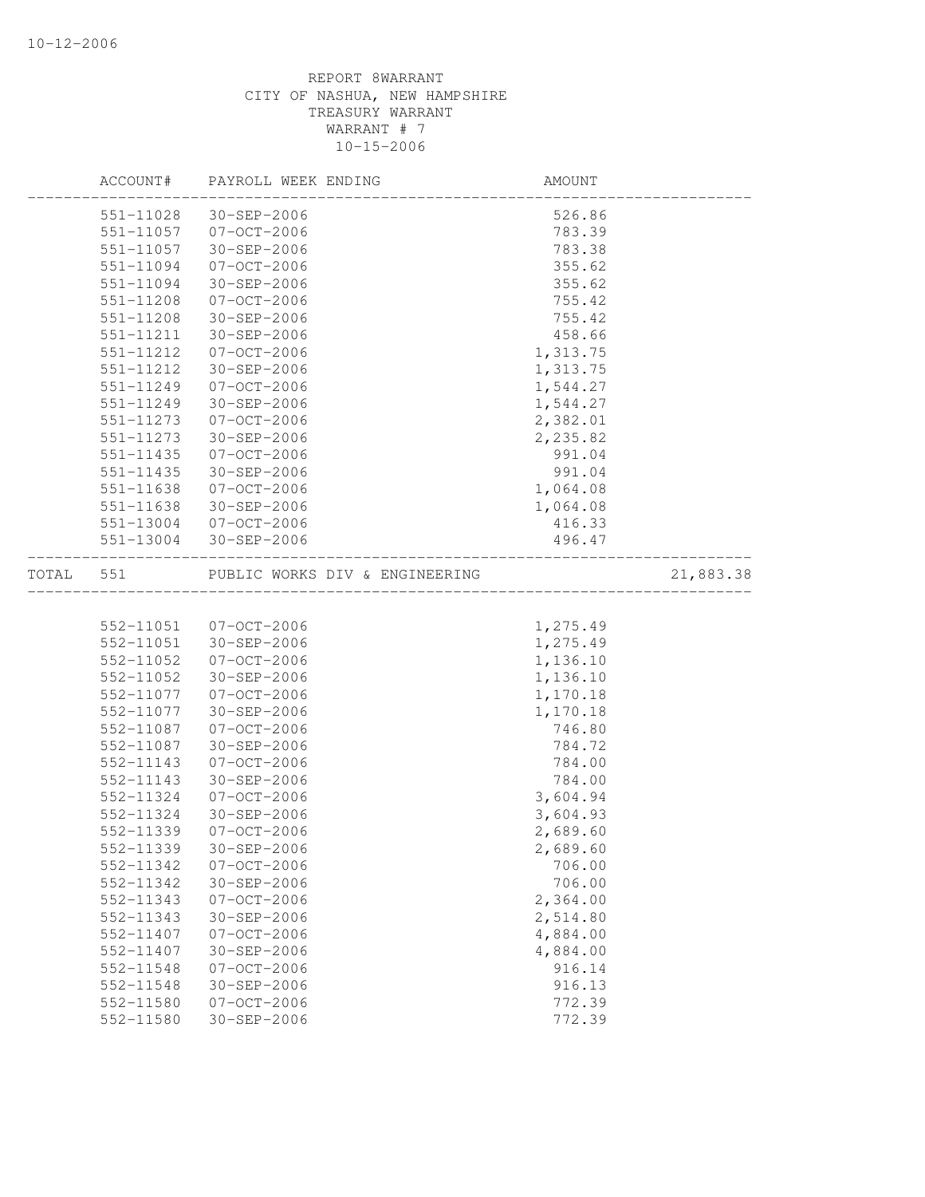REPORT 8WARRANT
CITY OF NASHUA, NEW HAMPSHIRE
TREASURY WARRANT
WARRANT # 7
10-15-2006

| | ACCOUNT# | PAYROLL WEEK ENDING | AMOUNT | |
|---|---|---|---|---|
| | 551-11028 | 30-SEP-2006 | 526.86 | |
| | 551-11057 | 07-OCT-2006 | 783.39 | |
| | 551-11057 | 30-SEP-2006 | 783.38 | |
| | 551-11094 | 07-OCT-2006 | 355.62 | |
| | 551-11094 | 30-SEP-2006 | 355.62 | |
| | 551-11208 | 07-OCT-2006 | 755.42 | |
| | 551-11208 | 30-SEP-2006 | 755.42 | |
| | 551-11211 | 30-SEP-2006 | 458.66 | |
| | 551-11212 | 07-OCT-2006 | 1,313.75 | |
| | 551-11212 | 30-SEP-2006 | 1,313.75 | |
| | 551-11249 | 07-OCT-2006 | 1,544.27 | |
| | 551-11249 | 30-SEP-2006 | 1,544.27 | |
| | 551-11273 | 07-OCT-2006 | 2,382.01 | |
| | 551-11273 | 30-SEP-2006 | 2,235.82 | |
| | 551-11435 | 07-OCT-2006 | 991.04 | |
| | 551-11435 | 30-SEP-2006 | 991.04 | |
| | 551-11638 | 07-OCT-2006 | 1,064.08 | |
| | 551-11638 | 30-SEP-2006 | 1,064.08 | |
| | 551-13004 | 07-OCT-2006 | 416.33 | |
| | 551-13004 | 30-SEP-2006 | 496.47 | |
| TOTAL | 551 | PUBLIC WORKS DIV & ENGINEERING | | 21,883.38 |
| | 552-11051 | 07-OCT-2006 | 1,275.49 | |
| | 552-11051 | 30-SEP-2006 | 1,275.49 | |
| | 552-11052 | 07-OCT-2006 | 1,136.10 | |
| | 552-11052 | 30-SEP-2006 | 1,136.10 | |
| | 552-11077 | 07-OCT-2006 | 1,170.18 | |
| | 552-11077 | 30-SEP-2006 | 1,170.18 | |
| | 552-11087 | 07-OCT-2006 | 746.80 | |
| | 552-11087 | 30-SEP-2006 | 784.72 | |
| | 552-11143 | 07-OCT-2006 | 784.00 | |
| | 552-11143 | 30-SEP-2006 | 784.00 | |
| | 552-11324 | 07-OCT-2006 | 3,604.94 | |
| | 552-11324 | 30-SEP-2006 | 3,604.93 | |
| | 552-11339 | 07-OCT-2006 | 2,689.60 | |
| | 552-11339 | 30-SEP-2006 | 2,689.60 | |
| | 552-11342 | 07-OCT-2006 | 706.00 | |
| | 552-11342 | 30-SEP-2006 | 706.00 | |
| | 552-11343 | 07-OCT-2006 | 2,364.00 | |
| | 552-11343 | 30-SEP-2006 | 2,514.80 | |
| | 552-11407 | 07-OCT-2006 | 4,884.00 | |
| | 552-11407 | 30-SEP-2006 | 4,884.00 | |
| | 552-11548 | 07-OCT-2006 | 916.14 | |
| | 552-11548 | 30-SEP-2006 | 916.13 | |
| | 552-11580 | 07-OCT-2006 | 772.39 | |
| | 552-11580 | 30-SEP-2006 | 772.39 | |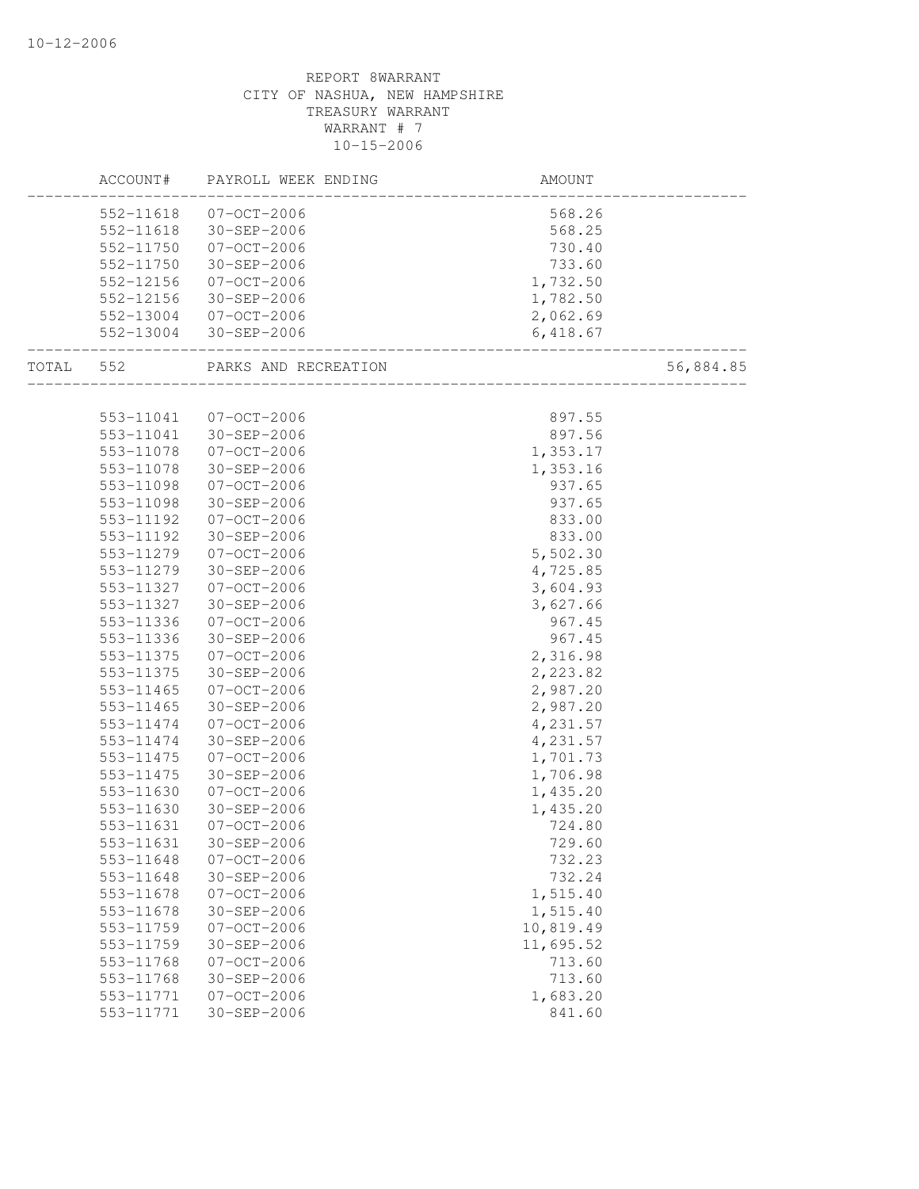REPORT 8WARRANT
CITY OF NASHUA, NEW HAMPSHIRE
TREASURY WARRANT
WARRANT # 7
10-15-2006

| ACCOUNT# | PAYROLL WEEK ENDING | AMOUNT | |
|---|---|---|---|
| 552-11618 | 07-OCT-2006 | 568.26 | |
| 552-11618 | 30-SEP-2006 | 568.25 | |
| 552-11750 | 07-OCT-2006 | 730.40 | |
| 552-11750 | 30-SEP-2006 | 733.60 | |
| 552-12156 | 07-OCT-2006 | 1,732.50 | |
| 552-12156 | 30-SEP-2006 | 1,782.50 | |
| 552-13004 | 07-OCT-2006 | 2,062.69 | |
| 552-13004 | 30-SEP-2006 | 6,418.67 | |
| TOTAL 552 | PARKS AND RECREATION | | 56,884.85 |
| 553-11041 | 07-OCT-2006 | 897.55 | |
| 553-11041 | 30-SEP-2006 | 897.56 | |
| 553-11078 | 07-OCT-2006 | 1,353.17 | |
| 553-11078 | 30-SEP-2006 | 1,353.16 | |
| 553-11098 | 07-OCT-2006 | 937.65 | |
| 553-11098 | 30-SEP-2006 | 937.65 | |
| 553-11192 | 07-OCT-2006 | 833.00 | |
| 553-11192 | 30-SEP-2006 | 833.00 | |
| 553-11279 | 07-OCT-2006 | 5,502.30 | |
| 553-11279 | 30-SEP-2006 | 4,725.85 | |
| 553-11327 | 07-OCT-2006 | 3,604.93 | |
| 553-11327 | 30-SEP-2006 | 3,627.66 | |
| 553-11336 | 07-OCT-2006 | 967.45 | |
| 553-11336 | 30-SEP-2006 | 967.45 | |
| 553-11375 | 07-OCT-2006 | 2,316.98 | |
| 553-11375 | 30-SEP-2006 | 2,223.82 | |
| 553-11465 | 07-OCT-2006 | 2,987.20 | |
| 553-11465 | 30-SEP-2006 | 2,987.20 | |
| 553-11474 | 07-OCT-2006 | 4,231.57 | |
| 553-11474 | 30-SEP-2006 | 4,231.57 | |
| 553-11475 | 07-OCT-2006 | 1,701.73 | |
| 553-11475 | 30-SEP-2006 | 1,706.98 | |
| 553-11630 | 07-OCT-2006 | 1,435.20 | |
| 553-11630 | 30-SEP-2006 | 1,435.20 | |
| 553-11631 | 07-OCT-2006 | 724.80 | |
| 553-11631 | 30-SEP-2006 | 729.60 | |
| 553-11648 | 07-OCT-2006 | 732.23 | |
| 553-11648 | 30-SEP-2006 | 732.24 | |
| 553-11678 | 07-OCT-2006 | 1,515.40 | |
| 553-11678 | 30-SEP-2006 | 1,515.40 | |
| 553-11759 | 07-OCT-2006 | 10,819.49 | |
| 553-11759 | 30-SEP-2006 | 11,695.52 | |
| 553-11768 | 07-OCT-2006 | 713.60 | |
| 553-11768 | 30-SEP-2006 | 713.60 | |
| 553-11771 | 07-OCT-2006 | 1,683.20 | |
| 553-11771 | 30-SEP-2006 | 841.60 | |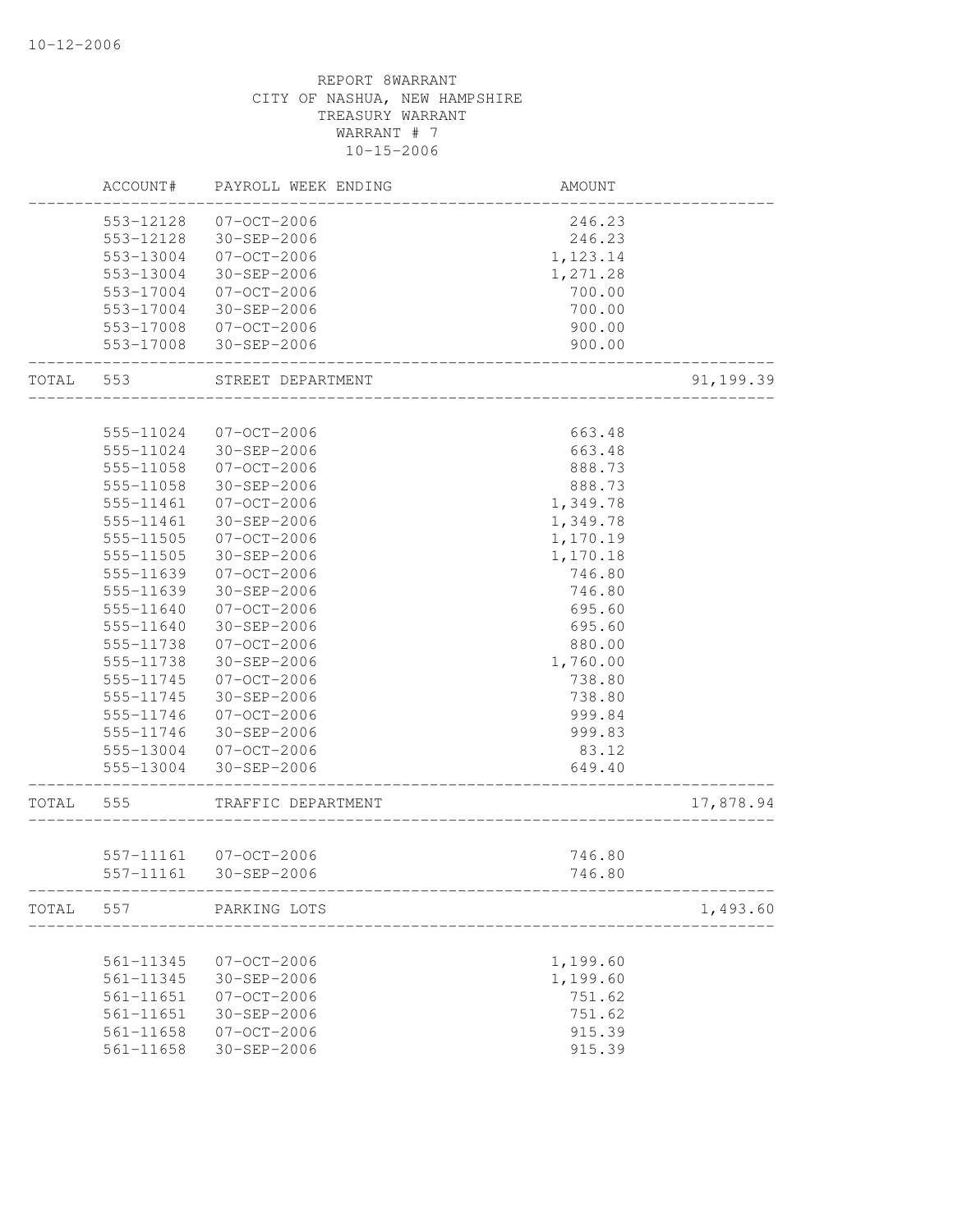REPORT 8WARRANT
CITY OF NASHUA, NEW HAMPSHIRE
TREASURY WARRANT
WARRANT # 7
10-15-2006

| | ACCOUNT# | PAYROLL WEEK ENDING | AMOUNT | |
|---|---|---|---|---|
| | 553-12128 | 07-OCT-2006 | 246.23 | |
| | 553-12128 | 30-SEP-2006 | 246.23 | |
| | 553-13004 | 07-OCT-2006 | 1,123.14 | |
| | 553-13004 | 30-SEP-2006 | 1,271.28 | |
| | 553-17004 | 07-OCT-2006 | 700.00 | |
| | 553-17004 | 30-SEP-2006 | 700.00 | |
| | 553-17008 | 07-OCT-2006 | 900.00 | |
| | 553-17008 | 30-SEP-2006 | 900.00 | |
| TOTAL | 553 | STREET DEPARTMENT | | 91,199.39 |
| | 555-11024 | 07-OCT-2006 | 663.48 | |
| | 555-11024 | 30-SEP-2006 | 663.48 | |
| | 555-11058 | 07-OCT-2006 | 888.73 | |
| | 555-11058 | 30-SEP-2006 | 888.73 | |
| | 555-11461 | 07-OCT-2006 | 1,349.78 | |
| | 555-11461 | 30-SEP-2006 | 1,349.78 | |
| | 555-11505 | 07-OCT-2006 | 1,170.19 | |
| | 555-11505 | 30-SEP-2006 | 1,170.18 | |
| | 555-11639 | 07-OCT-2006 | 746.80 | |
| | 555-11639 | 30-SEP-2006 | 746.80 | |
| | 555-11640 | 07-OCT-2006 | 695.60 | |
| | 555-11640 | 30-SEP-2006 | 695.60 | |
| | 555-11738 | 07-OCT-2006 | 880.00 | |
| | 555-11738 | 30-SEP-2006 | 1,760.00 | |
| | 555-11745 | 07-OCT-2006 | 738.80 | |
| | 555-11745 | 30-SEP-2006 | 738.80 | |
| | 555-11746 | 07-OCT-2006 | 999.84 | |
| | 555-11746 | 30-SEP-2006 | 999.83 | |
| | 555-13004 | 07-OCT-2006 | 83.12 | |
| | 555-13004 | 30-SEP-2006 | 649.40 | |
| TOTAL | 555 | TRAFFIC DEPARTMENT | | 17,878.94 |
| | 557-11161 | 07-OCT-2006 | 746.80 | |
| | 557-11161 | 30-SEP-2006 | 746.80 | |
| TOTAL | 557 | PARKING LOTS | | 1,493.60 |
| | 561-11345 | 07-OCT-2006 | 1,199.60 | |
| | 561-11345 | 30-SEP-2006 | 1,199.60 | |
| | 561-11651 | 07-OCT-2006 | 751.62 | |
| | 561-11651 | 30-SEP-2006 | 751.62 | |
| | 561-11658 | 07-OCT-2006 | 915.39 | |
| | 561-11658 | 30-SEP-2006 | 915.39 | |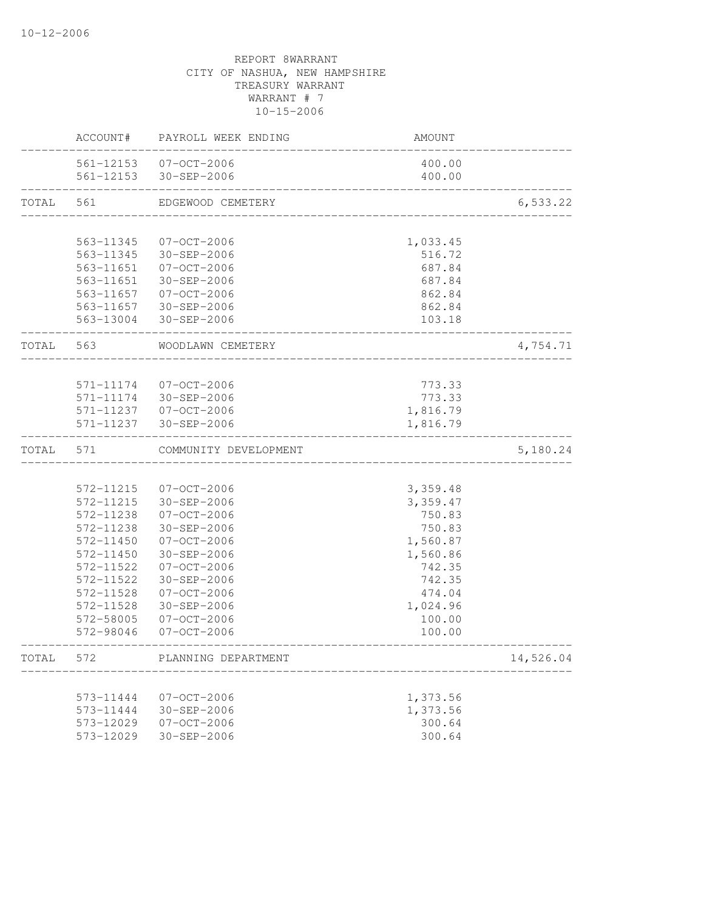10-12-2006

REPORT 8WARRANT
CITY OF NASHUA, NEW HAMPSHIRE
TREASURY WARRANT
WARRANT # 7
10-15-2006

| | ACCOUNT# | PAYROLL WEEK ENDING | AMOUNT | |
|---|---|---|---|---|
| | 561-12153 | 07-OCT-2006 | 400.00 | |
| | 561-12153 | 30-SEP-2006 | 400.00 | |
| TOTAL | 561 | EDGEWOOD CEMETERY | | 6,533.22 |
| | 563-11345 | 07-OCT-2006 | 1,033.45 | |
| | 563-11345 | 30-SEP-2006 | 516.72 | |
| | 563-11651 | 07-OCT-2006 | 687.84 | |
| | 563-11651 | 30-SEP-2006 | 687.84 | |
| | 563-11657 | 07-OCT-2006 | 862.84 | |
| | 563-11657 | 30-SEP-2006 | 862.84 | |
| | 563-13004 | 30-SEP-2006 | 103.18 | |
| TOTAL | 563 | WOODLAWN CEMETERY | | 4,754.71 |
| | 571-11174 | 07-OCT-2006 | 773.33 | |
| | 571-11174 | 30-SEP-2006 | 773.33 | |
| | 571-11237 | 07-OCT-2006 | 1,816.79 | |
| | 571-11237 | 30-SEP-2006 | 1,816.79 | |
| TOTAL | 571 | COMMUNITY DEVELOPMENT | | 5,180.24 |
| | 572-11215 | 07-OCT-2006 | 3,359.48 | |
| | 572-11215 | 30-SEP-2006 | 3,359.47 | |
| | 572-11238 | 07-OCT-2006 | 750.83 | |
| | 572-11238 | 30-SEP-2006 | 750.83 | |
| | 572-11450 | 07-OCT-2006 | 1,560.87 | |
| | 572-11450 | 30-SEP-2006 | 1,560.86 | |
| | 572-11522 | 07-OCT-2006 | 742.35 | |
| | 572-11522 | 30-SEP-2006 | 742.35 | |
| | 572-11528 | 07-OCT-2006 | 474.04 | |
| | 572-11528 | 30-SEP-2006 | 1,024.96 | |
| | 572-58005 | 07-OCT-2006 | 100.00 | |
| | 572-98046 | 07-OCT-2006 | 100.00 | |
| TOTAL | 572 | PLANNING DEPARTMENT | | 14,526.04 |
| | 573-11444 | 07-OCT-2006 | 1,373.56 | |
| | 573-11444 | 30-SEP-2006 | 1,373.56 | |
| | 573-12029 | 07-OCT-2006 | 300.64 | |
| | 573-12029 | 30-SEP-2006 | 300.64 | |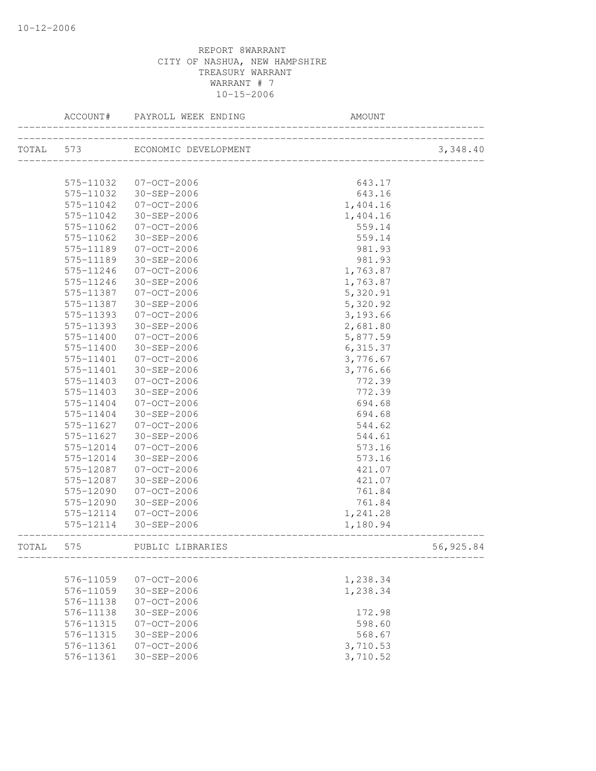10-12-2006

REPORT 8WARRANT
CITY OF NASHUA, NEW HAMPSHIRE
TREASURY WARRANT
WARRANT # 7
10-15-2006

| | ACCOUNT# | PAYROLL WEEK ENDING | AMOUNT | |
|---|---|---|---|---|
| TOTAL | 573 | ECONOMIC DEVELOPMENT | | 3,348.40 |
| | 575-11032 | 07-OCT-2006 | 643.17 | |
| | 575-11032 | 30-SEP-2006 | 643.16 | |
| | 575-11042 | 07-OCT-2006 | 1,404.16 | |
| | 575-11042 | 30-SEP-2006 | 1,404.16 | |
| | 575-11062 | 07-OCT-2006 | 559.14 | |
| | 575-11062 | 30-SEP-2006 | 559.14 | |
| | 575-11189 | 07-OCT-2006 | 981.93 | |
| | 575-11189 | 30-SEP-2006 | 981.93 | |
| | 575-11246 | 07-OCT-2006 | 1,763.87 | |
| | 575-11246 | 30-SEP-2006 | 1,763.87 | |
| | 575-11387 | 07-OCT-2006 | 5,320.91 | |
| | 575-11387 | 30-SEP-2006 | 5,320.92 | |
| | 575-11393 | 07-OCT-2006 | 3,193.66 | |
| | 575-11393 | 30-SEP-2006 | 2,681.80 | |
| | 575-11400 | 07-OCT-2006 | 5,877.59 | |
| | 575-11400 | 30-SEP-2006 | 6,315.37 | |
| | 575-11401 | 07-OCT-2006 | 3,776.67 | |
| | 575-11401 | 30-SEP-2006 | 3,776.66 | |
| | 575-11403 | 07-OCT-2006 | 772.39 | |
| | 575-11403 | 30-SEP-2006 | 772.39 | |
| | 575-11404 | 07-OCT-2006 | 694.68 | |
| | 575-11404 | 30-SEP-2006 | 694.68 | |
| | 575-11627 | 07-OCT-2006 | 544.62 | |
| | 575-11627 | 30-SEP-2006 | 544.61 | |
| | 575-12014 | 07-OCT-2006 | 573.16 | |
| | 575-12014 | 30-SEP-2006 | 573.16 | |
| | 575-12087 | 07-OCT-2006 | 421.07 | |
| | 575-12087 | 30-SEP-2006 | 421.07 | |
| | 575-12090 | 07-OCT-2006 | 761.84 | |
| | 575-12090 | 30-SEP-2006 | 761.84 | |
| | 575-12114 | 07-OCT-2006 | 1,241.28 | |
| | 575-12114 | 30-SEP-2006 | 1,180.94 | |
| TOTAL | 575 | PUBLIC LIBRARIES | | 56,925.84 |
| | 576-11059 | 07-OCT-2006 | 1,238.34 | |
| | 576-11059 | 30-SEP-2006 | 1,238.34 | |
| | 576-11138 | 07-OCT-2006 | | |
| | 576-11138 | 30-SEP-2006 | 172.98 | |
| | 576-11315 | 07-OCT-2006 | 598.60 | |
| | 576-11315 | 30-SEP-2006 | 568.67 | |
| | 576-11361 | 07-OCT-2006 | 3,710.53 | |
| | 576-11361 | 30-SEP-2006 | 3,710.52 | |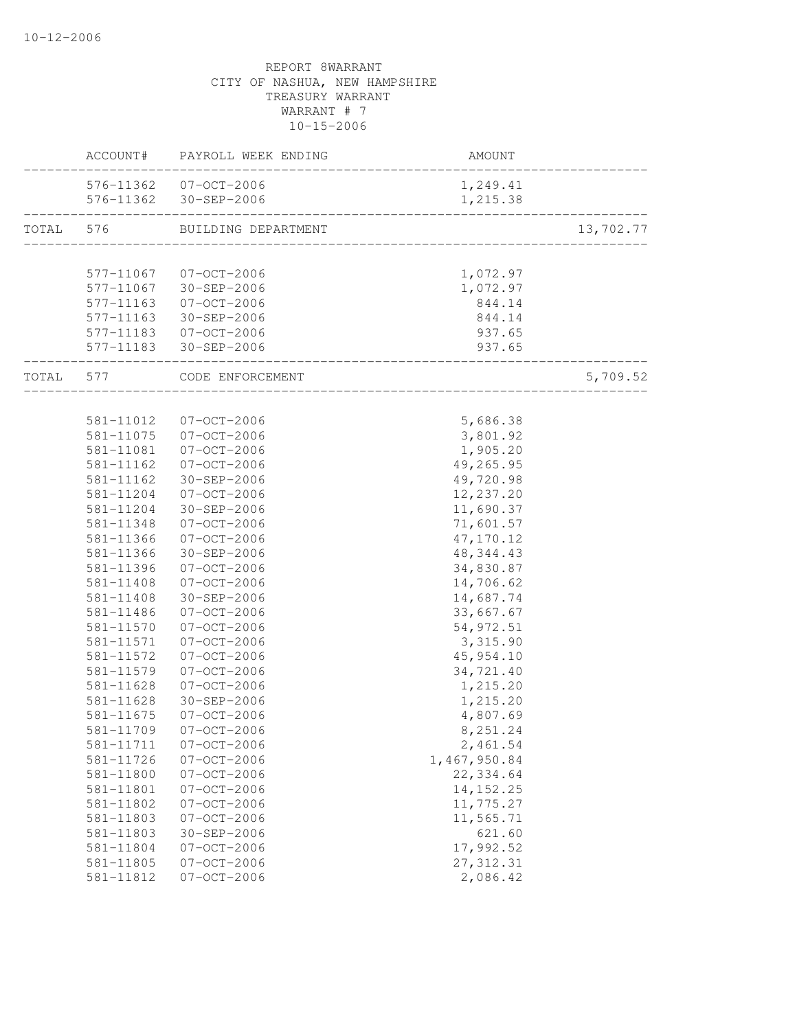REPORT 8WARRANT
CITY OF NASHUA, NEW HAMPSHIRE
TREASURY WARRANT
WARRANT # 7
10-15-2006

| | ACCOUNT# | PAYROLL WEEK ENDING | AMOUNT | |
|---|---|---|---|---|
| | 576-11362 | 07-OCT-2006 | 1,249.41 | |
| | 576-11362 | 30-SEP-2006 | 1,215.38 | |
| TOTAL | 576 | BUILDING DEPARTMENT | | 13,702.77 |
| | 577-11067 | 07-OCT-2006 | 1,072.97 | |
| | 577-11067 | 30-SEP-2006 | 1,072.97 | |
| | 577-11163 | 07-OCT-2006 | 844.14 | |
| | 577-11163 | 30-SEP-2006 | 844.14 | |
| | 577-11183 | 07-OCT-2006 | 937.65 | |
| | 577-11183 | 30-SEP-2006 | 937.65 | |
| TOTAL | 577 | CODE ENFORCEMENT | | 5,709.52 |
| | 581-11012 | 07-OCT-2006 | 5,686.38 | |
| | 581-11075 | 07-OCT-2006 | 3,801.92 | |
| | 581-11081 | 07-OCT-2006 | 1,905.20 | |
| | 581-11162 | 07-OCT-2006 | 49,265.95 | |
| | 581-11162 | 30-SEP-2006 | 49,720.98 | |
| | 581-11204 | 07-OCT-2006 | 12,237.20 | |
| | 581-11204 | 30-SEP-2006 | 11,690.37 | |
| | 581-11348 | 07-OCT-2006 | 71,601.57 | |
| | 581-11366 | 07-OCT-2006 | 47,170.12 | |
| | 581-11366 | 30-SEP-2006 | 48,344.43 | |
| | 581-11396 | 07-OCT-2006 | 34,830.87 | |
| | 581-11408 | 07-OCT-2006 | 14,706.62 | |
| | 581-11408 | 30-SEP-2006 | 14,687.74 | |
| | 581-11486 | 07-OCT-2006 | 33,667.67 | |
| | 581-11570 | 07-OCT-2006 | 54,972.51 | |
| | 581-11571 | 07-OCT-2006 | 3,315.90 | |
| | 581-11572 | 07-OCT-2006 | 45,954.10 | |
| | 581-11579 | 07-OCT-2006 | 34,721.40 | |
| | 581-11628 | 07-OCT-2006 | 1,215.20 | |
| | 581-11628 | 30-SEP-2006 | 1,215.20 | |
| | 581-11675 | 07-OCT-2006 | 4,807.69 | |
| | 581-11709 | 07-OCT-2006 | 8,251.24 | |
| | 581-11711 | 07-OCT-2006 | 2,461.54 | |
| | 581-11726 | 07-OCT-2006 | 1,467,950.84 | |
| | 581-11800 | 07-OCT-2006 | 22,334.64 | |
| | 581-11801 | 07-OCT-2006 | 14,152.25 | |
| | 581-11802 | 07-OCT-2006 | 11,775.27 | |
| | 581-11803 | 07-OCT-2006 | 11,565.71 | |
| | 581-11803 | 30-SEP-2006 | 621.60 | |
| | 581-11804 | 07-OCT-2006 | 17,992.52 | |
| | 581-11805 | 07-OCT-2006 | 27,312.31 | |
| | 581-11812 | 07-OCT-2006 | 2,086.42 | |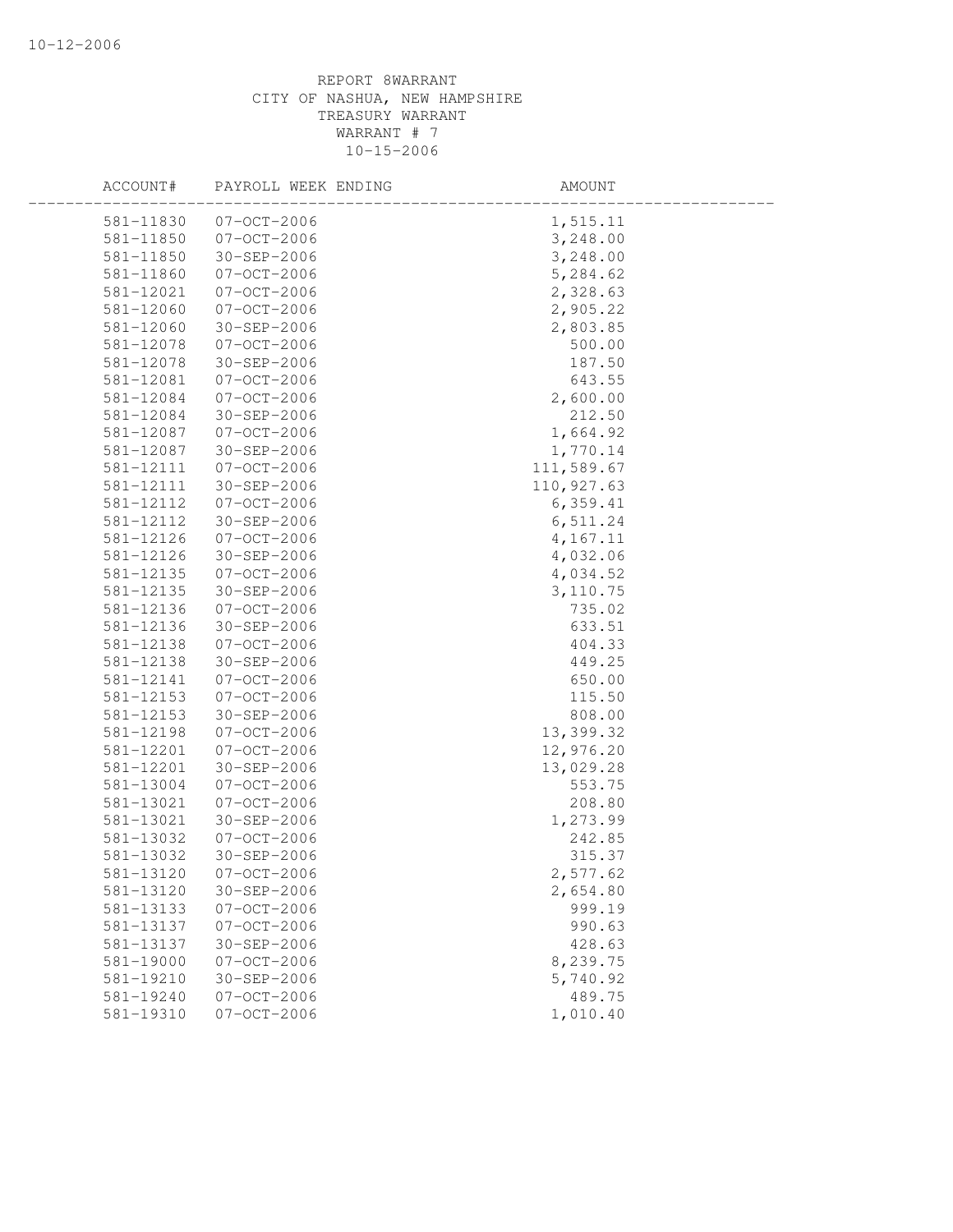REPORT 8WARRANT
CITY OF NASHUA, NEW HAMPSHIRE
TREASURY WARRANT
WARRANT # 7
10-15-2006

| ACCOUNT# | PAYROLL WEEK ENDING | AMOUNT |
|---|---|---|
| 581-11830 | 07-OCT-2006 | 1,515.11 |
| 581-11850 | 07-OCT-2006 | 3,248.00 |
| 581-11850 | 30-SEP-2006 | 3,248.00 |
| 581-11860 | 07-OCT-2006 | 5,284.62 |
| 581-12021 | 07-OCT-2006 | 2,328.63 |
| 581-12060 | 07-OCT-2006 | 2,905.22 |
| 581-12060 | 30-SEP-2006 | 2,803.85 |
| 581-12078 | 07-OCT-2006 | 500.00 |
| 581-12078 | 30-SEP-2006 | 187.50 |
| 581-12081 | 07-OCT-2006 | 643.55 |
| 581-12084 | 07-OCT-2006 | 2,600.00 |
| 581-12084 | 30-SEP-2006 | 212.50 |
| 581-12087 | 07-OCT-2006 | 1,664.92 |
| 581-12087 | 30-SEP-2006 | 1,770.14 |
| 581-12111 | 07-OCT-2006 | 111,589.67 |
| 581-12111 | 30-SEP-2006 | 110,927.63 |
| 581-12112 | 07-OCT-2006 | 6,359.41 |
| 581-12112 | 30-SEP-2006 | 6,511.24 |
| 581-12126 | 07-OCT-2006 | 4,167.11 |
| 581-12126 | 30-SEP-2006 | 4,032.06 |
| 581-12135 | 07-OCT-2006 | 4,034.52 |
| 581-12135 | 30-SEP-2006 | 3,110.75 |
| 581-12136 | 07-OCT-2006 | 735.02 |
| 581-12136 | 30-SEP-2006 | 633.51 |
| 581-12138 | 07-OCT-2006 | 404.33 |
| 581-12138 | 30-SEP-2006 | 449.25 |
| 581-12141 | 07-OCT-2006 | 650.00 |
| 581-12153 | 07-OCT-2006 | 115.50 |
| 581-12153 | 30-SEP-2006 | 808.00 |
| 581-12198 | 07-OCT-2006 | 13,399.32 |
| 581-12201 | 07-OCT-2006 | 12,976.20 |
| 581-12201 | 30-SEP-2006 | 13,029.28 |
| 581-13004 | 07-OCT-2006 | 553.75 |
| 581-13021 | 07-OCT-2006 | 208.80 |
| 581-13021 | 30-SEP-2006 | 1,273.99 |
| 581-13032 | 07-OCT-2006 | 242.85 |
| 581-13032 | 30-SEP-2006 | 315.37 |
| 581-13120 | 07-OCT-2006 | 2,577.62 |
| 581-13120 | 30-SEP-2006 | 2,654.80 |
| 581-13133 | 07-OCT-2006 | 999.19 |
| 581-13137 | 07-OCT-2006 | 990.63 |
| 581-13137 | 30-SEP-2006 | 428.63 |
| 581-19000 | 07-OCT-2006 | 8,239.75 |
| 581-19210 | 30-SEP-2006 | 5,740.92 |
| 581-19240 | 07-OCT-2006 | 489.75 |
| 581-19310 | 07-OCT-2006 | 1,010.40 |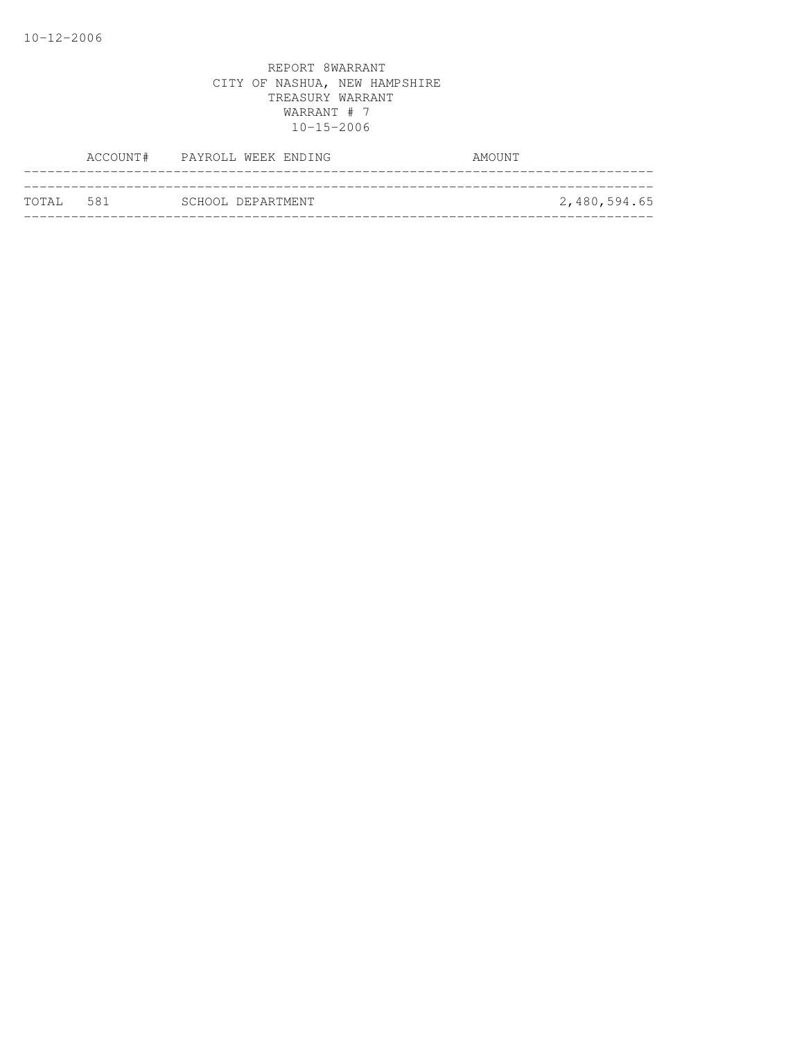10-12-2006

REPORT 8WARRANT
CITY OF NASHUA, NEW HAMPSHIRE
TREASURY WARRANT
WARRANT # 7
10-15-2006

| | ACCOUNT# | PAYROLL WEEK ENDING | AMOUNT |
|---|---|---|---|
| TOTAL | 581 | SCHOOL DEPARTMENT | 2,480,594.65 |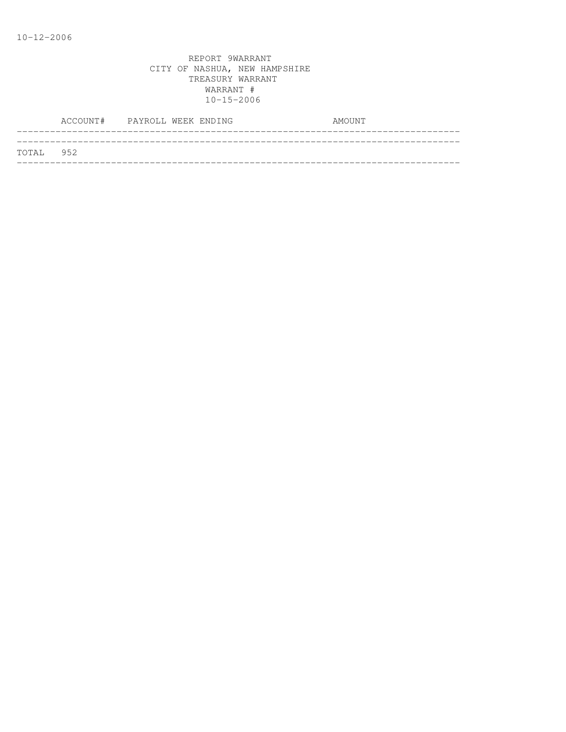10-12-2006

REPORT 9WARRANT
CITY OF NASHUA, NEW HAMPSHIRE
TREASURY WARRANT
WARRANT #
10-15-2006

| ACCOUNT# | PAYROLL WEEK ENDING | AMOUNT |
|---|---|---|
| TOTAL 952 | | |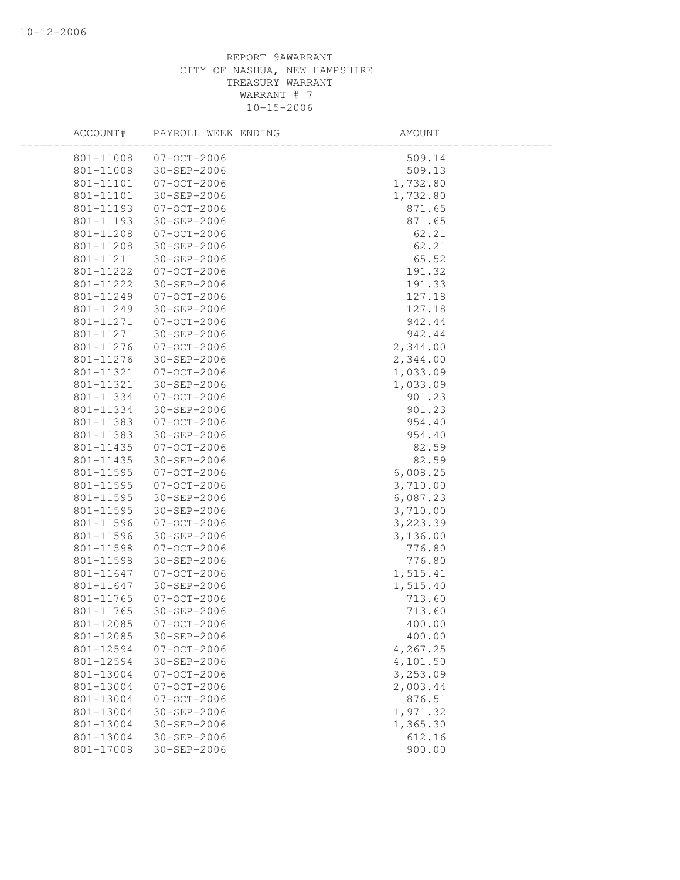REPORT 9AWARRANT
CITY OF NASHUA, NEW HAMPSHIRE
TREASURY WARRANT
WARRANT # 7
10-15-2006

| ACCOUNT# | PAYROLL WEEK ENDING | AMOUNT |
|---|---|---|
| 801-11008 | 07-OCT-2006 | 509.14 |
| 801-11008 | 30-SEP-2006 | 509.13 |
| 801-11101 | 07-OCT-2006 | 1,732.80 |
| 801-11101 | 30-SEP-2006 | 1,732.80 |
| 801-11193 | 07-OCT-2006 | 871.65 |
| 801-11193 | 30-SEP-2006 | 871.65 |
| 801-11208 | 07-OCT-2006 | 62.21 |
| 801-11208 | 30-SEP-2006 | 62.21 |
| 801-11211 | 30-SEP-2006 | 65.52 |
| 801-11222 | 07-OCT-2006 | 191.32 |
| 801-11222 | 30-SEP-2006 | 191.33 |
| 801-11249 | 07-OCT-2006 | 127.18 |
| 801-11249 | 30-SEP-2006 | 127.18 |
| 801-11271 | 07-OCT-2006 | 942.44 |
| 801-11271 | 30-SEP-2006 | 942.44 |
| 801-11276 | 07-OCT-2006 | 2,344.00 |
| 801-11276 | 30-SEP-2006 | 2,344.00 |
| 801-11321 | 07-OCT-2006 | 1,033.09 |
| 801-11321 | 30-SEP-2006 | 1,033.09 |
| 801-11334 | 07-OCT-2006 | 901.23 |
| 801-11334 | 30-SEP-2006 | 901.23 |
| 801-11383 | 07-OCT-2006 | 954.40 |
| 801-11383 | 30-SEP-2006 | 954.40 |
| 801-11435 | 07-OCT-2006 | 82.59 |
| 801-11435 | 30-SEP-2006 | 82.59 |
| 801-11595 | 07-OCT-2006 | 6,008.25 |
| 801-11595 | 07-OCT-2006 | 3,710.00 |
| 801-11595 | 30-SEP-2006 | 6,087.23 |
| 801-11595 | 30-SEP-2006 | 3,710.00 |
| 801-11596 | 07-OCT-2006 | 3,223.39 |
| 801-11596 | 30-SEP-2006 | 3,136.00 |
| 801-11598 | 07-OCT-2006 | 776.80 |
| 801-11598 | 30-SEP-2006 | 776.80 |
| 801-11647 | 07-OCT-2006 | 1,515.41 |
| 801-11647 | 30-SEP-2006 | 1,515.40 |
| 801-11765 | 07-OCT-2006 | 713.60 |
| 801-11765 | 30-SEP-2006 | 713.60 |
| 801-12085 | 07-OCT-2006 | 400.00 |
| 801-12085 | 30-SEP-2006 | 400.00 |
| 801-12594 | 07-OCT-2006 | 4,267.25 |
| 801-12594 | 30-SEP-2006 | 4,101.50 |
| 801-13004 | 07-OCT-2006 | 3,253.09 |
| 801-13004 | 07-OCT-2006 | 2,003.44 |
| 801-13004 | 07-OCT-2006 | 876.51 |
| 801-13004 | 30-SEP-2006 | 1,971.32 |
| 801-13004 | 30-SEP-2006 | 1,365.30 |
| 801-13004 | 30-SEP-2006 | 612.16 |
| 801-17008 | 30-SEP-2006 | 900.00 |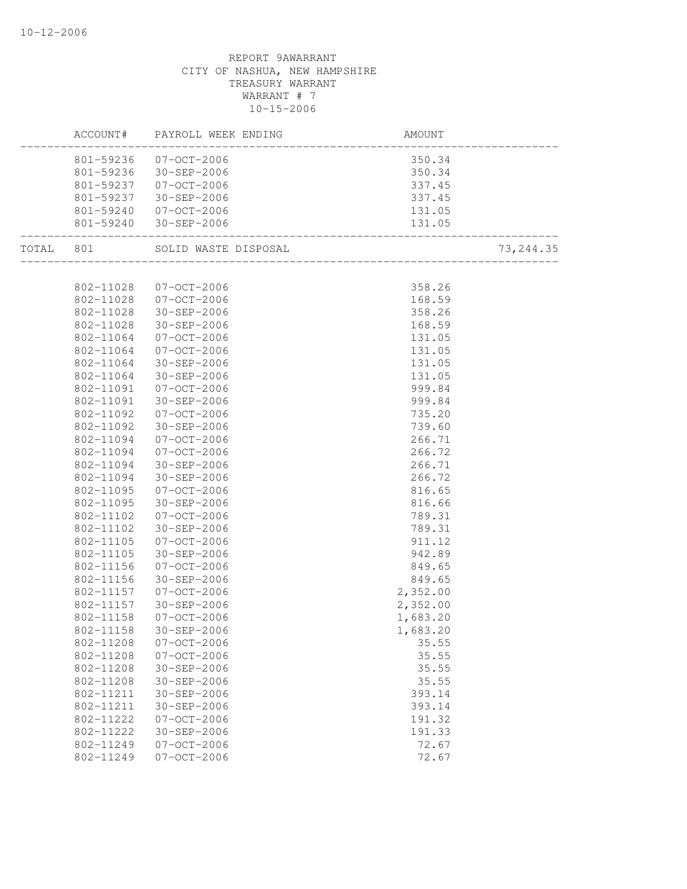REPORT 9AWARRANT
CITY OF NASHUA, NEW HAMPSHIRE
TREASURY WARRANT
WARRANT # 7
10-15-2006

| | ACCOUNT# | PAYROLL WEEK ENDING | AMOUNT | |
|---|---|---|---|---|
| | 801-59236 | 07-OCT-2006 | 350.34 | |
| | 801-59236 | 30-SEP-2006 | 350.34 | |
| | 801-59237 | 07-OCT-2006 | 337.45 | |
| | 801-59237 | 30-SEP-2006 | 337.45 | |
| | 801-59240 | 07-OCT-2006 | 131.05 | |
| | 801-59240 | 30-SEP-2006 | 131.05 | |
| TOTAL | 801 | SOLID WASTE DISPOSAL | | 73,244.35 |
| | 802-11028 | 07-OCT-2006 | 358.26 | |
| | 802-11028 | 07-OCT-2006 | 168.59 | |
| | 802-11028 | 30-SEP-2006 | 358.26 | |
| | 802-11028 | 30-SEP-2006 | 168.59 | |
| | 802-11064 | 07-OCT-2006 | 131.05 | |
| | 802-11064 | 07-OCT-2006 | 131.05 | |
| | 802-11064 | 30-SEP-2006 | 131.05 | |
| | 802-11064 | 30-SEP-2006 | 131.05 | |
| | 802-11091 | 07-OCT-2006 | 999.84 | |
| | 802-11091 | 30-SEP-2006 | 999.84 | |
| | 802-11092 | 07-OCT-2006 | 735.20 | |
| | 802-11092 | 30-SEP-2006 | 739.60 | |
| | 802-11094 | 07-OCT-2006 | 266.71 | |
| | 802-11094 | 07-OCT-2006 | 266.72 | |
| | 802-11094 | 30-SEP-2006 | 266.71 | |
| | 802-11094 | 30-SEP-2006 | 266.72 | |
| | 802-11095 | 07-OCT-2006 | 816.65 | |
| | 802-11095 | 30-SEP-2006 | 816.66 | |
| | 802-11102 | 07-OCT-2006 | 789.31 | |
| | 802-11102 | 30-SEP-2006 | 789.31 | |
| | 802-11105 | 07-OCT-2006 | 911.12 | |
| | 802-11105 | 30-SEP-2006 | 942.89 | |
| | 802-11156 | 07-OCT-2006 | 849.65 | |
| | 802-11156 | 30-SEP-2006 | 849.65 | |
| | 802-11157 | 07-OCT-2006 | 2,352.00 | |
| | 802-11157 | 30-SEP-2006 | 2,352.00 | |
| | 802-11158 | 07-OCT-2006 | 1,683.20 | |
| | 802-11158 | 30-SEP-2006 | 1,683.20 | |
| | 802-11208 | 07-OCT-2006 | 35.55 | |
| | 802-11208 | 07-OCT-2006 | 35.55 | |
| | 802-11208 | 30-SEP-2006 | 35.55 | |
| | 802-11208 | 30-SEP-2006 | 35.55 | |
| | 802-11211 | 30-SEP-2006 | 393.14 | |
| | 802-11211 | 30-SEP-2006 | 393.14 | |
| | 802-11222 | 07-OCT-2006 | 191.32 | |
| | 802-11222 | 30-SEP-2006 | 191.33 | |
| | 802-11249 | 07-OCT-2006 | 72.67 | |
| | 802-11249 | 07-OCT-2006 | 72.67 | |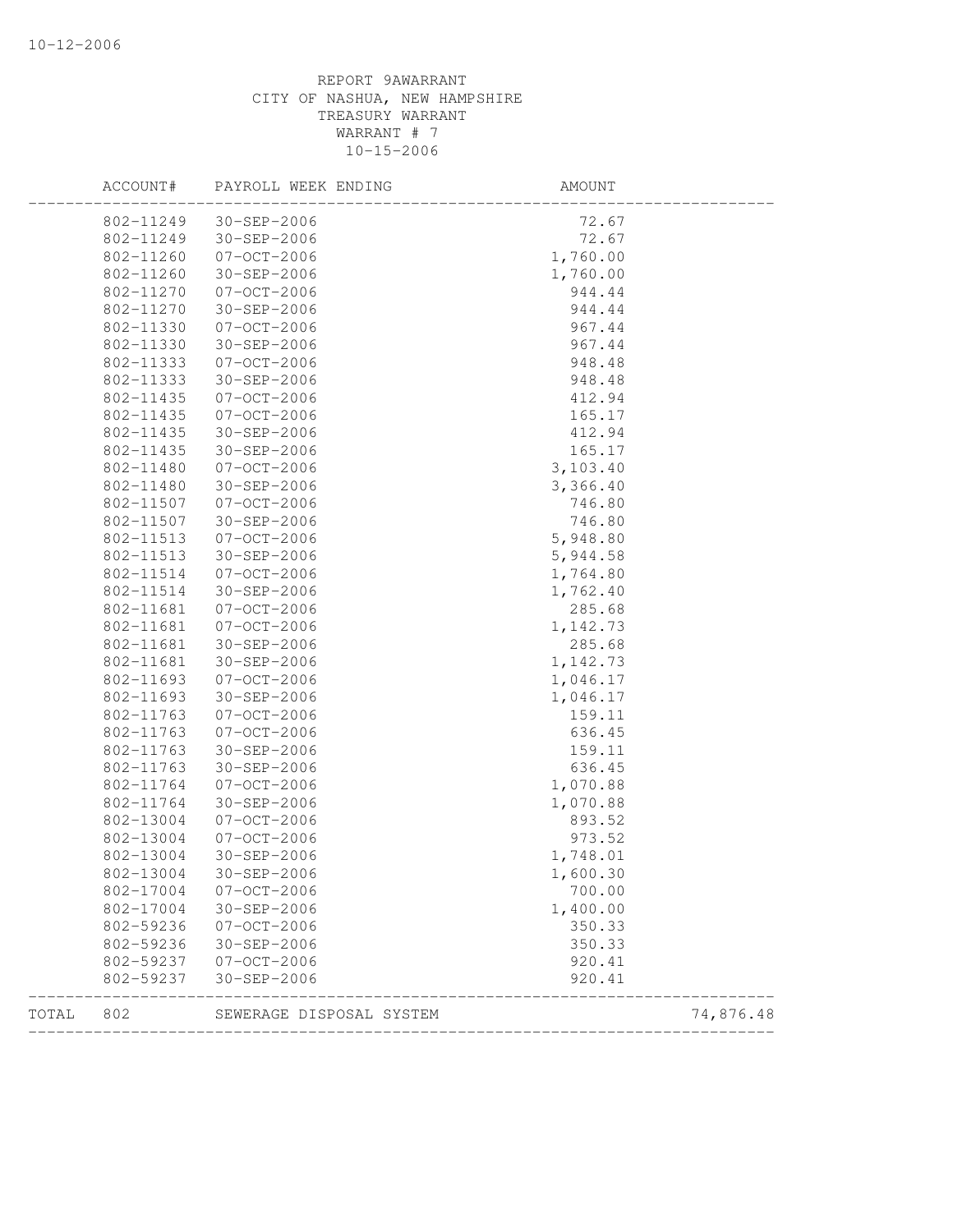REPORT 9AWARRANT
CITY OF NASHUA, NEW HAMPSHIRE
TREASURY WARRANT
WARRANT # 7
10-15-2006

| | ACCOUNT# | PAYROLL WEEK ENDING | AMOUNT | |
|---|---|---|---|---|
| | 802-11249 | 30-SEP-2006 | 72.67 | |
| | 802-11249 | 30-SEP-2006 | 72.67 | |
| | 802-11260 | 07-OCT-2006 | 1,760.00 | |
| | 802-11260 | 30-SEP-2006 | 1,760.00 | |
| | 802-11270 | 07-OCT-2006 | 944.44 | |
| | 802-11270 | 30-SEP-2006 | 944.44 | |
| | 802-11330 | 07-OCT-2006 | 967.44 | |
| | 802-11330 | 30-SEP-2006 | 967.44 | |
| | 802-11333 | 07-OCT-2006 | 948.48 | |
| | 802-11333 | 30-SEP-2006 | 948.48 | |
| | 802-11435 | 07-OCT-2006 | 412.94 | |
| | 802-11435 | 07-OCT-2006 | 165.17 | |
| | 802-11435 | 30-SEP-2006 | 412.94 | |
| | 802-11435 | 30-SEP-2006 | 165.17 | |
| | 802-11480 | 07-OCT-2006 | 3,103.40 | |
| | 802-11480 | 30-SEP-2006 | 3,366.40 | |
| | 802-11507 | 07-OCT-2006 | 746.80 | |
| | 802-11507 | 30-SEP-2006 | 746.80 | |
| | 802-11513 | 07-OCT-2006 | 5,948.80 | |
| | 802-11513 | 30-SEP-2006 | 5,944.58 | |
| | 802-11514 | 07-OCT-2006 | 1,764.80 | |
| | 802-11514 | 30-SEP-2006 | 1,762.40 | |
| | 802-11681 | 07-OCT-2006 | 285.68 | |
| | 802-11681 | 07-OCT-2006 | 1,142.73 | |
| | 802-11681 | 30-SEP-2006 | 285.68 | |
| | 802-11681 | 30-SEP-2006 | 1,142.73 | |
| | 802-11693 | 07-OCT-2006 | 1,046.17 | |
| | 802-11693 | 30-SEP-2006 | 1,046.17 | |
| | 802-11763 | 07-OCT-2006 | 159.11 | |
| | 802-11763 | 07-OCT-2006 | 636.45 | |
| | 802-11763 | 30-SEP-2006 | 159.11 | |
| | 802-11763 | 30-SEP-2006 | 636.45 | |
| | 802-11764 | 07-OCT-2006 | 1,070.88 | |
| | 802-11764 | 30-SEP-2006 | 1,070.88 | |
| | 802-13004 | 07-OCT-2006 | 893.52 | |
| | 802-13004 | 07-OCT-2006 | 973.52 | |
| | 802-13004 | 30-SEP-2006 | 1,748.01 | |
| | 802-13004 | 30-SEP-2006 | 1,600.30 | |
| | 802-17004 | 07-OCT-2006 | 700.00 | |
| | 802-17004 | 30-SEP-2006 | 1,400.00 | |
| | 802-59236 | 07-OCT-2006 | 350.33 | |
| | 802-59236 | 30-SEP-2006 | 350.33 | |
| | 802-59237 | 07-OCT-2006 | 920.41 | |
| | 802-59237 | 30-SEP-2006 | 920.41 | |
| TOTAL | 802 | SEWERAGE DISPOSAL SYSTEM | | 74,876.48 |